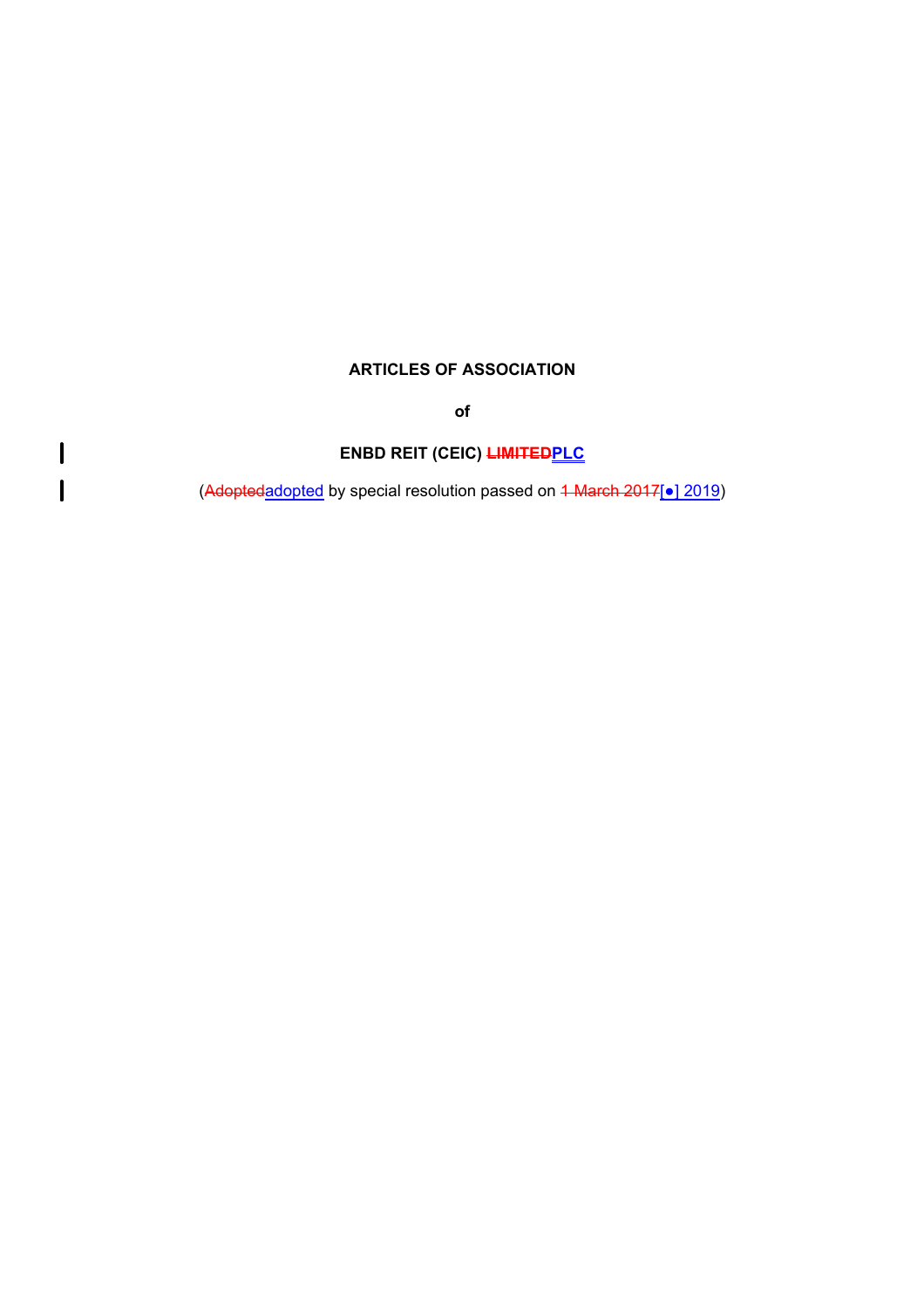**ARTICLES OF ASSOCIATION**

**of**

**ENBD REIT (CEIC) ~~LIMITED~~PLC**

(~~Adopted~~adopted by special resolution passed on ~~1 March 2017~~[●] 2019)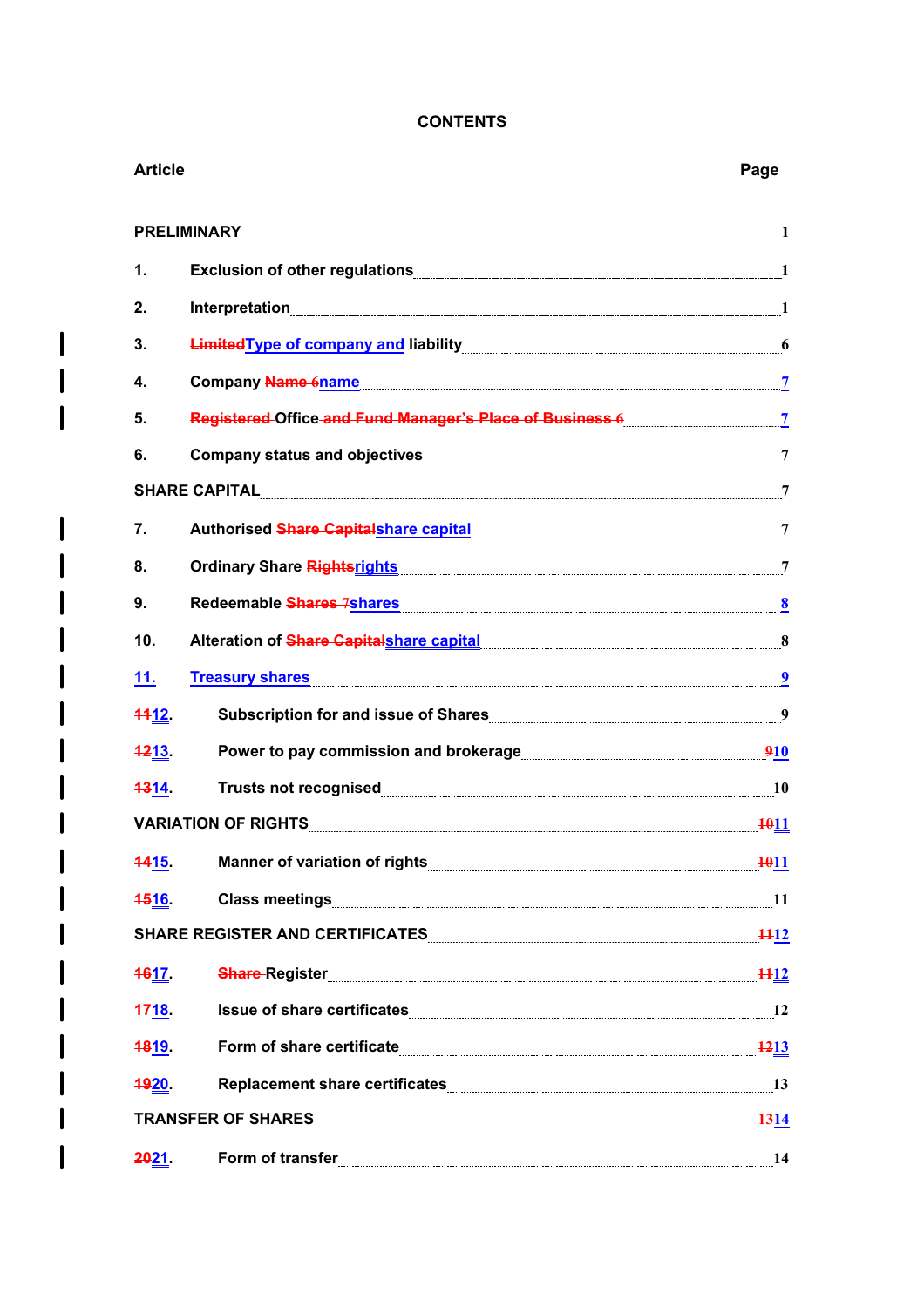# CONTENTS

| Article | | Page |
|---|---|---|
| PRELIMINARY | | 1 |
| 1. | Exclusion of other regulations | 1 |
| 2. | Interpretation | 1 |
| 3. | ~~Limited~~Type of company and liability | 6 |
| 4. | Company ~~Name 6~~name | 7 |
| 5. | ~~Registered~~ Office ~~and Fund Manager's Place of Business 6~~ | 7 |
| 6. | Company status and objectives | 7 |
| SHARE CAPITAL | | 7 |
| 7. | Authorised ~~Share Capital~~share capital | 7 |
| 8. | Ordinary Share ~~Rights~~rights | 7 |
| 9. | Redeemable ~~Shares 7~~shares | 8 |
| 10. | Alteration of ~~Share Capital~~share capital | 8 |
| 11. | Treasury shares | 9 |
| ~~11~~12. | Subscription for and issue of Shares | 9 |
| ~~12~~13. | Power to pay commission and brokerage | ~~9~~10 |
| ~~13~~14. | Trusts not recognised | 10 |
| VARIATION OF RIGHTS | | ~~10~~11 |
| ~~14~~15. | Manner of variation of rights | ~~10~~11 |
| ~~15~~16. | Class meetings | 11 |
| SHARE REGISTER AND CERTIFICATES | | ~~11~~12 |
| ~~16~~17. | ~~Share~~ Register | ~~11~~12 |
| ~~17~~18. | Issue of share certificates | 12 |
| ~~18~~19. | Form of share certificate | ~~12~~13 |
| ~~19~~20. | Replacement share certificates | 13 |
| TRANSFER OF SHARES | | ~~13~~14 |
| ~~20~~21. | Form of transfer | 14 |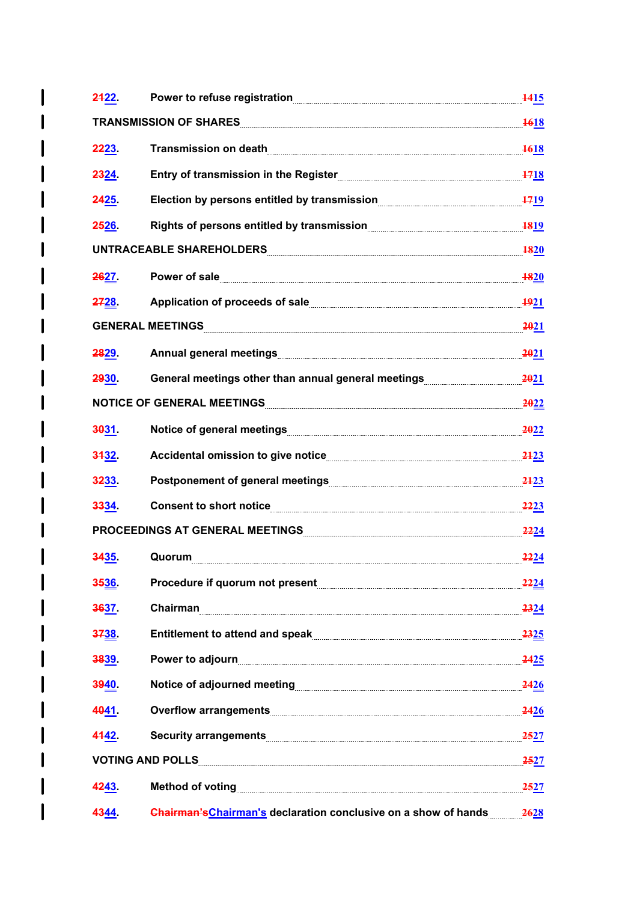| | | |
|---|---|---|
| 2122. | Power to refuse registration | 1415 |
| TRANSMISSION OF SHARES | | 1618 |
| 2223. | Transmission on death | 1618 |
| 2324. | Entry of transmission in the Register | 1718 |
| 2425. | Election by persons entitled by transmission | 1719 |
| 2526. | Rights of persons entitled by transmission | 1819 |
| UNTRACEABLE SHAREHOLDERS | | 1820 |
| 2627. | Power of sale | 1820 |
| 2728. | Application of proceeds of sale | 1921 |
| GENERAL MEETINGS | | 2021 |
| 2829. | Annual general meetings | 2021 |
| 2930. | General meetings other than annual general meetings | 2021 |
| NOTICE OF GENERAL MEETINGS | | 2022 |
| 3031. | Notice of general meetings | 2022 |
| 3132. | Accidental omission to give notice | 2123 |
| 3233. | Postponement of general meetings | 2123 |
| 3334. | Consent to short notice | 2223 |
| PROCEEDINGS AT GENERAL MEETINGS | | 2224 |
| 3435. | Quorum | 2224 |
| 3536. | Procedure if quorum not present | 2224 |
| 3637. | Chairman | 2324 |
| 3738. | Entitlement to attend and speak | 2325 |
| 3839. | Power to adjourn | 2425 |
| 3940. | Notice of adjourned meeting | 2426 |
| 4041. | Overflow arrangements | 2426 |
| 4142. | Security arrangements | 2527 |
| VOTING AND POLLS | | 2527 |
| 4243. | Method of voting | 2527 |
| 4344. | Chairman'sChairman's declaration conclusive on a show of hands | 2628 |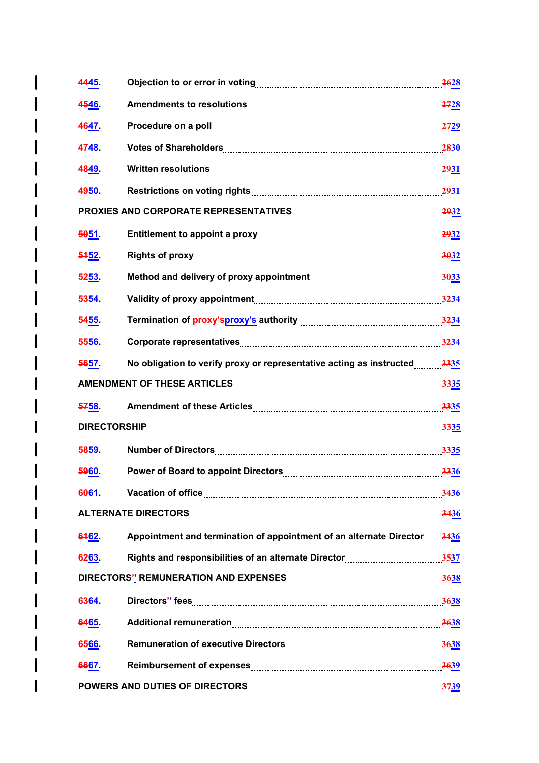| | | |
|---|---|---|
| ~~44~~45. | Objection to or error in voting | ~~26~~28 |
| ~~45~~46. | Amendments to resolutions | ~~27~~28 |
| ~~46~~47. | Procedure on a poll | ~~27~~29 |
| ~~47~~48. | Votes of Shareholders | ~~28~~30 |
| ~~48~~49. | Written resolutions | ~~29~~31 |
| ~~49~~50. | Restrictions on voting rights | ~~29~~31 |
| PROXIES AND CORPORATE REPRESENTATIVES | | ~~29~~32 |
| ~~50~~51. | Entitlement to appoint a proxy | ~~29~~32 |
| ~~51~~52. | Rights of proxy | ~~30~~32 |
| ~~52~~53. | Method and delivery of proxy appointment | ~~30~~33 |
| ~~53~~54. | Validity of proxy appointment | ~~32~~34 |
| ~~54~~55. | Termination of ~~proxy’s~~proxy's authority | ~~32~~34 |
| ~~55~~56. | Corporate representatives | ~~32~~34 |
| ~~56~~57. | No obligation to verify proxy or representative acting as instructed | ~~33~~35 |
| AMENDMENT OF THESE ARTICLES | | ~~33~~35 |
| ~~57~~58. | Amendment of these Articles | ~~33~~35 |
| DIRECTORSHIP | | ~~33~~35 |
| ~~58~~59. | Number of Directors | ~~33~~35 |
| ~~59~~60. | Power of Board to appoint Directors | ~~33~~36 |
| ~~60~~61. | Vacation of office | ~~34~~36 |
| ALTERNATE DIRECTORS | | ~~34~~36 |
| ~~61~~62. | Appointment and termination of appointment of an alternate Director | ~~34~~36 |
| ~~62~~63. | Rights and responsibilities of an alternate Director | ~~35~~37 |
| DIRECTORS~~’~~' REMUNERATION AND EXPENSES | | ~~36~~38 |
| ~~63~~64. | Directors~~’~~' fees | ~~36~~38 |
| ~~64~~65. | Additional remuneration | ~~36~~38 |
| ~~65~~66. | Remuneration of executive Directors | ~~36~~38 |
| ~~66~~67. | Reimbursement of expenses | ~~36~~39 |
| POWERS AND DUTIES OF DIRECTORS | | ~~37~~39 |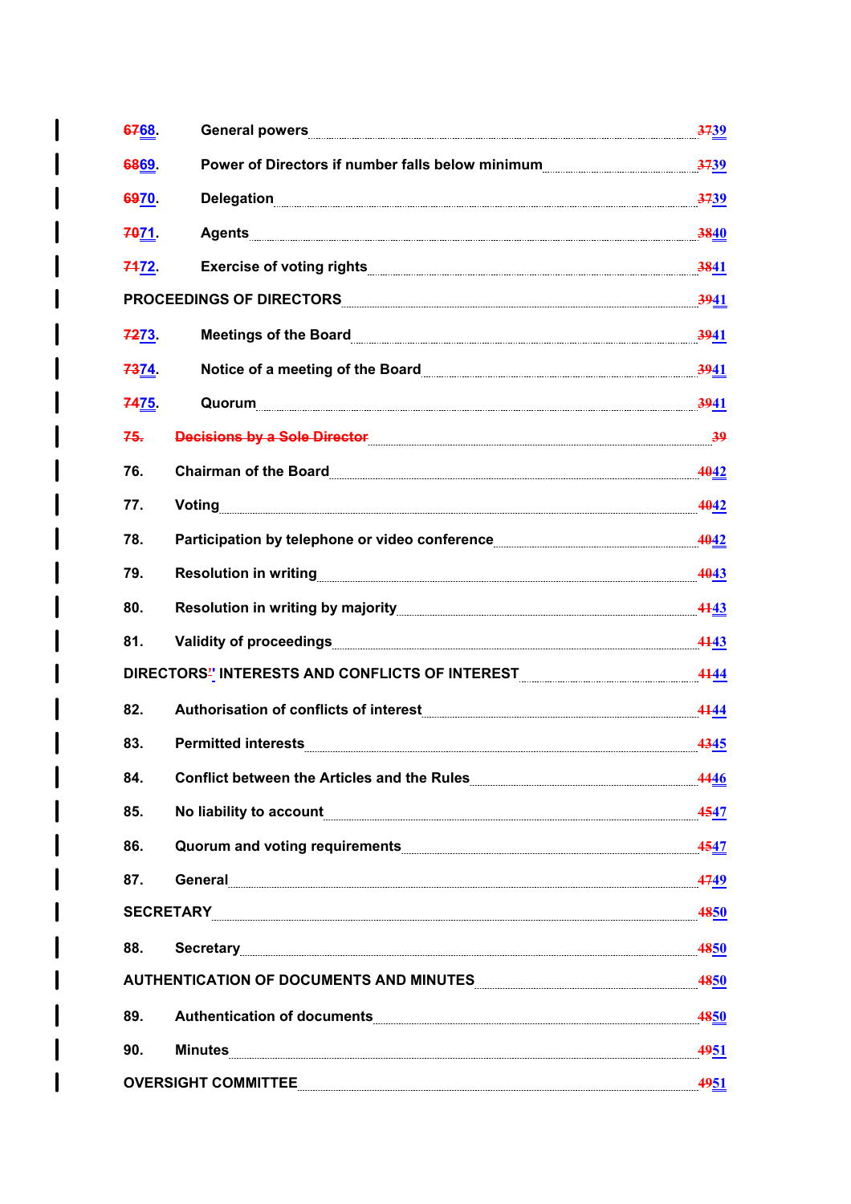| | | |
|---|---|---|
| ~~67~~68. | General powers | ~~37~~39 |
| ~~68~~69. | Power of Directors if number falls below minimum | ~~37~~39 |
| ~~69~~70. | Delegation | ~~37~~39 |
| ~~70~~71. | Agents | ~~38~~40 |
| ~~71~~72. | Exercise of voting rights | ~~38~~41 |
| PROCEEDINGS OF DIRECTORS | | ~~39~~41 |
| ~~72~~73. | Meetings of the Board | ~~39~~41 |
| ~~73~~74. | Notice of a meeting of the Board | ~~39~~41 |
| ~~74~~75. | Quorum | ~~39~~41 |
| ~~75.~~ | ~~Decisions by a Sole Director~~ | ~~39~~ |
| 76. | Chairman of the Board | ~~40~~42 |
| 77. | Voting | ~~40~~42 |
| 78. | Participation by telephone or video conference | ~~40~~42 |
| 79. | Resolution in writing | ~~40~~43 |
| 80. | Resolution in writing by majority | ~~41~~43 |
| 81. | Validity of proceedings | ~~41~~43 |
| DIRECTORS' INTERESTS AND CONFLICTS OF INTEREST | | ~~41~~44 |
| 82. | Authorisation of conflicts of interest | ~~41~~44 |
| 83. | Permitted interests | ~~43~~45 |
| 84. | Conflict between the Articles and the Rules | ~~44~~46 |
| 85. | No liability to account | ~~45~~47 |
| 86. | Quorum and voting requirements | ~~45~~47 |
| 87. | General | ~~47~~49 |
| SECRETARY | | ~~48~~50 |
| 88. | Secretary | ~~48~~50 |
| AUTHENTICATION OF DOCUMENTS AND MINUTES | | ~~48~~50 |
| 89. | Authentication of documents | ~~48~~50 |
| 90. | Minutes | ~~49~~51 |
| OVERSIGHT COMMITTEE | | ~~49~~51 |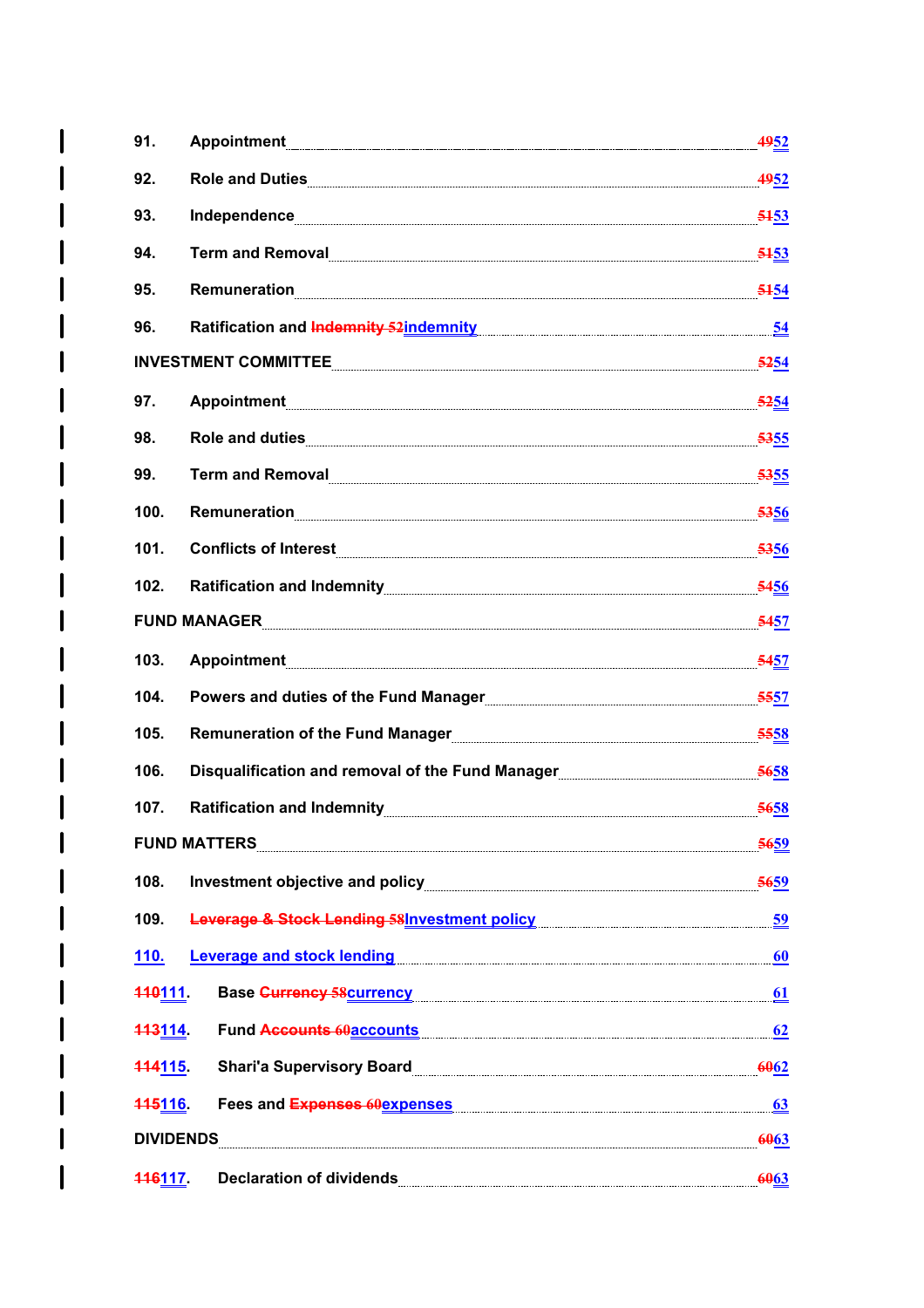91. Appointment ~~49~~52

92. Role and Duties ~~49~~52

93. Independence ~~51~~53

94. Term and Removal ~~51~~53

95. Remuneration ~~51~~54

96. Ratification and ~~Indemnity 52~~indemnity 54

INVESTMENT COMMITTEE ~~52~~54

97. Appointment ~~52~~54

98. Role and duties ~~53~~55

99. Term and Removal ~~53~~55

100. Remuneration ~~53~~56

101. Conflicts of Interest ~~53~~56

102. Ratification and Indemnity ~~54~~56

FUND MANAGER ~~54~~57

103. Appointment ~~54~~57

104. Powers and duties of the Fund Manager ~~55~~57

105. Remuneration of the Fund Manager ~~55~~58

106. Disqualification and removal of the Fund Manager ~~56~~58

107. Ratification and Indemnity ~~56~~58

FUND MATTERS ~~56~~59

108. Investment objective and policy ~~56~~59

109. ~~Leverage & Stock Lending 58~~Investment policy 59

110. Leverage and stock lending 60

~~110~~111. Base ~~Currency 58~~currency 61

~~113~~114. Fund ~~Accounts 60~~accounts 62

~~114~~115. Shari'a Supervisory Board ~~60~~62

~~115~~116. Fees and ~~Expenses 60~~expenses 63

DIVIDENDS ~~60~~63

~~116~~117. Declaration of dividends ~~60~~63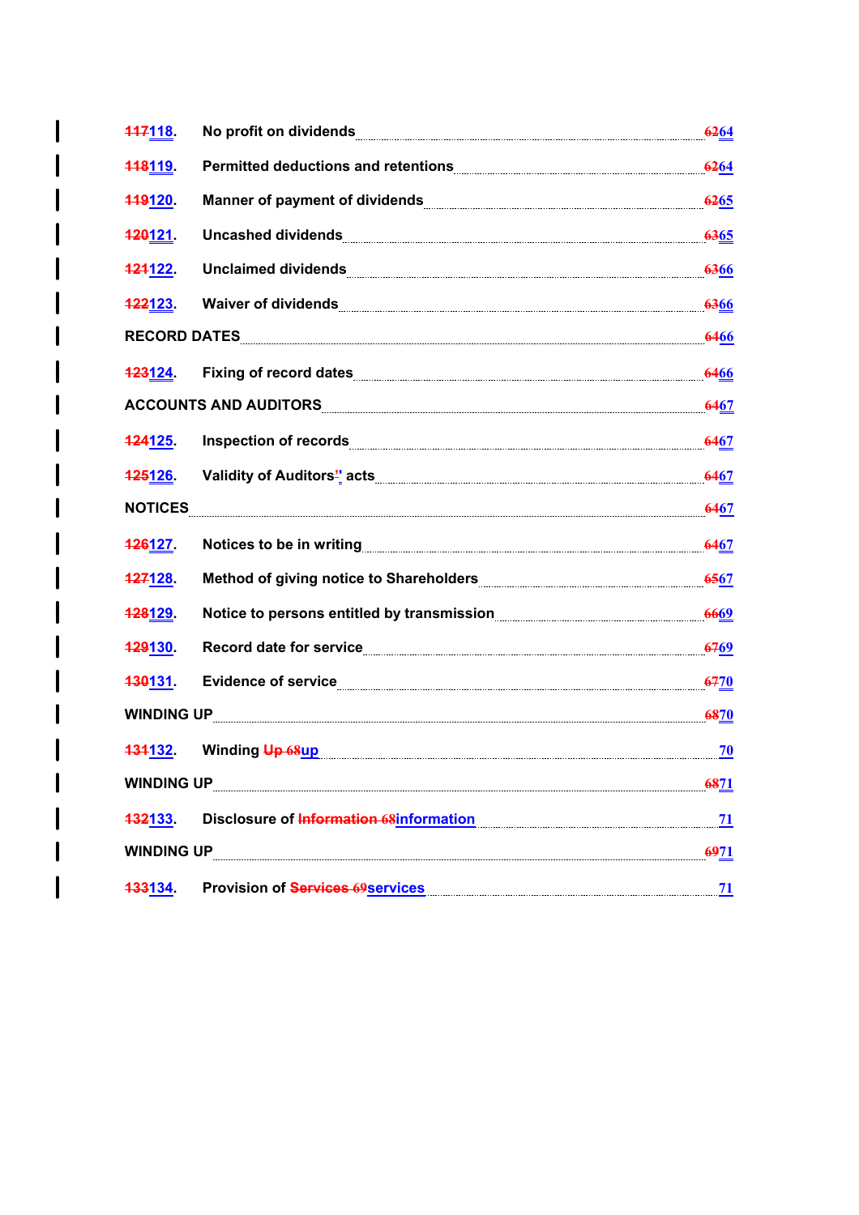| | | |
|---|---|---|
| ~~117~~118. | No profit on dividends | ~~62~~64 |
| ~~118~~119. | Permitted deductions and retentions | ~~62~~64 |
| ~~119~~120. | Manner of payment of dividends | ~~62~~65 |
| ~~120~~121. | Uncashed dividends | ~~63~~65 |
| ~~121~~122. | Unclaimed dividends | ~~63~~66 |
| ~~122~~123. | Waiver of dividends | ~~63~~66 |
| RECORD DATES | | ~~64~~66 |
| ~~123~~124. | Fixing of record dates | ~~64~~66 |
| ACCOUNTS AND AUDITORS | | ~~64~~67 |
| ~~124~~125. | Inspection of records | ~~64~~67 |
| ~~125~~126. | Validity of Auditors' acts | ~~64~~67 |
| NOTICES | | ~~64~~67 |
| ~~126~~127. | Notices to be in writing | ~~64~~67 |
| ~~127~~128. | Method of giving notice to Shareholders | ~~65~~67 |
| ~~128~~129. | Notice to persons entitled by transmission | ~~66~~69 |
| ~~129~~130. | Record date for service | ~~67~~69 |
| ~~130~~131. | Evidence of service | ~~67~~70 |
| WINDING UP | | ~~68~~70 |
| ~~131~~132. | Winding ~~Up 68~~up | 70 |
| WINDING UP | | ~~68~~71 |
| ~~132~~133. | Disclosure of ~~Information 68~~information | 71 |
| WINDING UP | | ~~69~~71 |
| ~~133~~134. | Provision of ~~Services 69~~services | 71 |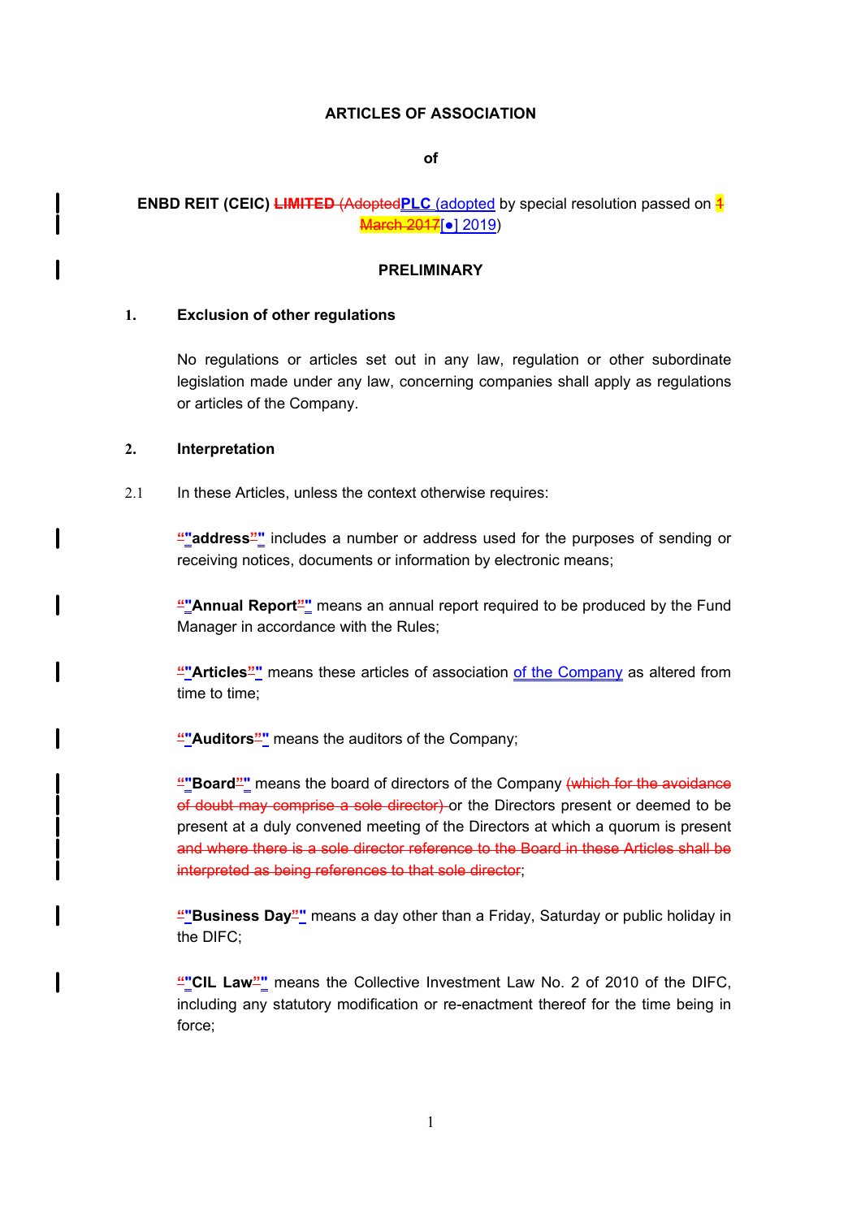**ARTICLES OF ASSOCIATION**

**of**

**ENBD REIT (CEIC) ~~LIMITED~~ ~~(Adopted~~PLC (adopted by special resolution passed on ~~1 March 2017~~[●] 2019)**

**PRELIMINARY**

## 1. Exclusion of other regulations

No regulations or articles set out in any law, regulation or other subordinate legislation made under any law, concerning companies shall apply as regulations or articles of the Company.

## 2. Interpretation

2.1 In these Articles, unless the context otherwise requires:

~~"~~"**address**~~"~~" includes a number or address used for the purposes of sending or receiving notices, documents or information by electronic means;

~~"~~"**Annual Report**~~"~~" means an annual report required to be produced by the Fund Manager in accordance with the Rules;

~~"~~"**Articles**~~"~~" means these articles of association of the Company as altered from time to time;

~~"~~"**Auditors**~~"~~" means the auditors of the Company;

~~"~~"**Board**~~"~~" means the board of directors of the Company ~~(which for the avoidance of doubt may comprise a sole director)~~ or the Directors present or deemed to be present at a duly convened meeting of the Directors at which a quorum is present ~~and where there is a sole director reference to the Board in these Articles shall be interpreted as being references to that sole director~~;

~~"~~"**Business Day**~~"~~" means a day other than a Friday, Saturday or public holiday in the DIFC;

~~"~~"**CIL Law**~~"~~" means the Collective Investment Law No. 2 of 2010 of the DIFC, including any statutory modification or re-enactment thereof for the time being in force;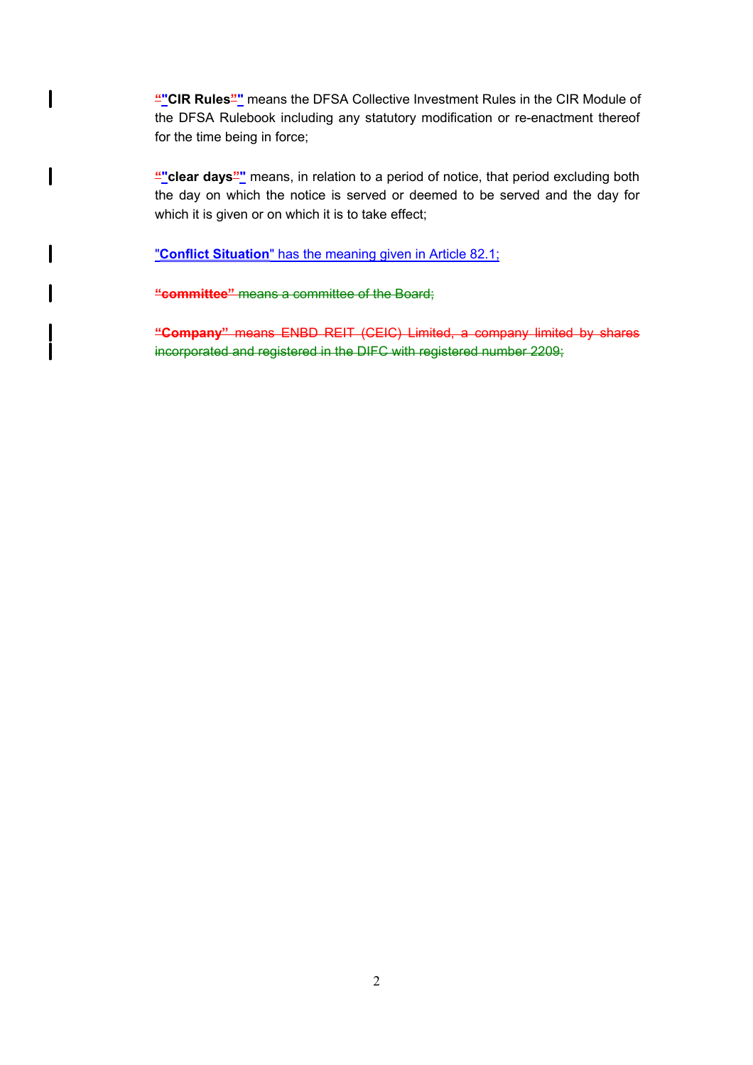"**CIR Rules**" means the DFSA Collective Investment Rules in the CIR Module of the DFSA Rulebook including any statutory modification or re-enactment thereof for the time being in force;

"**clear days**" means, in relation to a period of notice, that period excluding both the day on which the notice is served or deemed to be served and the day for which it is given or on which it is to take effect;

"**Conflict Situation**" has the meaning given in Article 82.1;

~~"**committee**" means a committee of the Board;~~

~~"**Company**" means ENBD REIT (CEIC) Limited, a company limited by shares incorporated and registered in the DIFC with registered number 2209;~~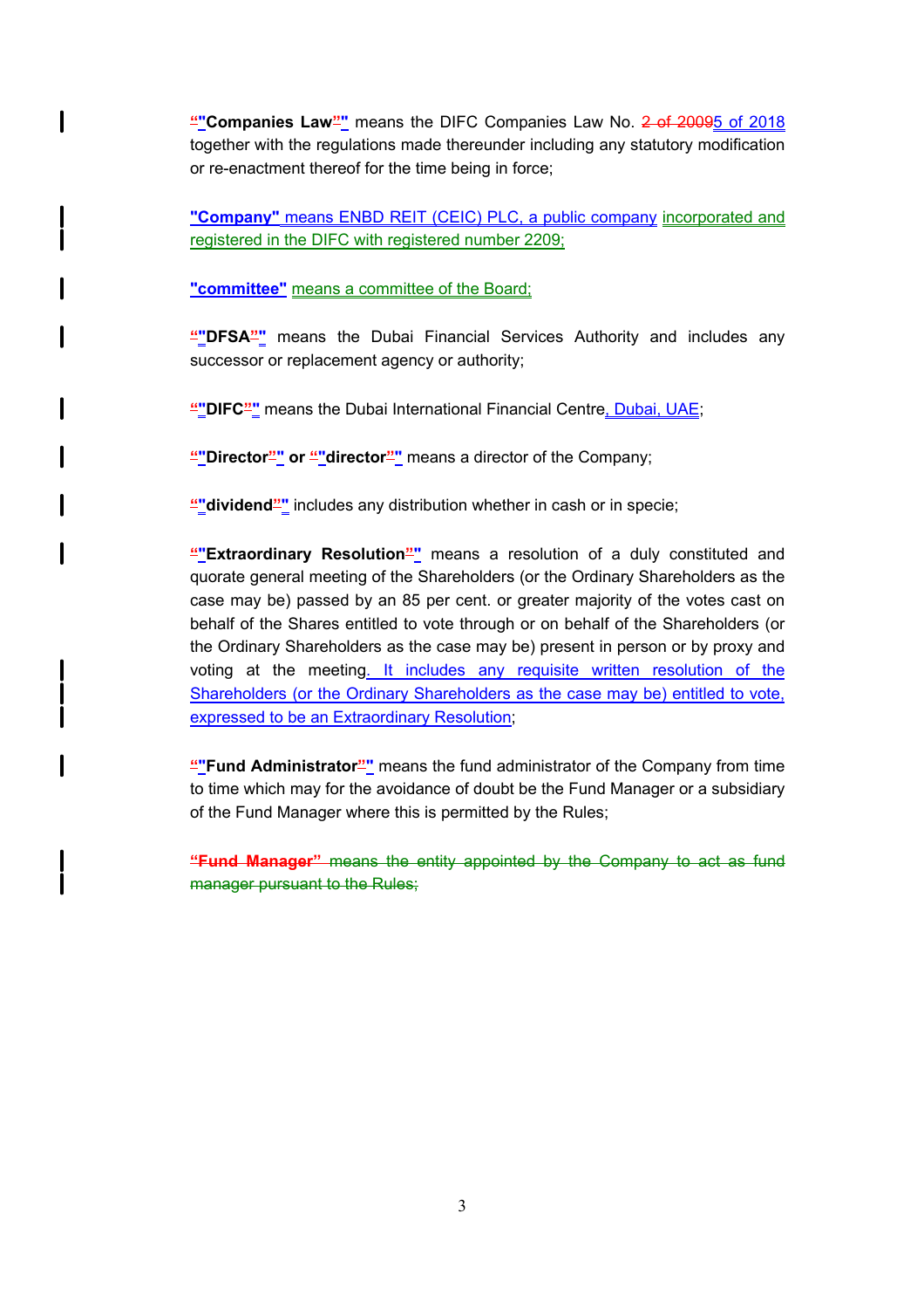""**Companies Law**""  means the DIFC Companies Law No. ~~2 of 2009~~5 of 2018 together with the regulations made thereunder including any statutory modification or re-enactment thereof for the time being in force;

**"Company"** means ENBD REIT (CEIC) PLC, a public company incorporated and registered in the DIFC with registered number 2209;

**"committee"** means a committee of the Board;

""**DFSA**"" means the Dubai Financial Services Authority and includes any successor or replacement agency or authority;

""**DIFC**"" means the Dubai International Financial Centre, Dubai, UAE;

""**Director**"" or ""**director**"" means a director of the Company;

""**dividend**"" includes any distribution whether in cash or in specie;

""**Extraordinary Resolution**"" means a resolution of a duly constituted and quorate general meeting of the Shareholders (or the Ordinary Shareholders as the case may be) passed by an 85 per cent. or greater majority of the votes cast on behalf of the Shares entitled to vote through or on behalf of the Shareholders (or the Ordinary Shareholders as the case may be) present in person or by proxy and voting at the meeting. It includes any requisite written resolution of the Shareholders (or the Ordinary Shareholders as the case may be) entitled to vote, expressed to be an Extraordinary Resolution;

""**Fund Administrator**"" means the fund administrator of the Company from time to time which may for the avoidance of doubt be the Fund Manager or a subsidiary of the Fund Manager where this is permitted by the Rules;

~~"**Fund Manager**" means the entity appointed by the Company to act as fund manager pursuant to the Rules;~~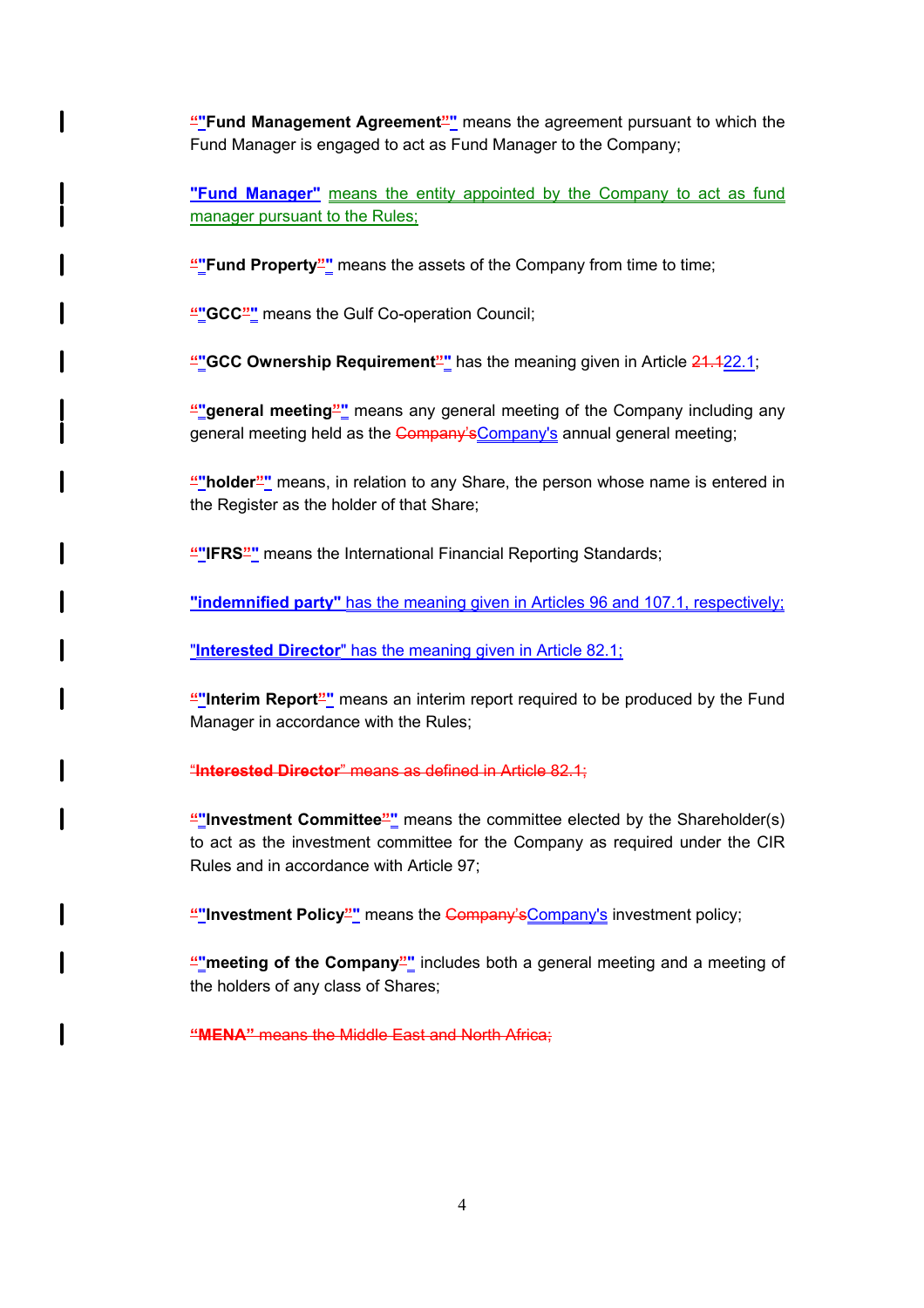""**Fund Management Agreement**"" means the agreement pursuant to which the Fund Manager is engaged to act as Fund Manager to the Company;

"**Fund Manager**" means the entity appointed by the Company to act as fund manager pursuant to the Rules;

""**Fund Property**"" means the assets of the Company from time to time;

""**GCC**"" means the Gulf Co-operation Council;

""**GCC Ownership Requirement**"" has the meaning given in Article 21.122.1;

""**general meeting**"" means any general meeting of the Company including any general meeting held as the Company'sCompany's annual general meeting;

""**holder**"" means, in relation to any Share, the person whose name is entered in the Register as the holder of that Share;

""**IFRS**"" means the International Financial Reporting Standards;

"**indemnified party**" has the meaning given in Articles 96 and 107.1, respectively;

"**Interested Director**" has the meaning given in Article 82.1;

""**Interim Report**"" means an interim report required to be produced by the Fund Manager in accordance with the Rules;

"**Interested Director**" means as defined in Article 82.1;

""**Investment Committee**"" means the committee elected by the Shareholder(s) to act as the investment committee for the Company as required under the CIR Rules and in accordance with Article 97;

""**Investment Policy**"" means the Company'sCompany's investment policy;

""**meeting of the Company**"" includes both a general meeting and a meeting of the holders of any class of Shares;

"**MENA**" means the Middle East and North Africa;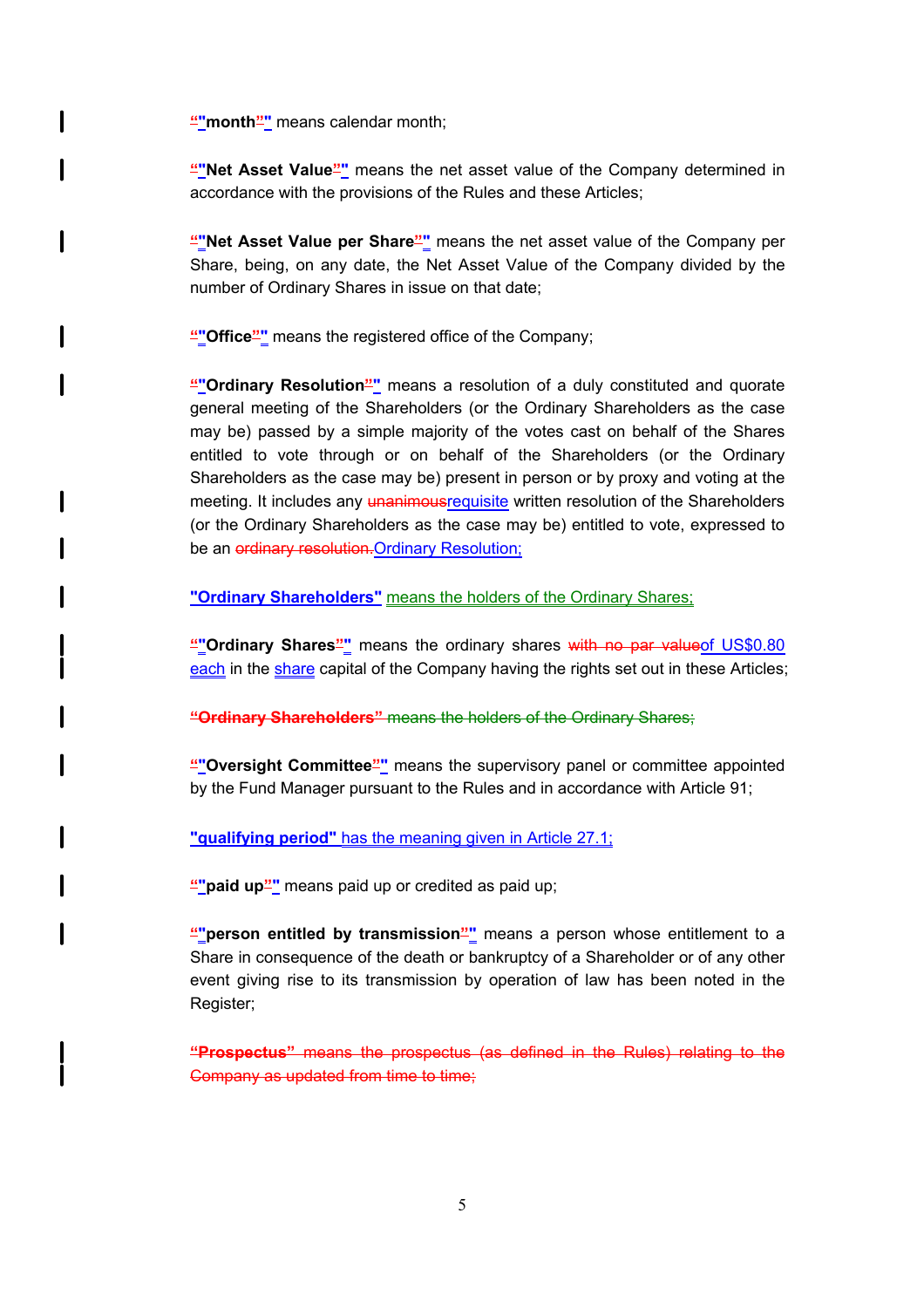~~“~~**"month~~”~~"** means calendar month;

~~“~~**"Net Asset Value~~”~~"** means the net asset value of the Company determined in accordance with the provisions of the Rules and these Articles;

~~“~~**"Net Asset Value per Share~~”~~"** means the net asset value of the Company per Share, being, on any date, the Net Asset Value of the Company divided by the number of Ordinary Shares in issue on that date;

~~“~~**"Office~~”~~"** means the registered office of the Company;

~~“~~**"Ordinary Resolution~~”~~"** means a resolution of a duly constituted and quorate general meeting of the Shareholders (or the Ordinary Shareholders as the case may be) passed by a simple majority of the votes cast on behalf of the Shares entitled to vote through or on behalf of the Shareholders (or the Ordinary Shareholders as the case may be) present in person or by proxy and voting at the meeting. It includes any ~~unanimous~~requisite written resolution of the Shareholders (or the Ordinary Shareholders as the case may be) entitled to vote, expressed to be an ~~ordinary resolution.~~Ordinary Resolution;

**"Ordinary Shareholders"** means the holders of the Ordinary Shares;

~~“~~**"Ordinary Shares~~”~~"** means the ordinary shares ~~with no par value~~of US$0.80 each in the share capital of the Company having the rights set out in these Articles;

~~**“Ordinary Shareholders”** means the holders of the Ordinary Shares;~~

~~“~~**"Oversight Committee~~”~~"** means the supervisory panel or committee appointed by the Fund Manager pursuant to the Rules and in accordance with Article 91;

**"qualifying period"** has the meaning given in Article 27.1;

~~“~~**"paid up~~”~~"** means paid up or credited as paid up;

~~“~~**"person entitled by transmission~~”~~"** means a person whose entitlement to a Share in consequence of the death or bankruptcy of a Shareholder or of any other event giving rise to its transmission by operation of law has been noted in the Register;

~~**“Prospectus”** means the prospectus (as defined in the Rules) relating to the Company as updated from time to time;~~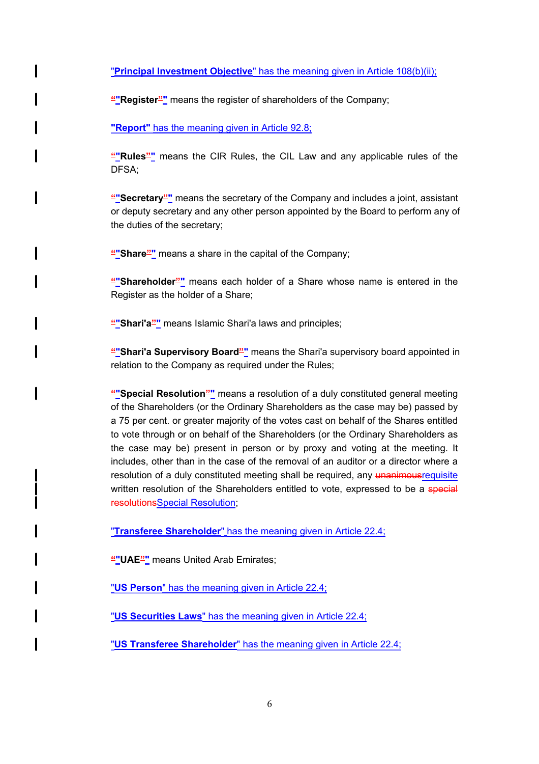"**Principal Investment Objective**" has the meaning given in Article 108(b)(ii);

"**Register**" means the register of shareholders of the Company;

"**Report**" has the meaning given in Article 92.8;

"**Rules**" means the CIR Rules, the CIL Law and any applicable rules of the DFSA;

"**Secretary**" means the secretary of the Company and includes a joint, assistant or deputy secretary and any other person appointed by the Board to perform any of the duties of the secretary;

"**Share**" means a share in the capital of the Company;

"**Shareholder**" means each holder of a Share whose name is entered in the Register as the holder of a Share;

"**Shari'a**" means Islamic Shari'a laws and principles;

"**Shari'a Supervisory Board**" means the Shari'a supervisory board appointed in relation to the Company as required under the Rules;

"**Special Resolution**" means a resolution of a duly constituted general meeting of the Shareholders (or the Ordinary Shareholders as the case may be) passed by a 75 per cent. or greater majority of the votes cast on behalf of the Shares entitled to vote through or on behalf of the Shareholders (or the Ordinary Shareholders as the case may be) present in person or by proxy and voting at the meeting. It includes, other than in the case of the removal of an auditor or a director where a resolution of a duly constituted meeting shall be required, any ~~unanimous~~requisite written resolution of the Shareholders entitled to vote, expressed to be a ~~special resolutions~~Special Resolution;

"**Transferee Shareholder**" has the meaning given in Article 22.4;

"**UAE**" means United Arab Emirates;

"**US Person**" has the meaning given in Article 22.4;

"**US Securities Laws**" has the meaning given in Article 22.4;

"**US Transferee Shareholder**" has the meaning given in Article 22.4;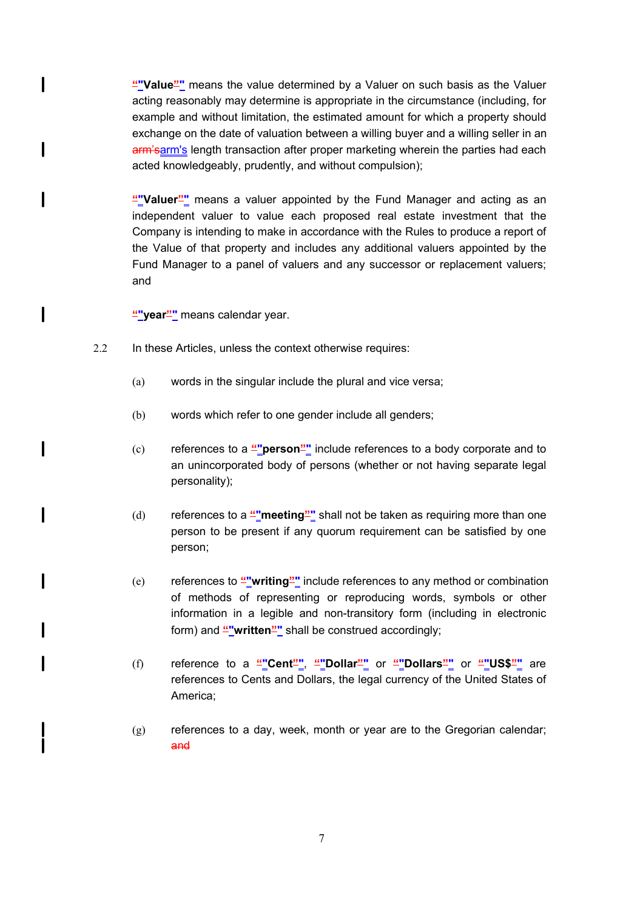"**Value**" means the value determined by a Valuer on such basis as the Valuer acting reasonably may determine is appropriate in the circumstance (including, for example and without limitation, the estimated amount for which a property should exchange on the date of valuation between a willing buyer and a willing seller in an arm's length transaction after proper marketing wherein the parties had each acted knowledgeably, prudently, and without compulsion);

"**Valuer**" means a valuer appointed by the Fund Manager and acting as an independent valuer to value each proposed real estate investment that the Company is intending to make in accordance with the Rules to produce a report of the Value of that property and includes any additional valuers appointed by the Fund Manager to a panel of valuers and any successor or replacement valuers; and

"**year**" means calendar year.

2.2 In these Articles, unless the context otherwise requires:

(a) words in the singular include the plural and vice versa;

(b) words which refer to one gender include all genders;

(c) references to a "**person**" include references to a body corporate and to an unincorporated body of persons (whether or not having separate legal personality);

(d) references to a "**meeting**" shall not be taken as requiring more than one person to be present if any quorum requirement can be satisfied by one person;

(e) references to "**writing**" include references to any method or combination of methods of representing or reproducing words, symbols or other information in a legible and non-transitory form (including in electronic form) and "**written**" shall be construed accordingly;

(f) reference to a "**Cent**", "**Dollar**" or "**Dollars**" or "**US$**" are references to Cents and Dollars, the legal currency of the United States of America;

(g) references to a day, week, month or year are to the Gregorian calendar; ~~and~~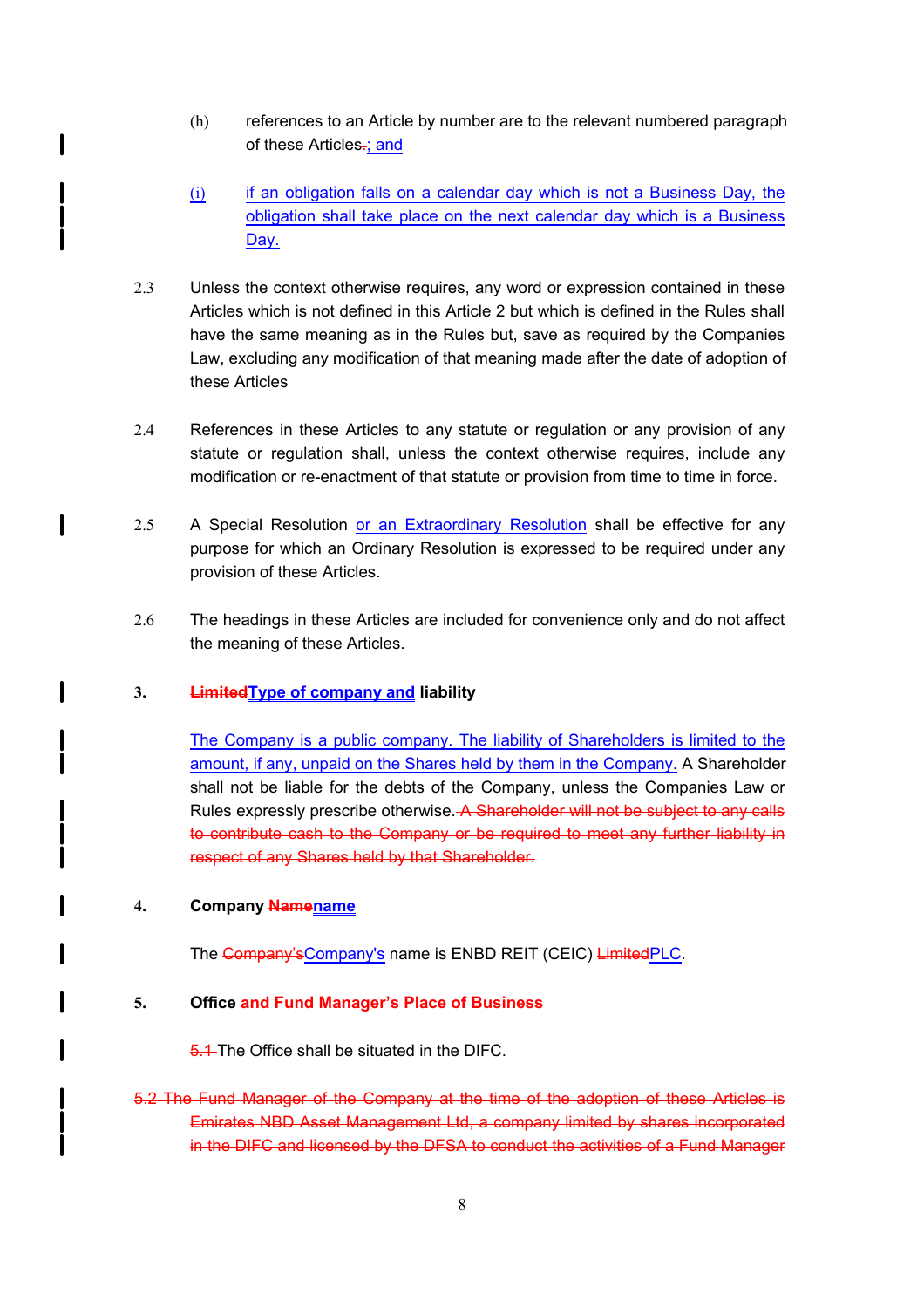(h) references to an Article by number are to the relevant numbered paragraph of these Articles.; and

(i) if an obligation falls on a calendar day which is not a Business Day, the obligation shall take place on the next calendar day which is a Business Day.

2.3 Unless the context otherwise requires, any word or expression contained in these Articles which is not defined in this Article 2 but which is defined in the Rules shall have the same meaning as in the Rules but, save as required by the Companies Law, excluding any modification of that meaning made after the date of adoption of these Articles

2.4 References in these Articles to any statute or regulation or any provision of any statute or regulation shall, unless the context otherwise requires, include any modification or re-enactment of that statute or provision from time to time in force.

2.5 A Special Resolution or an Extraordinary Resolution shall be effective for any purpose for which an Ordinary Resolution is expressed to be required under any provision of these Articles.

2.6 The headings in these Articles are included for convenience only and do not affect the meaning of these Articles.

**3. ~~Limited~~Type of company and liability**

The Company is a public company. The liability of Shareholders is limited to the amount, if any, unpaid on the Shares held by them in the Company. A Shareholder shall not be liable for the debts of the Company, unless the Companies Law or Rules expressly prescribe otherwise. ~~A Shareholder will not be subject to any calls to contribute cash to the Company or be required to meet any further liability in respect of any Shares held by that Shareholder.~~

**4. Company ~~Name~~name**

The ~~Company's~~Company's name is ENBD REIT (CEIC) ~~Limited~~PLC.

**5. Office ~~and Fund Manager's Place of Business~~**

~~5.1~~ The Office shall be situated in the DIFC.

~~5.2 The Fund Manager of the Company at the time of the adoption of these Articles is Emirates NBD Asset Management Ltd, a company limited by shares incorporated in the DIFC and licensed by the DFSA to conduct the activities of a Fund Manager~~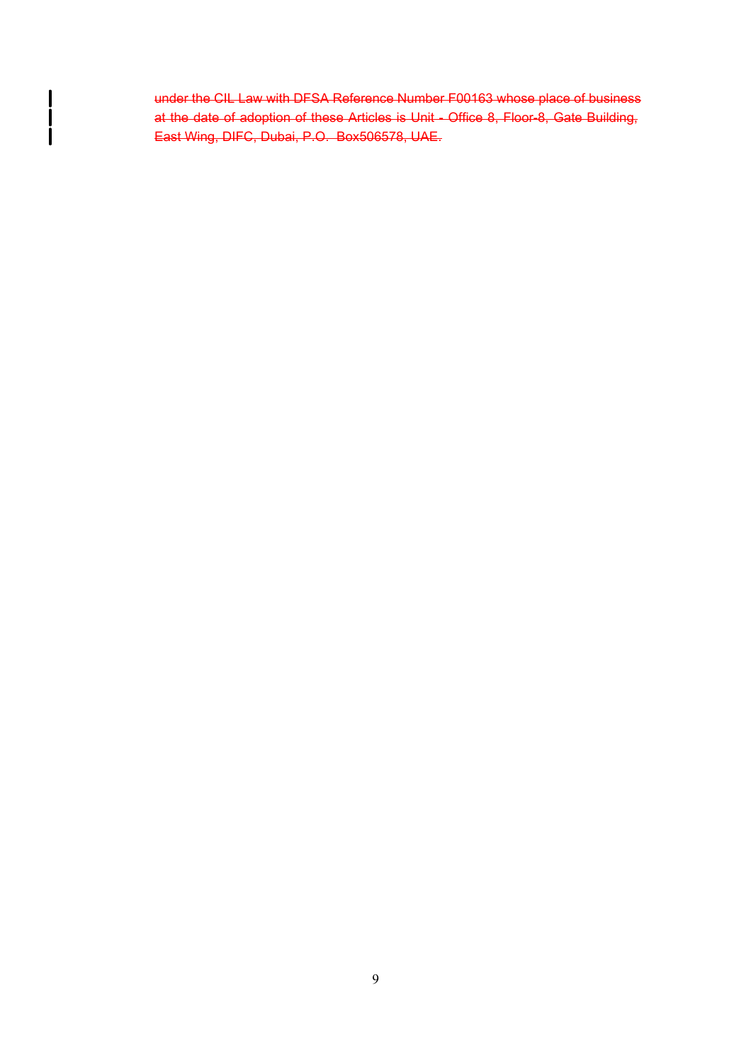~~under the CIL Law with DFSA Reference Number F00163 whose place of business at the date of adoption of these Articles is Unit - Office 8, Floor-8, Gate Building, East Wing, DIFC, Dubai, P.O. Box506578, UAE.~~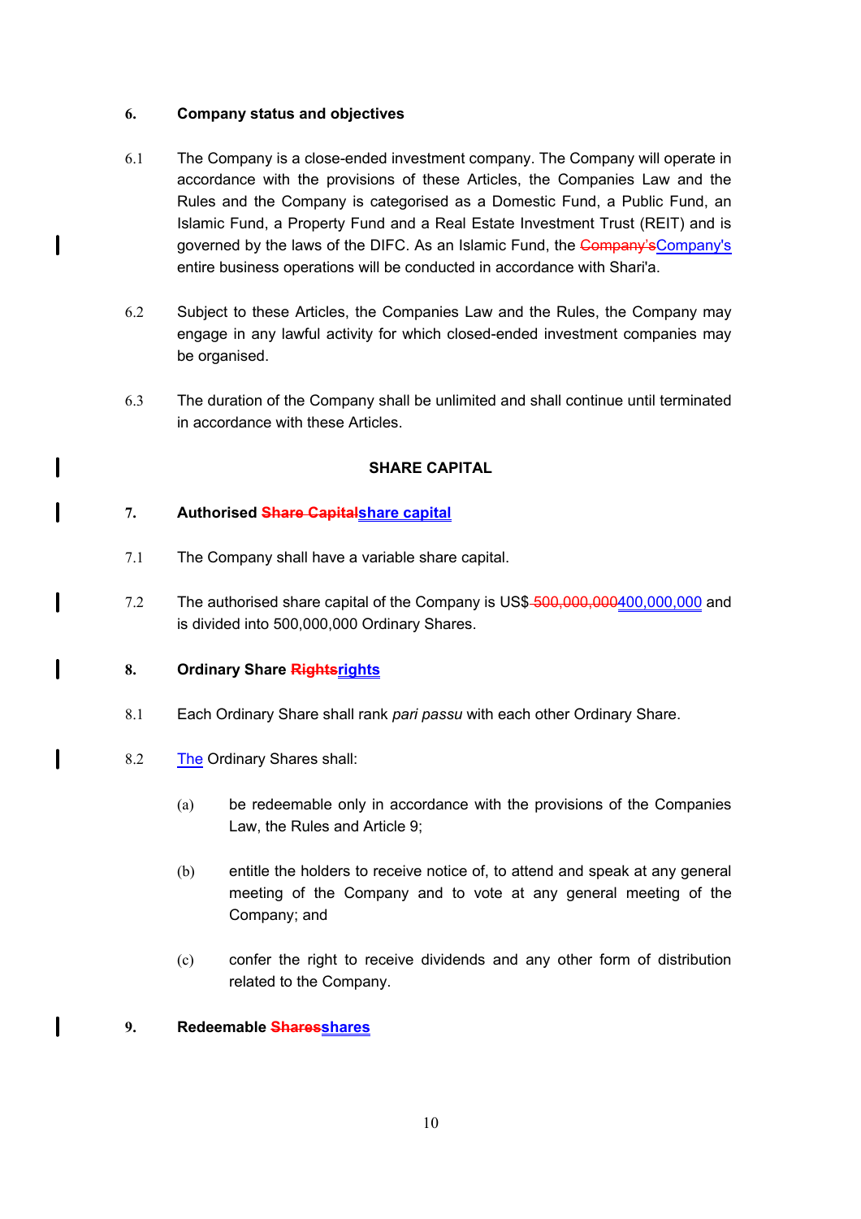**6. Company status and objectives**

6.1 The Company is a close-ended investment company. The Company will operate in accordance with the provisions of these Articles, the Companies Law and the Rules and the Company is categorised as a Domestic Fund, a Public Fund, an Islamic Fund, a Property Fund and a Real Estate Investment Trust (REIT) and is governed by the laws of the DIFC. As an Islamic Fund, the ~~Company's~~<u>Company's</u> entire business operations will be conducted in accordance with Shari'a.

6.2 Subject to these Articles, the Companies Law and the Rules, the Company may engage in any lawful activity for which closed-ended investment companies may be organised.

6.3 The duration of the Company shall be unlimited and shall continue until terminated in accordance with these Articles.

## SHARE CAPITAL

**7. Authorised ~~Share Capital~~<u>share capital</u>**

7.1 The Company shall have a variable share capital.

7.2 The authorised share capital of the Company is US$ ~~500,000,000~~<u>400,000,000</u> and is divided into 500,000,000 Ordinary Shares.

**8. Ordinary Share ~~Rights~~<u>rights</u>**

8.1 Each Ordinary Share shall rank *pari passu* with each other Ordinary Share.

8.2 <u>The</u> Ordinary Shares shall:

(a) be redeemable only in accordance with the provisions of the Companies Law, the Rules and Article 9;

(b) entitle the holders to receive notice of, to attend and speak at any general meeting of the Company and to vote at any general meeting of the Company; and

(c) confer the right to receive dividends and any other form of distribution related to the Company.

**9. Redeemable ~~Shares~~<u>shares</u>**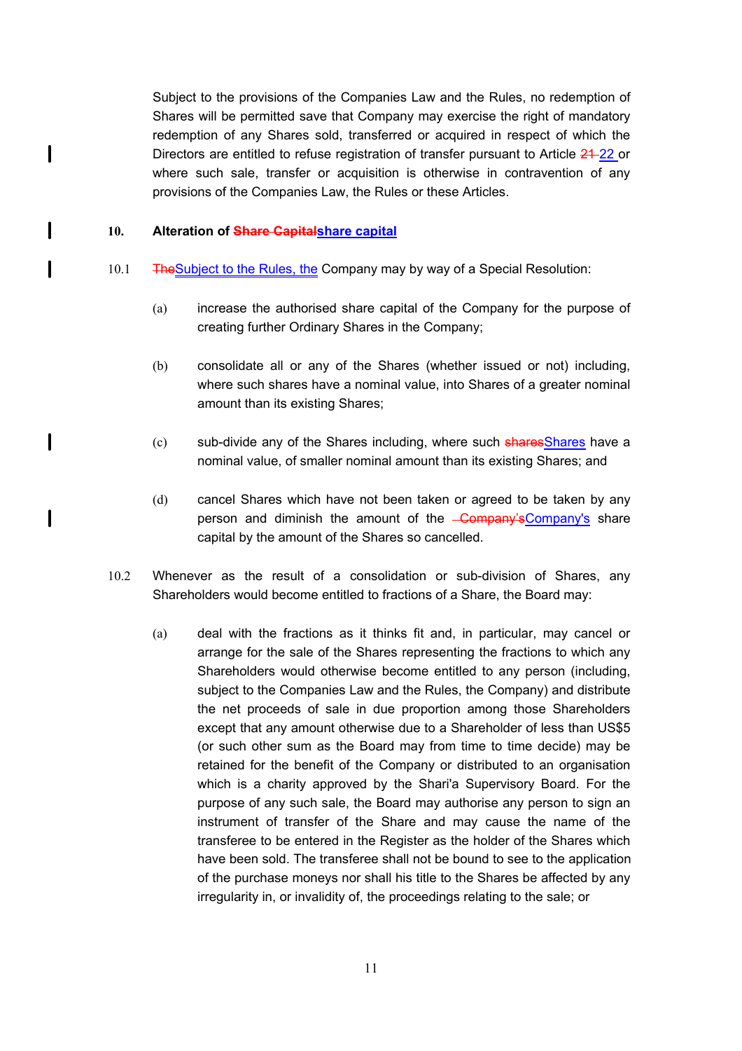Subject to the provisions of the Companies Law and the Rules, no redemption of Shares will be permitted save that Company may exercise the right of mandatory redemption of any Shares sold, transferred or acquired in respect of which the Directors are entitled to refuse registration of transfer pursuant to Article ~~21~~ 22 or where such sale, transfer or acquisition is otherwise in contravention of any provisions of the Companies Law, the Rules or these Articles.

**10. Alteration of ~~Share Capital~~share capital**

10.1 ~~The~~Subject to the Rules, the Company may by way of a Special Resolution:

(a) increase the authorised share capital of the Company for the purpose of creating further Ordinary Shares in the Company;

(b) consolidate all or any of the Shares (whether issued or not) including, where such shares have a nominal value, into Shares of a greater nominal amount than its existing Shares;

(c) sub-divide any of the Shares including, where such ~~shares~~Shares have a nominal value, of smaller nominal amount than its existing Shares; and

(d) cancel Shares which have not been taken or agreed to be taken by any person and diminish the amount of the ~~Company's~~Company's share capital by the amount of the Shares so cancelled.

10.2 Whenever as the result of a consolidation or sub-division of Shares, any Shareholders would become entitled to fractions of a Share, the Board may:

(a) deal with the fractions as it thinks fit and, in particular, may cancel or arrange for the sale of the Shares representing the fractions to which any Shareholders would otherwise become entitled to any person (including, subject to the Companies Law and the Rules, the Company) and distribute the net proceeds of sale in due proportion among those Shareholders except that any amount otherwise due to a Shareholder of less than US$5 (or such other sum as the Board may from time to time decide) may be retained for the benefit of the Company or distributed to an organisation which is a charity approved by the Shari'a Supervisory Board. For the purpose of any such sale, the Board may authorise any person to sign an instrument of transfer of the Share and may cause the name of the transferee to be entered in the Register as the holder of the Shares which have been sold. The transferee shall not be bound to see to the application of the purchase moneys nor shall his title to the Shares be affected by any irregularity in, or invalidity of, the proceedings relating to the sale; or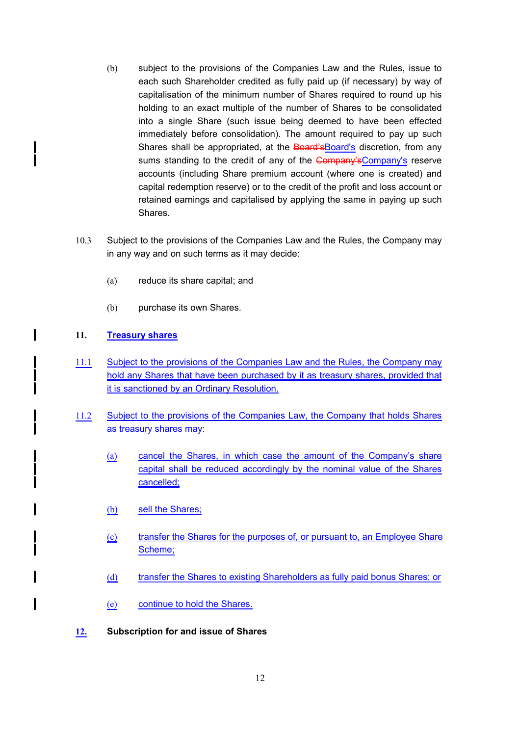(b) subject to the provisions of the Companies Law and the Rules, issue to each such Shareholder credited as fully paid up (if necessary) by way of capitalisation of the minimum number of Shares required to round up his holding to an exact multiple of the number of Shares to be consolidated into a single Share (such issue being deemed to have been effected immediately before consolidation). The amount required to pay up such Shares shall be appropriated, at the ~~Board's~~Board's discretion, from any sums standing to the credit of any of the ~~Company's~~Company's reserve accounts (including Share premium account (where one is created) and capital redemption reserve) or to the credit of the profit and loss account or retained earnings and capitalised by applying the same in paying up such Shares.

10.3 Subject to the provisions of the Companies Law and the Rules, the Company may in any way and on such terms as it may decide:

(a) reduce its share capital; and

(b) purchase its own Shares.

**11. Treasury shares**

11.1 Subject to the provisions of the Companies Law and the Rules, the Company may hold any Shares that have been purchased by it as treasury shares, provided that it is sanctioned by an Ordinary Resolution.

11.2 Subject to the provisions of the Companies Law, the Company that holds Shares as treasury shares may:

(a) cancel the Shares, in which case the amount of the Company's share capital shall be reduced accordingly by the nominal value of the Shares cancelled;

(b) sell the Shares;

(c) transfer the Shares for the purposes of, or pursuant to, an Employee Share Scheme;

(d) transfer the Shares to existing Shareholders as fully paid bonus Shares; or

(e) continue to hold the Shares.

**12. Subscription for and issue of Shares**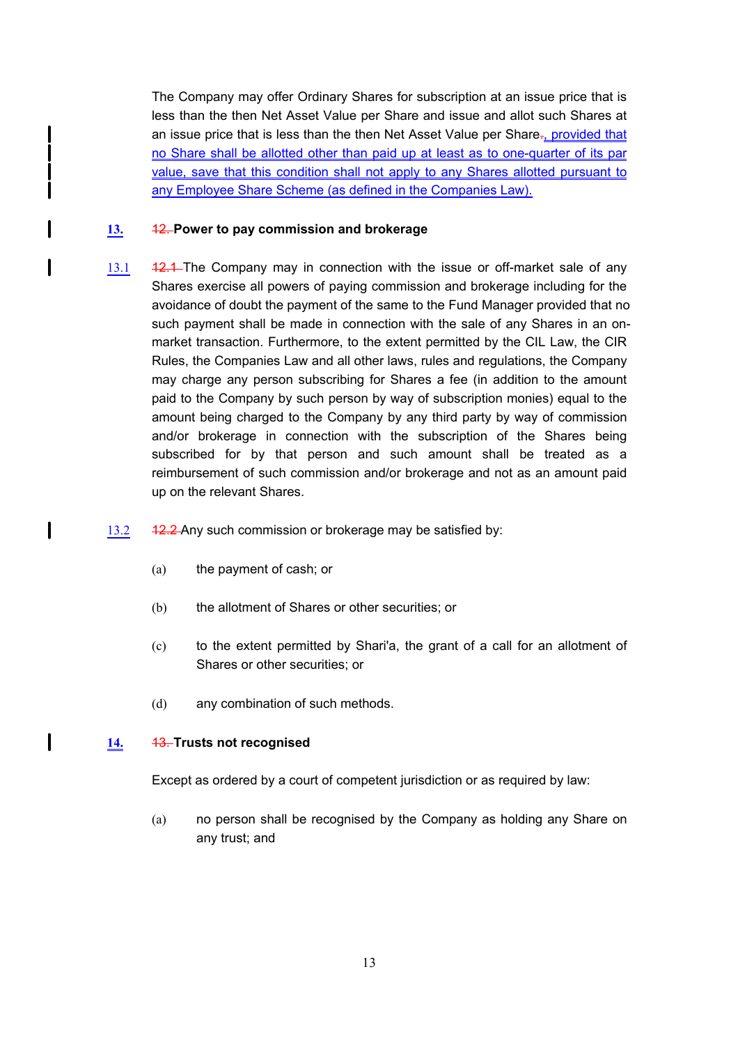The Company may offer Ordinary Shares for subscription at an issue price that is less than the then Net Asset Value per Share and issue and allot such Shares at an issue price that is less than the then Net Asset Value per Share~~.~~, provided that no Share shall be allotted other than paid up at least as to one-quarter of its par value, save that this condition shall not apply to any Shares allotted pursuant to any Employee Share Scheme (as defined in the Companies Law).

**13.** ~~12.~~ **Power to pay commission and brokerage**

13.1 ~~12.1~~ The Company may in connection with the issue or off-market sale of any Shares exercise all powers of paying commission and brokerage including for the avoidance of doubt the payment of the same to the Fund Manager provided that no such payment shall be made in connection with the sale of any Shares in an on-market transaction. Furthermore, to the extent permitted by the CIL Law, the CIR Rules, the Companies Law and all other laws, rules and regulations, the Company may charge any person subscribing for Shares a fee (in addition to the amount paid to the Company by such person by way of subscription monies) equal to the amount being charged to the Company by any third party by way of commission and/or brokerage in connection with the subscription of the Shares being subscribed for by that person and such amount shall be treated as a reimbursement of such commission and/or brokerage and not as an amount paid up on the relevant Shares.

13.2 ~~12.2~~ Any such commission or brokerage may be satisfied by:

(a) the payment of cash; or

(b) the allotment of Shares or other securities; or

(c) to the extent permitted by Shari'a, the grant of a call for an allotment of Shares or other securities; or

(d) any combination of such methods.

**14.** ~~13.~~ **Trusts not recognised**

Except as ordered by a court of competent jurisdiction or as required by law:

(a) no person shall be recognised by the Company as holding any Share on any trust; and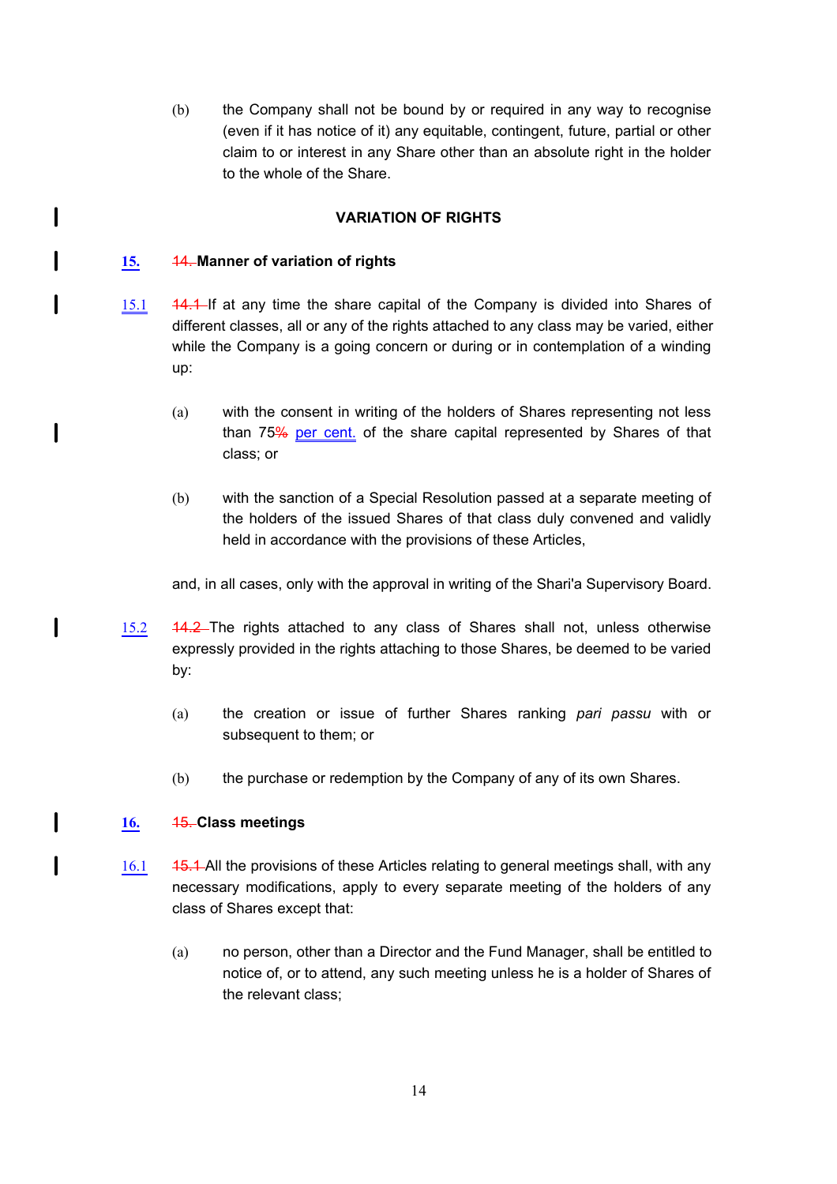(b) the Company shall not be bound by or required in any way to recognise (even if it has notice of it) any equitable, contingent, future, partial or other claim to or interest in any Share other than an absolute right in the holder to the whole of the Share.

## VARIATION OF RIGHTS

### 15. ~~14.~~ Manner of variation of rights

15.1 ~~14.1~~ If at any time the share capital of the Company is divided into Shares of different classes, all or any of the rights attached to any class may be varied, either while the Company is a going concern or during or in contemplation of a winding up:

(a) with the consent in writing of the holders of Shares representing not less than 75~~%~~ per cent. of the share capital represented by Shares of that class; or

(b) with the sanction of a Special Resolution passed at a separate meeting of the holders of the issued Shares of that class duly convened and validly held in accordance with the provisions of these Articles,

and, in all cases, only with the approval in writing of the Shari'a Supervisory Board.

15.2 ~~14.2~~ The rights attached to any class of Shares shall not, unless otherwise expressly provided in the rights attaching to those Shares, be deemed to be varied by:

(a) the creation or issue of further Shares ranking *pari passu* with or subsequent to them; or

(b) the purchase or redemption by the Company of any of its own Shares.

### 16. ~~15.~~ Class meetings

16.1 ~~15.1~~ All the provisions of these Articles relating to general meetings shall, with any necessary modifications, apply to every separate meeting of the holders of any class of Shares except that:

(a) no person, other than a Director and the Fund Manager, shall be entitled to notice of, or to attend, any such meeting unless he is a holder of Shares of the relevant class;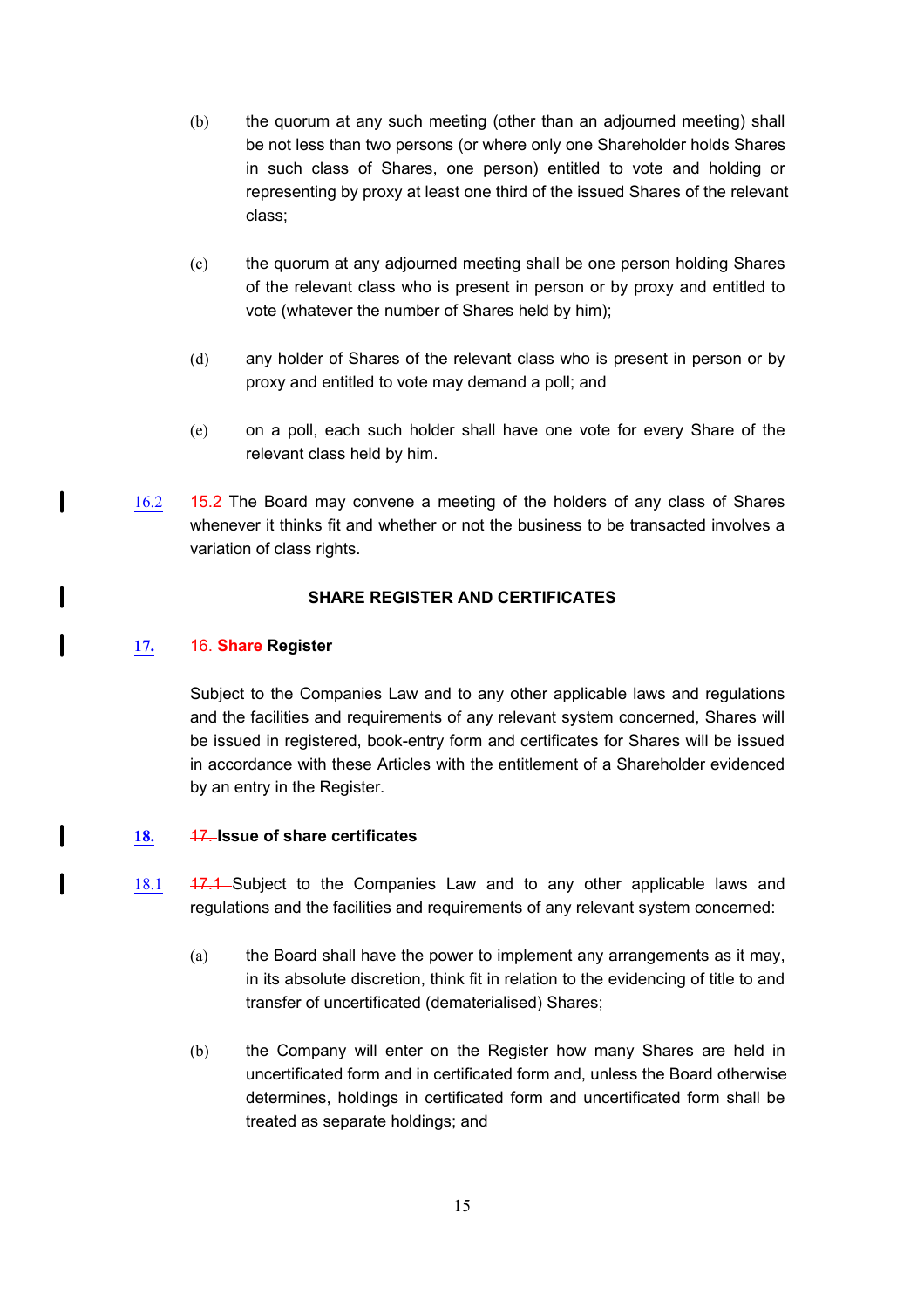(b) the quorum at any such meeting (other than an adjourned meeting) shall be not less than two persons (or where only one Shareholder holds Shares in such class of Shares, one person) entitled to vote and holding or representing by proxy at least one third of the issued Shares of the relevant class;

(c) the quorum at any adjourned meeting shall be one person holding Shares of the relevant class who is present in person or by proxy and entitled to vote (whatever the number of Shares held by him);

(d) any holder of Shares of the relevant class who is present in person or by proxy and entitled to vote may demand a poll; and

(e) on a poll, each such holder shall have one vote for every Share of the relevant class held by him.

16.2 ~~15.2~~ The Board may convene a meeting of the holders of any class of Shares whenever it thinks fit and whether or not the business to be transacted involves a variation of class rights.

**SHARE REGISTER AND CERTIFICATES**

**17. ~~16. Share~~ Register**

Subject to the Companies Law and to any other applicable laws and regulations and the facilities and requirements of any relevant system concerned, Shares will be issued in registered, book-entry form and certificates for Shares will be issued in accordance with these Articles with the entitlement of a Shareholder evidenced by an entry in the Register.

**18. ~~17.~~ Issue of share certificates**

18.1 ~~17.1~~ Subject to the Companies Law and to any other applicable laws and regulations and the facilities and requirements of any relevant system concerned:

(a) the Board shall have the power to implement any arrangements as it may, in its absolute discretion, think fit in relation to the evidencing of title to and transfer of uncertificated (dematerialised) Shares;

(b) the Company will enter on the Register how many Shares are held in uncertificated form and in certificated form and, unless the Board otherwise determines, holdings in certificated form and uncertificated form shall be treated as separate holdings; and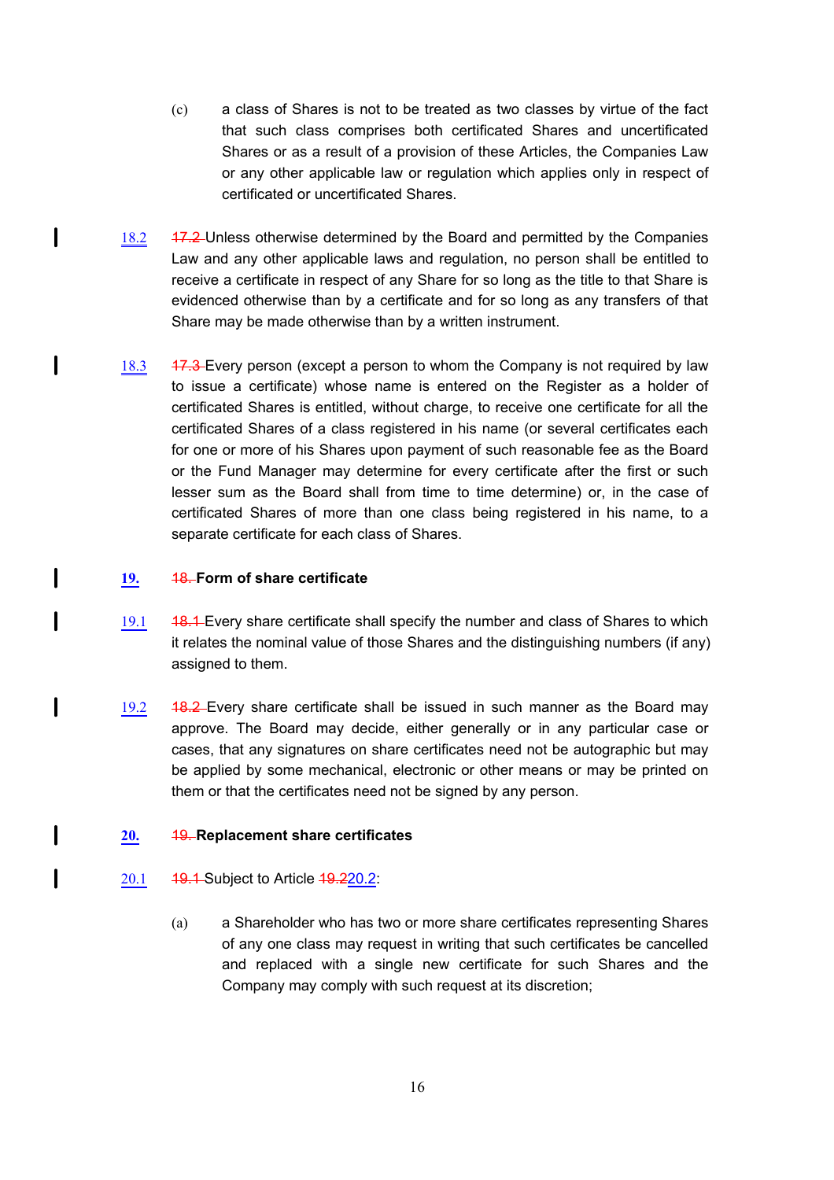(c) a class of Shares is not to be treated as two classes by virtue of the fact that such class comprises both certificated Shares and uncertificated Shares or as a result of a provision of these Articles, the Companies Law or any other applicable law or regulation which applies only in respect of certificated or uncertificated Shares.

18.2 ~~17.2~~ Unless otherwise determined by the Board and permitted by the Companies Law and any other applicable laws and regulation, no person shall be entitled to receive a certificate in respect of any Share for so long as the title to that Share is evidenced otherwise than by a certificate and for so long as any transfers of that Share may be made otherwise than by a written instrument.

18.3 ~~17.3~~ Every person (except a person to whom the Company is not required by law to issue a certificate) whose name is entered on the Register as a holder of certificated Shares is entitled, without charge, to receive one certificate for all the certificated Shares of a class registered in his name (or several certificates each for one or more of his Shares upon payment of such reasonable fee as the Board or the Fund Manager may determine for every certificate after the first or such lesser sum as the Board shall from time to time determine) or, in the case of certificated Shares of more than one class being registered in his name, to a separate certificate for each class of Shares.

## 19. ~~18.~~ Form of share certificate

19.1 ~~18.1~~ Every share certificate shall specify the number and class of Shares to which it relates the nominal value of those Shares and the distinguishing numbers (if any) assigned to them.

19.2 ~~18.2~~ Every share certificate shall be issued in such manner as the Board may approve. The Board may decide, either generally or in any particular case or cases, that any signatures on share certificates need not be autographic but may be applied by some mechanical, electronic or other means or may be printed on them or that the certificates need not be signed by any person.

## 20. ~~19.~~ Replacement share certificates

20.1 ~~19.1~~ Subject to Article ~~19.2~~20.2:

(a) a Shareholder who has two or more share certificates representing Shares of any one class may request in writing that such certificates be cancelled and replaced with a single new certificate for such Shares and the Company may comply with such request at its discretion;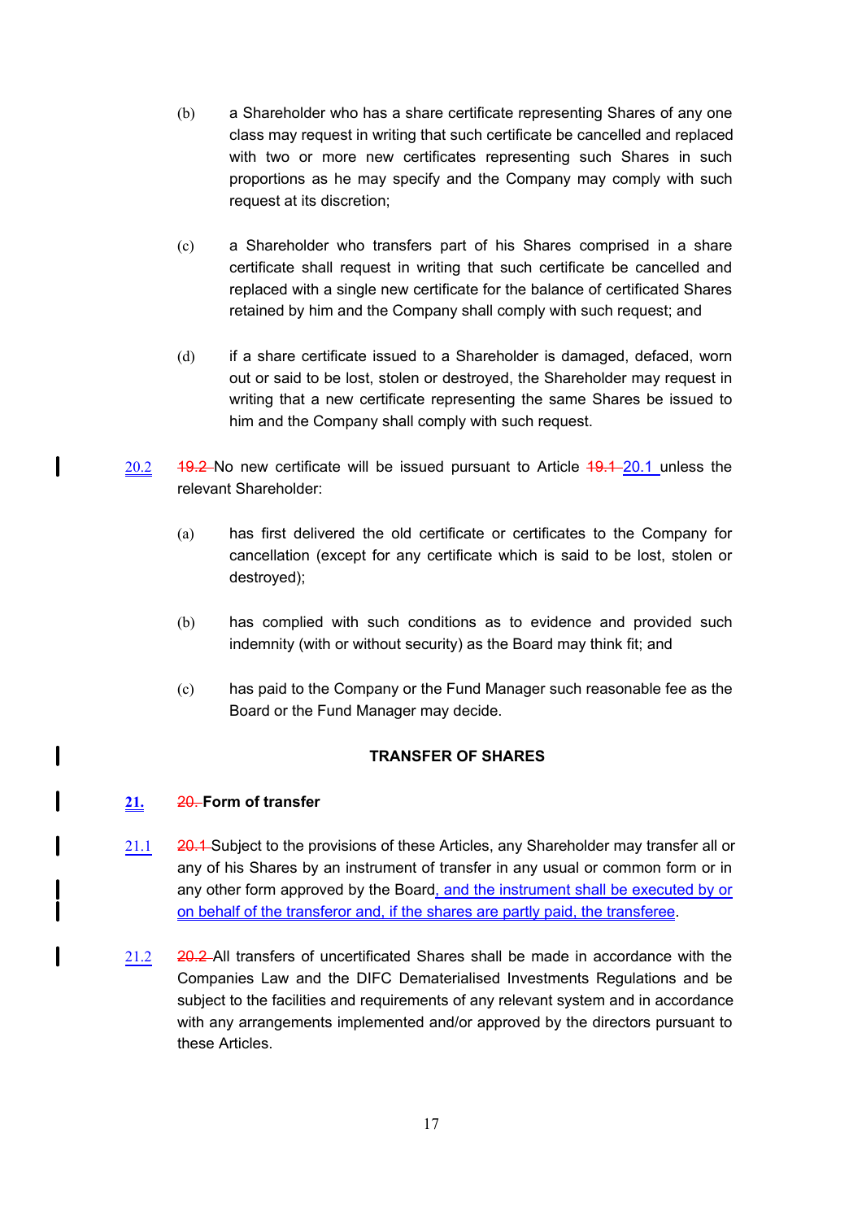(b) a Shareholder who has a share certificate representing Shares of any one class may request in writing that such certificate be cancelled and replaced with two or more new certificates representing such Shares in such proportions as he may specify and the Company may comply with such request at its discretion;

(c) a Shareholder who transfers part of his Shares comprised in a share certificate shall request in writing that such certificate be cancelled and replaced with a single new certificate for the balance of certificated Shares retained by him and the Company shall comply with such request; and

(d) if a share certificate issued to a Shareholder is damaged, defaced, worn out or said to be lost, stolen or destroyed, the Shareholder may request in writing that a new certificate representing the same Shares be issued to him and the Company shall comply with such request.

20.2 ~~19.2~~ No new certificate will be issued pursuant to Article ~~19.1~~ 20.1 unless the relevant Shareholder:

(a) has first delivered the old certificate or certificates to the Company for cancellation (except for any certificate which is said to be lost, stolen or destroyed);

(b) has complied with such conditions as to evidence and provided such indemnity (with or without security) as the Board may think fit; and

(c) has paid to the Company or the Fund Manager such reasonable fee as the Board or the Fund Manager may decide.

## TRANSFER OF SHARES

### 21. ~~20.~~ Form of transfer

21.1 ~~20.1~~ Subject to the provisions of these Articles, any Shareholder may transfer all or any of his Shares by an instrument of transfer in any usual or common form or in any other form approved by the Board, and the instrument shall be executed by or on behalf of the transferor and, if the shares are partly paid, the transferee.

21.2 ~~20.2~~ All transfers of uncertificated Shares shall be made in accordance with the Companies Law and the DIFC Dematerialised Investments Regulations and be subject to the facilities and requirements of any relevant system and in accordance with any arrangements implemented and/or approved by the directors pursuant to these Articles.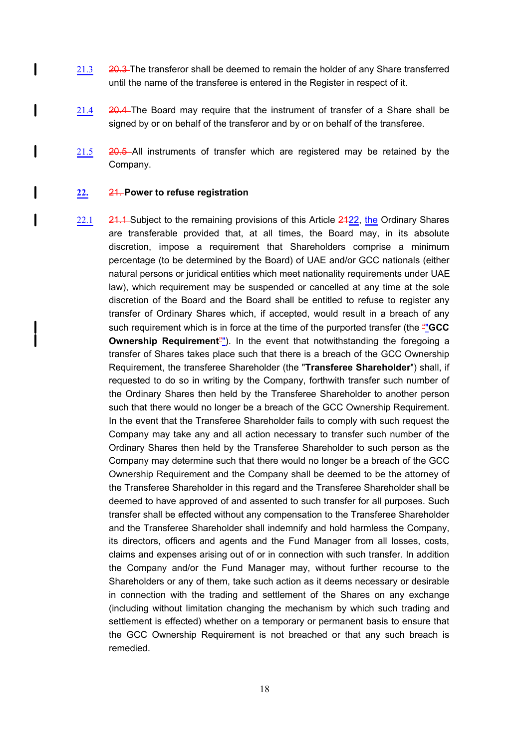21.3 ~~20.3~~ The transferor shall be deemed to remain the holder of any Share transferred until the name of the transferee is entered in the Register in respect of it.

21.4 ~~20.4~~ The Board may require that the instrument of transfer of a Share shall be signed by or on behalf of the transferor and by or on behalf of the transferee.

21.5 ~~20.5~~ All instruments of transfer which are registered may be retained by the Company.

## 22. ~~21.~~ Power to refuse registration

22.1 ~~21.1~~ Subject to the remaining provisions of this Article ~~21~~22, the Ordinary Shares are transferable provided that, at all times, the Board may, in its absolute discretion, impose a requirement that Shareholders comprise a minimum percentage (to be determined by the Board) of UAE and/or GCC nationals (either natural persons or juridical entities which meet nationality requirements under UAE law), which requirement may be suspended or cancelled at any time at the sole discretion of the Board and the Board shall be entitled to refuse to register any transfer of Ordinary Shares which, if accepted, would result in a breach of any such requirement which is in force at the time of the purported transfer (the "**GCC Ownership Requirement**"). In the event that notwithstanding the foregoing a transfer of Shares takes place such that there is a breach of the GCC Ownership Requirement, the transferee Shareholder (the "**Transferee Shareholder**") shall, if requested to do so in writing by the Company, forthwith transfer such number of the Ordinary Shares then held by the Transferee Shareholder to another person such that there would no longer be a breach of the GCC Ownership Requirement. In the event that the Transferee Shareholder fails to comply with such request the Company may take any and all action necessary to transfer such number of the Ordinary Shares then held by the Transferee Shareholder to such person as the Company may determine such that there would no longer be a breach of the GCC Ownership Requirement and the Company shall be deemed to be the attorney of the Transferee Shareholder in this regard and the Transferee Shareholder shall be deemed to have approved of and assented to such transfer for all purposes. Such transfer shall be effected without any compensation to the Transferee Shareholder and the Transferee Shareholder shall indemnify and hold harmless the Company, its directors, officers and agents and the Fund Manager from all losses, costs, claims and expenses arising out of or in connection with such transfer. In addition the Company and/or the Fund Manager may, without further recourse to the Shareholders or any of them, take such action as it deems necessary or desirable in connection with the trading and settlement of the Shares on any exchange (including without limitation changing the mechanism by which such trading and settlement is effected) whether on a temporary or permanent basis to ensure that the GCC Ownership Requirement is not breached or that any such breach is remedied.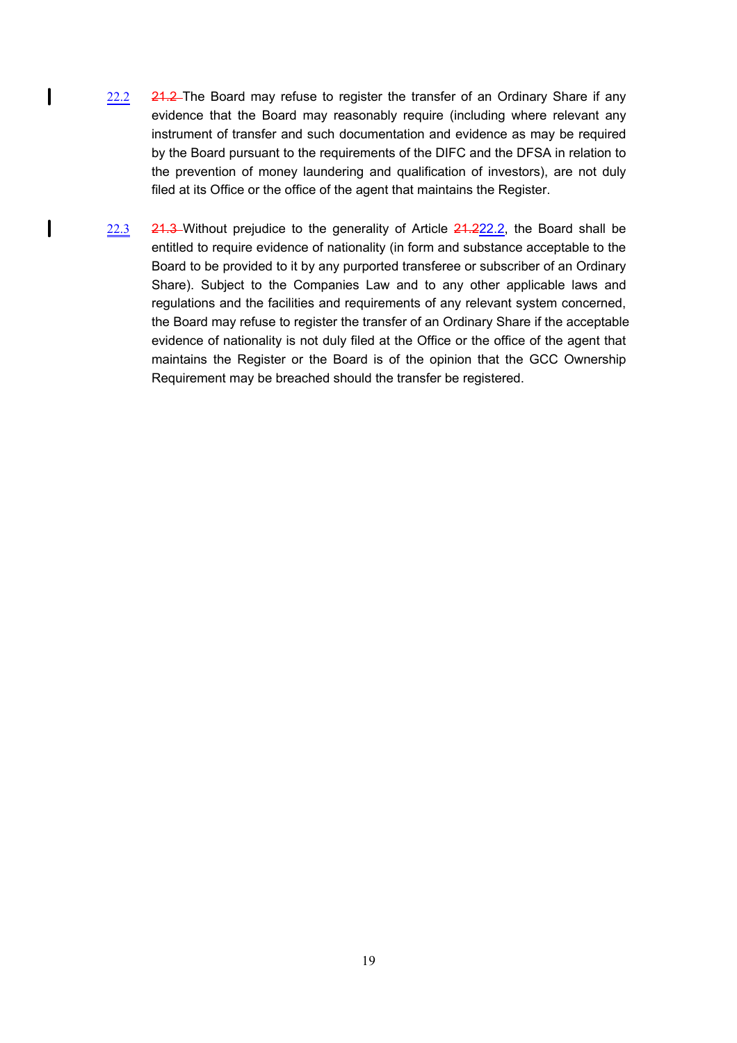22.2 ~~21.2~~ The Board may refuse to register the transfer of an Ordinary Share if any evidence that the Board may reasonably require (including where relevant any instrument of transfer and such documentation and evidence as may be required by the Board pursuant to the requirements of the DIFC and the DFSA in relation to the prevention of money laundering and qualification of investors), are not duly filed at its Office or the office of the agent that maintains the Register.

22.3 ~~21.3~~ Without prejudice to the generality of Article ~~21.2~~22.2, the Board shall be entitled to require evidence of nationality (in form and substance acceptable to the Board to be provided to it by any purported transferee or subscriber of an Ordinary Share). Subject to the Companies Law and to any other applicable laws and regulations and the facilities and requirements of any relevant system concerned, the Board may refuse to register the transfer of an Ordinary Share if the acceptable evidence of nationality is not duly filed at the Office or the office of the agent that maintains the Register or the Board is of the opinion that the GCC Ownership Requirement may be breached should the transfer be registered.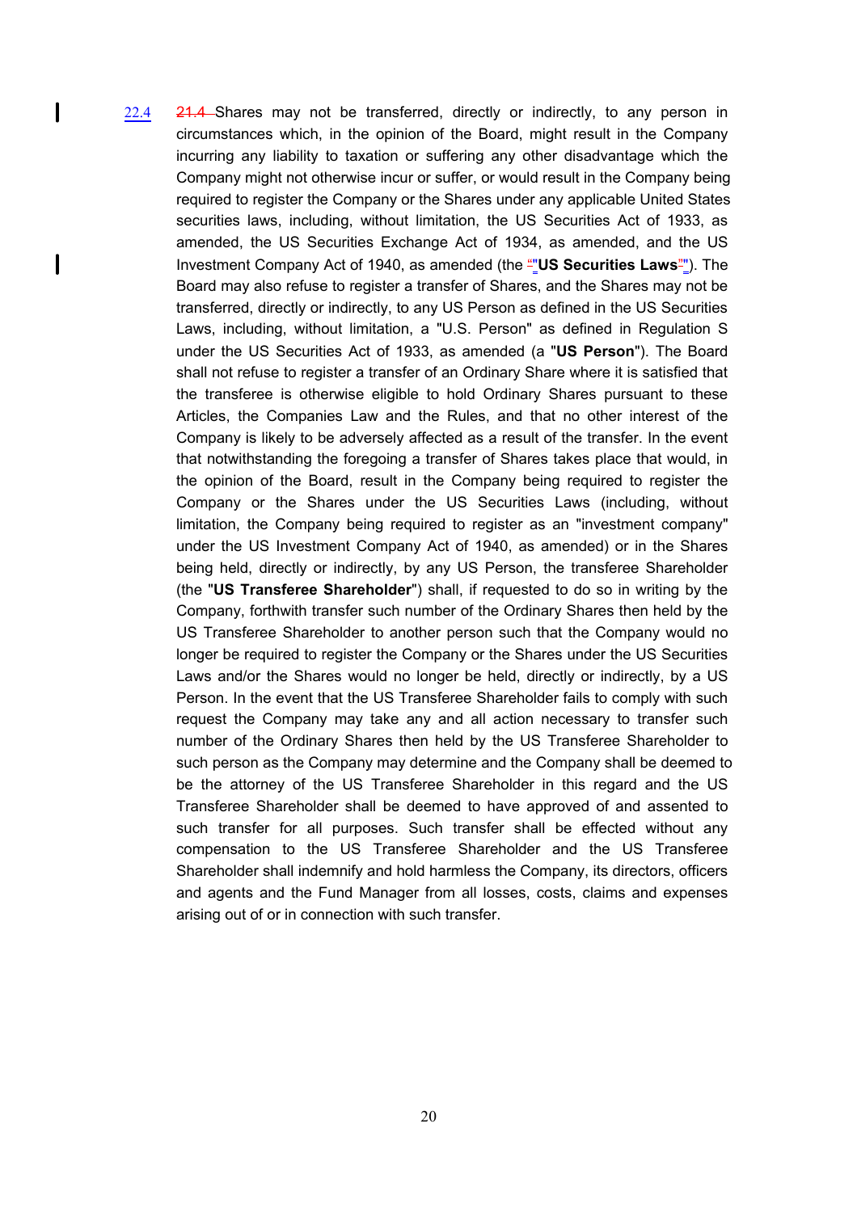22.4 ~~21.4~~ Shares may not be transferred, directly or indirectly, to any person in circumstances which, in the opinion of the Board, might result in the Company incurring any liability to taxation or suffering any other disadvantage which the Company might not otherwise incur or suffer, or would result in the Company being required to register the Company or the Shares under any applicable United States securities laws, including, without limitation, the US Securities Act of 1933, as amended, the US Securities Exchange Act of 1934, as amended, and the US Investment Company Act of 1940, as amended (the "**US Securities Laws**"). The Board may also refuse to register a transfer of Shares, and the Shares may not be transferred, directly or indirectly, to any US Person as defined in the US Securities Laws, including, without limitation, a "U.S. Person" as defined in Regulation S under the US Securities Act of 1933, as amended (a "**US Person**"). The Board shall not refuse to register a transfer of an Ordinary Share where it is satisfied that the transferee is otherwise eligible to hold Ordinary Shares pursuant to these Articles, the Companies Law and the Rules, and that no other interest of the Company is likely to be adversely affected as a result of the transfer. In the event that notwithstanding the foregoing a transfer of Shares takes place that would, in the opinion of the Board, result in the Company being required to register the Company or the Shares under the US Securities Laws (including, without limitation, the Company being required to register as an "investment company" under the US Investment Company Act of 1940, as amended) or in the Shares being held, directly or indirectly, by any US Person, the transferee Shareholder (the "**US Transferee Shareholder**") shall, if requested to do so in writing by the Company, forthwith transfer such number of the Ordinary Shares then held by the US Transferee Shareholder to another person such that the Company would no longer be required to register the Company or the Shares under the US Securities Laws and/or the Shares would no longer be held, directly or indirectly, by a US Person. In the event that the US Transferee Shareholder fails to comply with such request the Company may take any and all action necessary to transfer such number of the Ordinary Shares then held by the US Transferee Shareholder to such person as the Company may determine and the Company shall be deemed to be the attorney of the US Transferee Shareholder in this regard and the US Transferee Shareholder shall be deemed to have approved of and assented to such transfer for all purposes. Such transfer shall be effected without any compensation to the US Transferee Shareholder and the US Transferee Shareholder shall indemnify and hold harmless the Company, its directors, officers and agents and the Fund Manager from all losses, costs, claims and expenses arising out of or in connection with such transfer.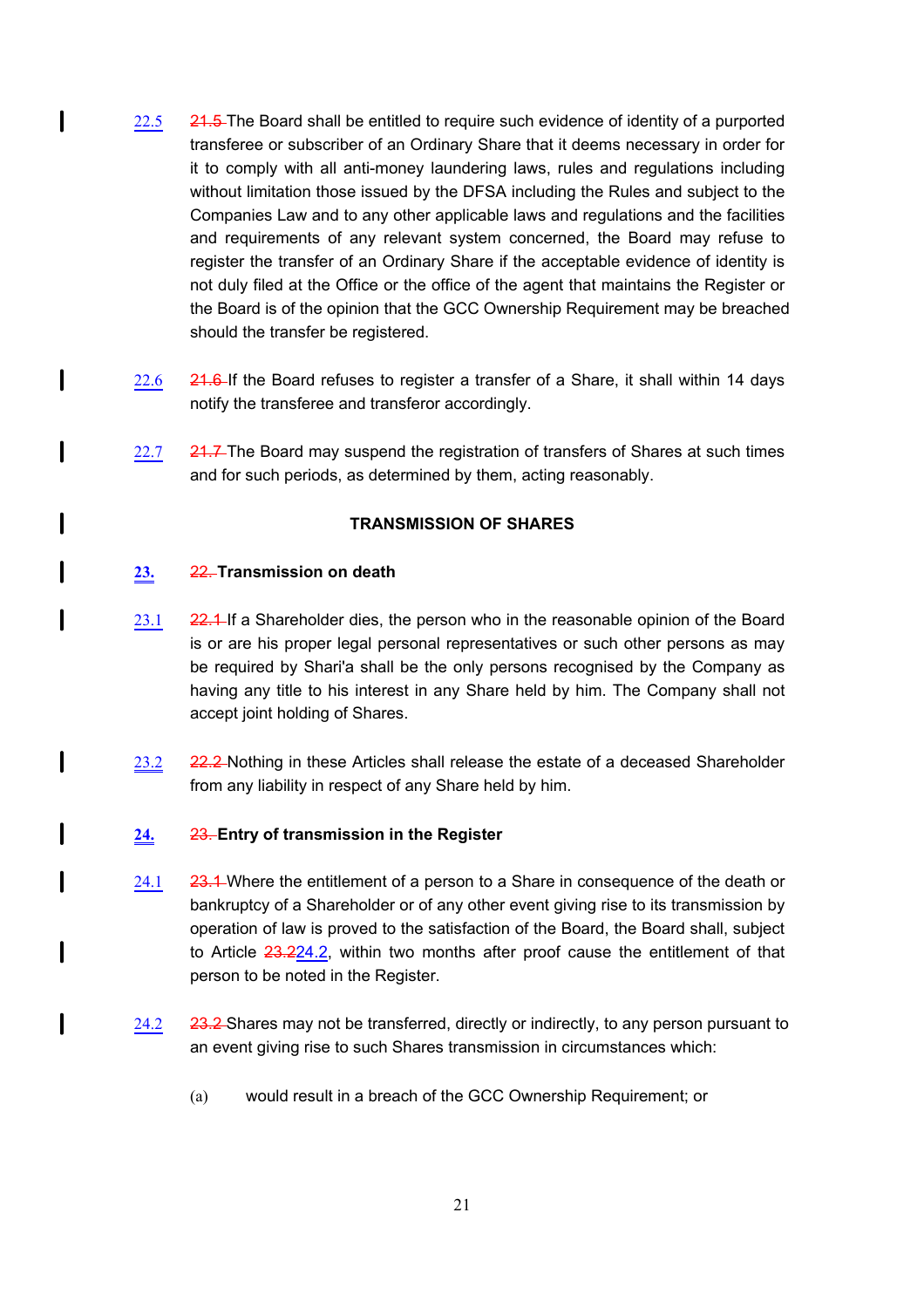22.5 ~~21.5~~ The Board shall be entitled to require such evidence of identity of a purported transferee or subscriber of an Ordinary Share that it deems necessary in order for it to comply with all anti-money laundering laws, rules and regulations including without limitation those issued by the DFSA including the Rules and subject to the Companies Law and to any other applicable laws and regulations and the facilities and requirements of any relevant system concerned, the Board may refuse to register the transfer of an Ordinary Share if the acceptable evidence of identity is not duly filed at the Office or the office of the agent that maintains the Register or the Board is of the opinion that the GCC Ownership Requirement may be breached should the transfer be registered.

22.6 ~~21.6~~ If the Board refuses to register a transfer of a Share, it shall within 14 days notify the transferee and transferor accordingly.

22.7 ~~21.7~~ The Board may suspend the registration of transfers of Shares at such times and for such periods, as determined by them, acting reasonably.

## TRANSMISSION OF SHARES

### 23. ~~22.~~ Transmission on death

23.1 ~~22.1~~ If a Shareholder dies, the person who in the reasonable opinion of the Board is or are his proper legal personal representatives or such other persons as may be required by Shari'a shall be the only persons recognised by the Company as having any title to his interest in any Share held by him. The Company shall not accept joint holding of Shares.

23.2 ~~22.2~~ Nothing in these Articles shall release the estate of a deceased Shareholder from any liability in respect of any Share held by him.

### 24. ~~23.~~ Entry of transmission in the Register

24.1 ~~23.1~~ Where the entitlement of a person to a Share in consequence of the death or bankruptcy of a Shareholder or of any other event giving rise to its transmission by operation of law is proved to the satisfaction of the Board, the Board shall, subject to Article ~~23.2~~24.2, within two months after proof cause the entitlement of that person to be noted in the Register.

24.2 ~~23.2~~ Shares may not be transferred, directly or indirectly, to any person pursuant to an event giving rise to such Shares transmission in circumstances which:

(a) would result in a breach of the GCC Ownership Requirement; or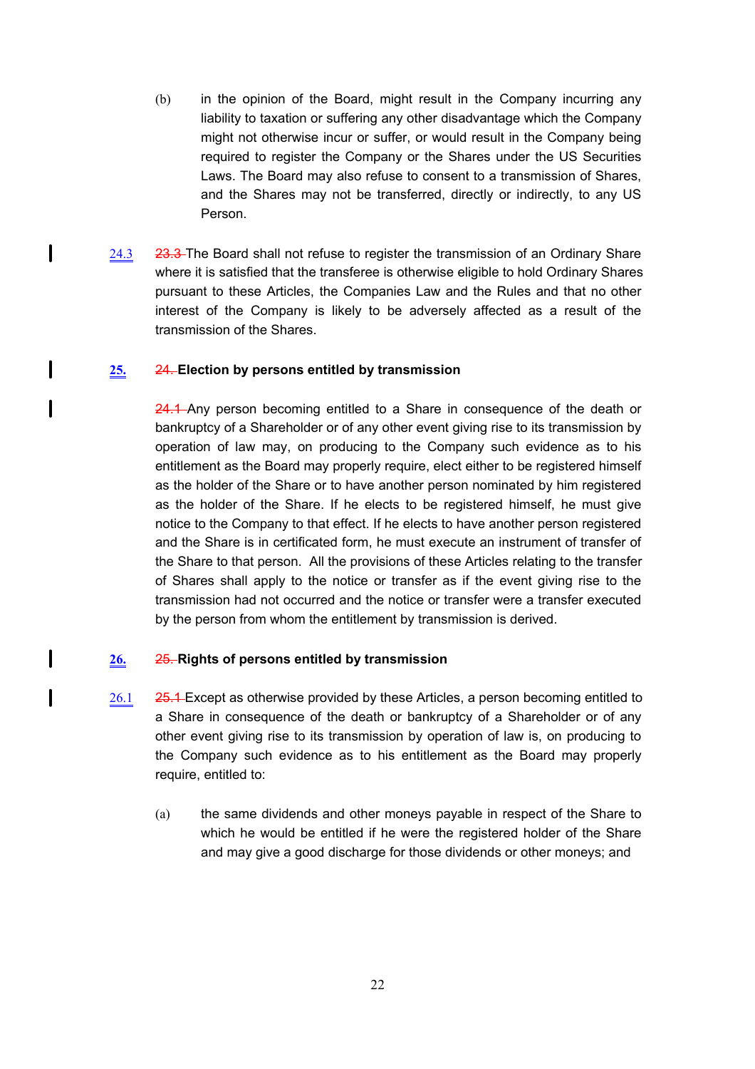(b) in the opinion of the Board, might result in the Company incurring any liability to taxation or suffering any other disadvantage which the Company might not otherwise incur or suffer, or would result in the Company being required to register the Company or the Shares under the US Securities Laws. The Board may also refuse to consent to a transmission of Shares, and the Shares may not be transferred, directly or indirectly, to any US Person.

24.3 ~~23.3~~ The Board shall not refuse to register the transmission of an Ordinary Share where it is satisfied that the transferee is otherwise eligible to hold Ordinary Shares pursuant to these Articles, the Companies Law and the Rules and that no other interest of the Company is likely to be adversely affected as a result of the transmission of the Shares.

**25.** ~~24.~~ **Election by persons entitled by transmission**

~~24.1~~ Any person becoming entitled to a Share in consequence of the death or bankruptcy of a Shareholder or of any other event giving rise to its transmission by operation of law may, on producing to the Company such evidence as to his entitlement as the Board may properly require, elect either to be registered himself as the holder of the Share or to have another person nominated by him registered as the holder of the Share. If he elects to be registered himself, he must give notice to the Company to that effect. If he elects to have another person registered and the Share is in certificated form, he must execute an instrument of transfer of the Share to that person. All the provisions of these Articles relating to the transfer of Shares shall apply to the notice or transfer as if the event giving rise to the transmission had not occurred and the notice or transfer were a transfer executed by the person from whom the entitlement by transmission is derived.

**26.** ~~25.~~ **Rights of persons entitled by transmission**

26.1 ~~25.1~~ Except as otherwise provided by these Articles, a person becoming entitled to a Share in consequence of the death or bankruptcy of a Shareholder or of any other event giving rise to its transmission by operation of law is, on producing to the Company such evidence as to his entitlement as the Board may properly require, entitled to:

(a) the same dividends and other moneys payable in respect of the Share to which he would be entitled if he were the registered holder of the Share and may give a good discharge for those dividends or other moneys; and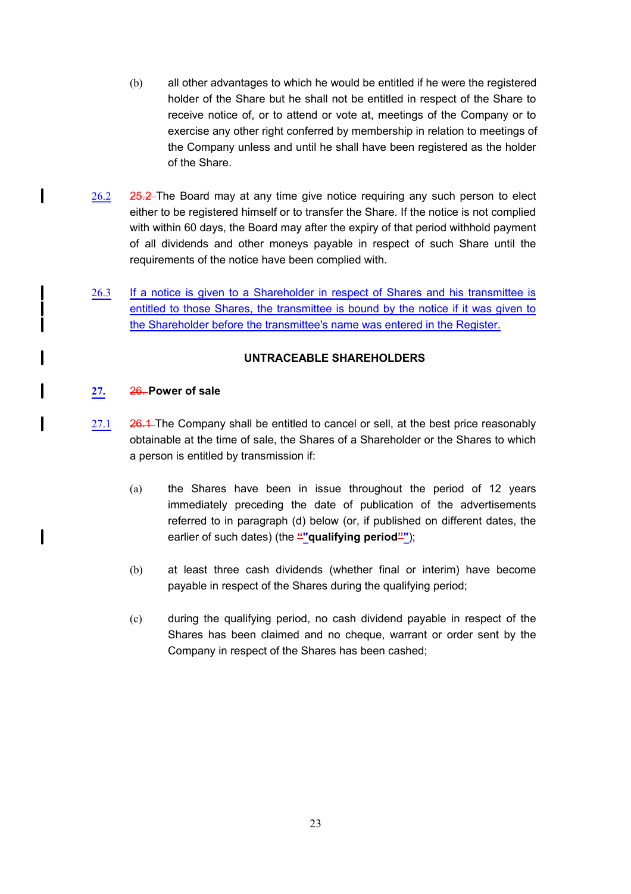(b) all other advantages to which he would be entitled if he were the registered holder of the Share but he shall not be entitled in respect of the Share to receive notice of, or to attend or vote at, meetings of the Company or to exercise any other right conferred by membership in relation to meetings of the Company unless and until he shall have been registered as the holder of the Share.

26.2 ~~25.2~~ The Board may at any time give notice requiring any such person to elect either to be registered himself or to transfer the Share. If the notice is not complied with within 60 days, the Board may after the expiry of that period withhold payment of all dividends and other moneys payable in respect of such Share until the requirements of the notice have been complied with.

26.3 If a notice is given to a Shareholder in respect of Shares and his transmittee is entitled to those Shares, the transmittee is bound by the notice if it was given to the Shareholder before the transmittee's name was entered in the Register.

## UNTRACEABLE SHAREHOLDERS

### 27. ~~26.~~ Power of sale

27.1 ~~26.1~~ The Company shall be entitled to cancel or sell, at the best price reasonably obtainable at the time of sale, the Shares of a Shareholder or the Shares to which a person is entitled by transmission if:

(a) the Shares have been in issue throughout the period of 12 years immediately preceding the date of publication of the advertisements referred to in paragraph (d) below (or, if published on different dates, the earlier of such dates) (the "**qualifying period**");

(b) at least three cash dividends (whether final or interim) have become payable in respect of the Shares during the qualifying period;

(c) during the qualifying period, no cash dividend payable in respect of the Shares has been claimed and no cheque, warrant or order sent by the Company in respect of the Shares has been cashed;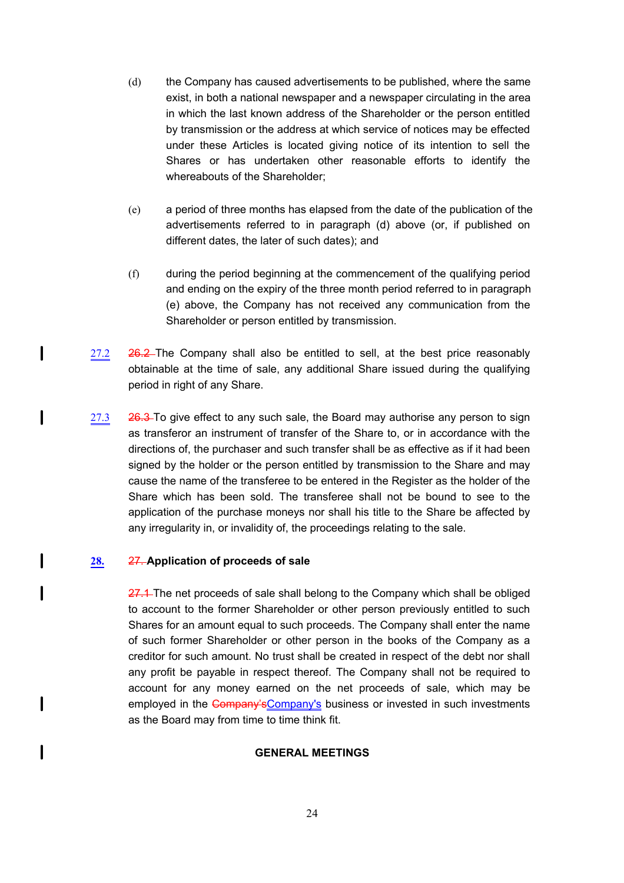(d) the Company has caused advertisements to be published, where the same exist, in both a national newspaper and a newspaper circulating in the area in which the last known address of the Shareholder or the person entitled by transmission or the address at which service of notices may be effected under these Articles is located giving notice of its intention to sell the Shares or has undertaken other reasonable efforts to identify the whereabouts of the Shareholder;

(e) a period of three months has elapsed from the date of the publication of the advertisements referred to in paragraph (d) above (or, if published on different dates, the later of such dates); and

(f) during the period beginning at the commencement of the qualifying period and ending on the expiry of the three month period referred to in paragraph (e) above, the Company has not received any communication from the Shareholder or person entitled by transmission.

27.2 ~~26.2~~ The Company shall also be entitled to sell, at the best price reasonably obtainable at the time of sale, any additional Share issued during the qualifying period in right of any Share.

27.3 ~~26.3~~ To give effect to any such sale, the Board may authorise any person to sign as transferor an instrument of transfer of the Share to, or in accordance with the directions of, the purchaser and such transfer shall be as effective as if it had been signed by the holder or the person entitled by transmission to the Share and may cause the name of the transferee to be entered in the Register as the holder of the Share which has been sold. The transferee shall not be bound to see to the application of the purchase moneys nor shall his title to the Share be affected by any irregularity in, or invalidity of, the proceedings relating to the sale.

## 28. ~~27.~~ Application of proceeds of sale

~~27.1~~ The net proceeds of sale shall belong to the Company which shall be obliged to account to the former Shareholder or other person previously entitled to such Shares for an amount equal to such proceeds. The Company shall enter the name of such former Shareholder or other person in the books of the Company as a creditor for such amount. No trust shall be created in respect of the debt nor shall any profit be payable in respect thereof. The Company shall not be required to account for any money earned on the net proceeds of sale, which may be employed in the ~~Company's~~Company's business or invested in such investments as the Board may from time to time think fit.

## GENERAL MEETINGS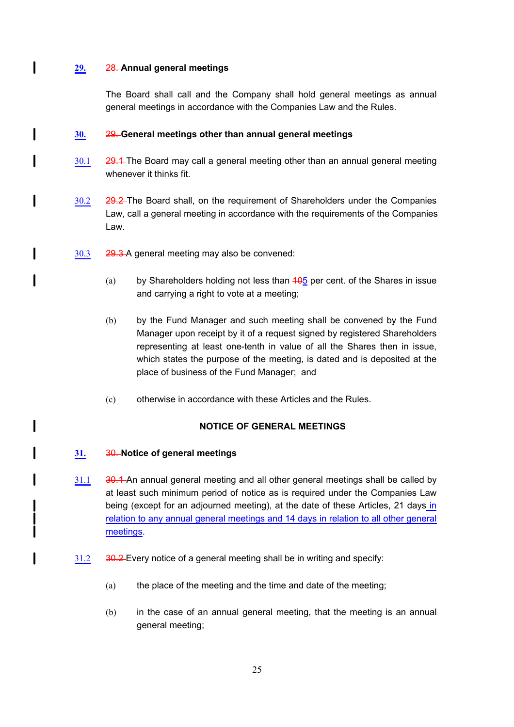**29.** ~~28.~~ **Annual general meetings**

The Board shall call and the Company shall hold general meetings as annual general meetings in accordance with the Companies Law and the Rules.

**30.** ~~29.~~ **General meetings other than annual general meetings**

30.1 ~~29.1~~ The Board may call a general meeting other than an annual general meeting whenever it thinks fit.

30.2 ~~29.2~~ The Board shall, on the requirement of Shareholders under the Companies Law, call a general meeting in accordance with the requirements of the Companies Law.

30.3 ~~29.3~~ A general meeting may also be convened:

(a) by Shareholders holding not less than ~~10~~5 per cent. of the Shares in issue and carrying a right to vote at a meeting;

(b) by the Fund Manager and such meeting shall be convened by the Fund Manager upon receipt by it of a request signed by registered Shareholders representing at least one-tenth in value of all the Shares then in issue, which states the purpose of the meeting, is dated and is deposited at the place of business of the Fund Manager; and

(c) otherwise in accordance with these Articles and the Rules.

**NOTICE OF GENERAL MEETINGS**

**31.** ~~30.~~ **Notice of general meetings**

31.1 ~~30.1~~ An annual general meeting and all other general meetings shall be called by at least such minimum period of notice as is required under the Companies Law being (except for an adjourned meeting), at the date of these Articles, 21 days in relation to any annual general meetings and 14 days in relation to all other general meetings.

31.2 ~~30.2~~ Every notice of a general meeting shall be in writing and specify:

(a) the place of the meeting and the time and date of the meeting;

(b) in the case of an annual general meeting, that the meeting is an annual general meeting;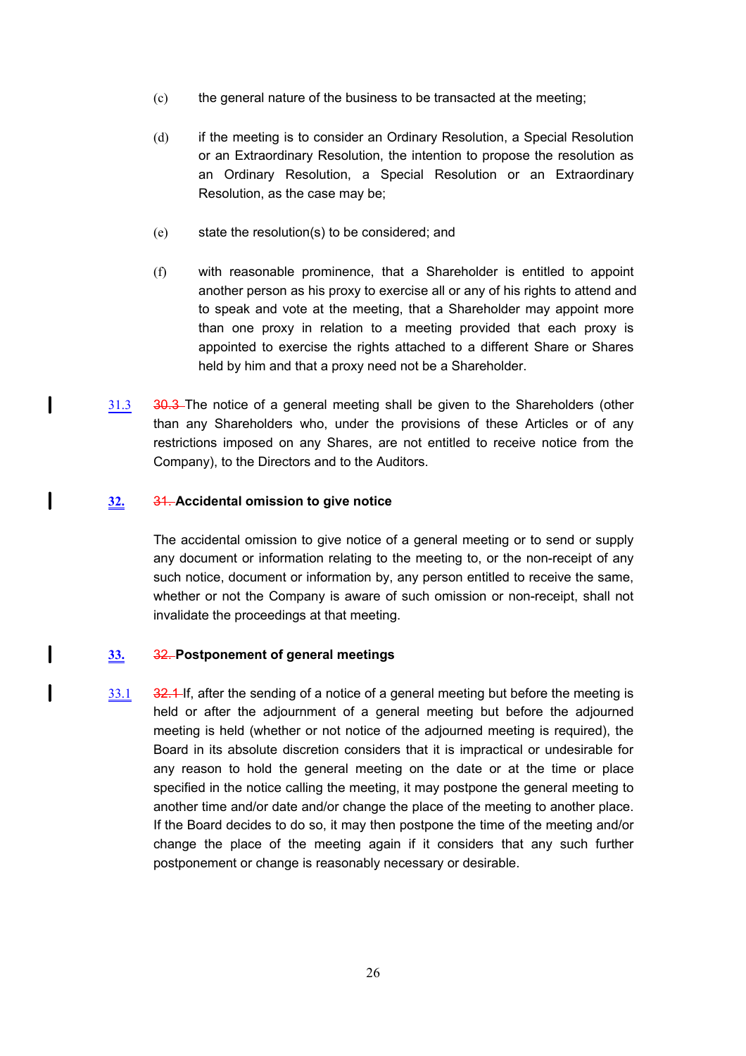(c) the general nature of the business to be transacted at the meeting;

(d) if the meeting is to consider an Ordinary Resolution, a Special Resolution or an Extraordinary Resolution, the intention to propose the resolution as an Ordinary Resolution, a Special Resolution or an Extraordinary Resolution, as the case may be;

(e) state the resolution(s) to be considered; and

(f) with reasonable prominence, that a Shareholder is entitled to appoint another person as his proxy to exercise all or any of his rights to attend and to speak and vote at the meeting, that a Shareholder may appoint more than one proxy in relation to a meeting provided that each proxy is appointed to exercise the rights attached to a different Share or Shares held by him and that a proxy need not be a Shareholder.

31.3 ~~30.3~~ The notice of a general meeting shall be given to the Shareholders (other than any Shareholders who, under the provisions of these Articles or of any restrictions imposed on any Shares, are not entitled to receive notice from the Company), to the Directors and to the Auditors.

**32. ~~31.~~ Accidental omission to give notice**

The accidental omission to give notice of a general meeting or to send or supply any document or information relating to the meeting to, or the non-receipt of any such notice, document or information by, any person entitled to receive the same, whether or not the Company is aware of such omission or non-receipt, shall not invalidate the proceedings at that meeting.

**33. ~~32.~~ Postponement of general meetings**

33.1 ~~32.1~~ If, after the sending of a notice of a general meeting but before the meeting is held or after the adjournment of a general meeting but before the adjourned meeting is held (whether or not notice of the adjourned meeting is required), the Board in its absolute discretion considers that it is impractical or undesirable for any reason to hold the general meeting on the date or at the time or place specified in the notice calling the meeting, it may postpone the general meeting to another time and/or date and/or change the place of the meeting to another place. If the Board decides to do so, it may then postpone the time of the meeting and/or change the place of the meeting again if it considers that any such further postponement or change is reasonably necessary or desirable.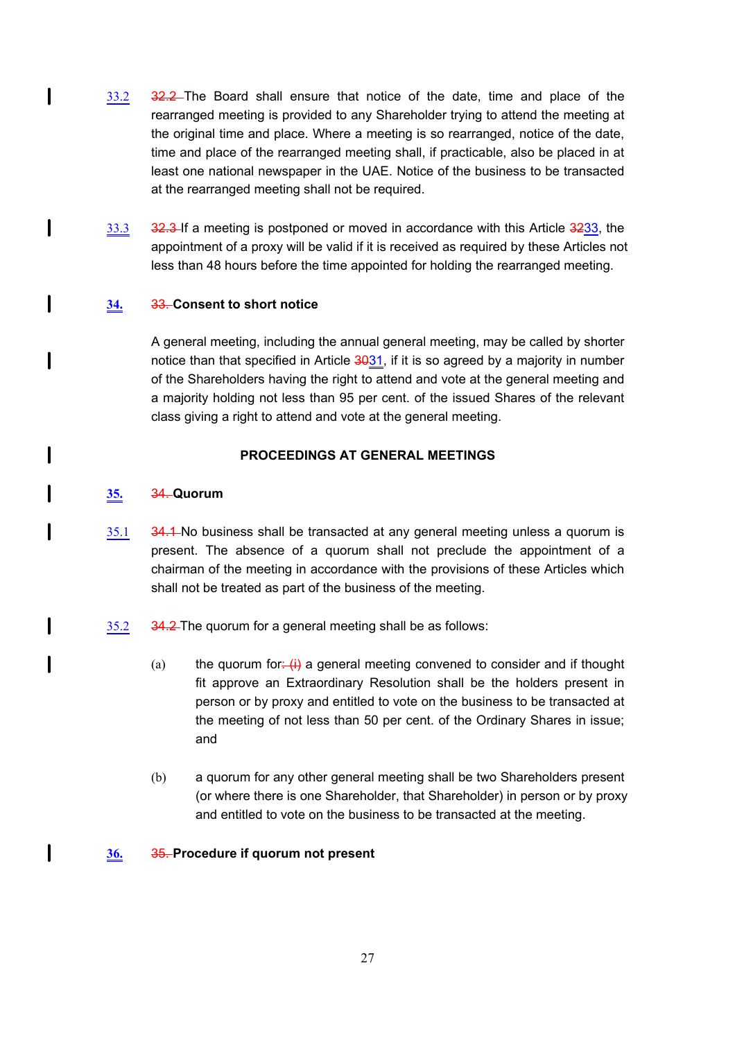33.2 ~~32.2~~ The Board shall ensure that notice of the date, time and place of the rearranged meeting is provided to any Shareholder trying to attend the meeting at the original time and place. Where a meeting is so rearranged, notice of the date, time and place of the rearranged meeting shall, if practicable, also be placed in at least one national newspaper in the UAE. Notice of the business to be transacted at the rearranged meeting shall not be required.

33.3 ~~32.3~~ If a meeting is postponed or moved in accordance with this Article ~~32~~33, the appointment of a proxy will be valid if it is received as required by these Articles not less than 48 hours before the time appointed for holding the rearranged meeting.

## 34. ~~33.~~ Consent to short notice

A general meeting, including the annual general meeting, may be called by shorter notice than that specified in Article ~~30~~31, if it is so agreed by a majority in number of the Shareholders having the right to attend and vote at the general meeting and a majority holding not less than 95 per cent. of the issued Shares of the relevant class giving a right to attend and vote at the general meeting.

## PROCEEDINGS AT GENERAL MEETINGS

## 35. ~~34.~~ Quorum

35.1 ~~34.1~~ No business shall be transacted at any general meeting unless a quorum is present. The absence of a quorum shall not preclude the appointment of a chairman of the meeting in accordance with the provisions of these Articles which shall not be treated as part of the business of the meeting.

35.2 ~~34.2~~ The quorum for a general meeting shall be as follows:

(a) the quorum for~~: (i)~~ a general meeting convened to consider and if thought fit approve an Extraordinary Resolution shall be the holders present in person or by proxy and entitled to vote on the business to be transacted at the meeting of not less than 50 per cent. of the Ordinary Shares in issue; and

(b) a quorum for any other general meeting shall be two Shareholders present (or where there is one Shareholder, that Shareholder) in person or by proxy and entitled to vote on the business to be transacted at the meeting.

## 36. ~~35.~~ Procedure if quorum not present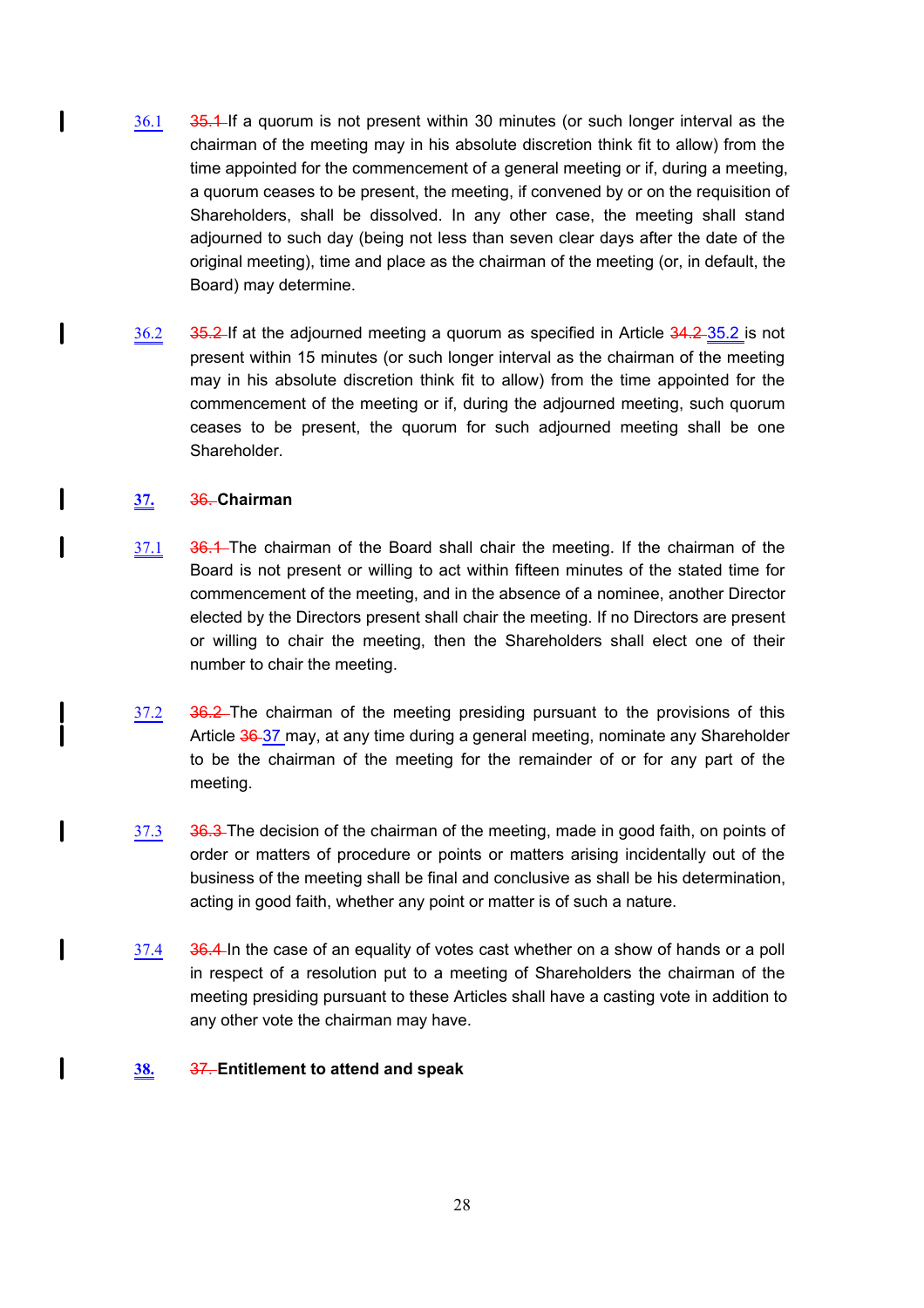36.1 ~~35.1~~ If a quorum is not present within 30 minutes (or such longer interval as the chairman of the meeting may in his absolute discretion think fit to allow) from the time appointed for the commencement of a general meeting or if, during a meeting, a quorum ceases to be present, the meeting, if convened by or on the requisition of Shareholders, shall be dissolved. In any other case, the meeting shall stand adjourned to such day (being not less than seven clear days after the date of the original meeting), time and place as the chairman of the meeting (or, in default, the Board) may determine.

36.2 ~~35.2~~ If at the adjourned meeting a quorum as specified in Article ~~34.2~~ 35.2 is not present within 15 minutes (or such longer interval as the chairman of the meeting may in his absolute discretion think fit to allow) from the time appointed for the commencement of the meeting or if, during the adjourned meeting, such quorum ceases to be present, the quorum for such adjourned meeting shall be one Shareholder.

## 37. ~~36.~~ Chairman

37.1 ~~36.1~~ The chairman of the Board shall chair the meeting. If the chairman of the Board is not present or willing to act within fifteen minutes of the stated time for commencement of the meeting, and in the absence of a nominee, another Director elected by the Directors present shall chair the meeting. If no Directors are present or willing to chair the meeting, then the Shareholders shall elect one of their number to chair the meeting.

37.2 ~~36.2~~ The chairman of the meeting presiding pursuant to the provisions of this Article ~~36~~ 37 may, at any time during a general meeting, nominate any Shareholder to be the chairman of the meeting for the remainder of or for any part of the meeting.

37.3 ~~36.3~~ The decision of the chairman of the meeting, made in good faith, on points of order or matters of procedure or points or matters arising incidentally out of the business of the meeting shall be final and conclusive as shall be his determination, acting in good faith, whether any point or matter is of such a nature.

37.4 ~~36.4~~ In the case of an equality of votes cast whether on a show of hands or a poll in respect of a resolution put to a meeting of Shareholders the chairman of the meeting presiding pursuant to these Articles shall have a casting vote in addition to any other vote the chairman may have.

## 38. ~~37.~~ Entitlement to attend and speak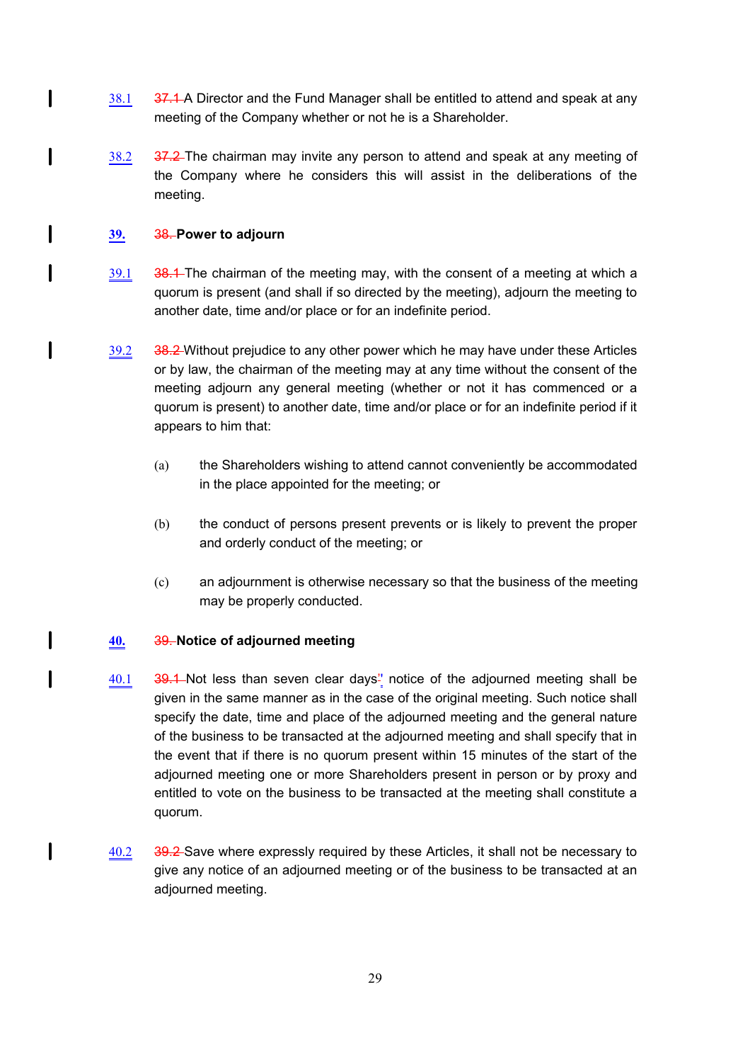38.1 ~~37.1~~ A Director and the Fund Manager shall be entitled to attend and speak at any meeting of the Company whether or not he is a Shareholder.

38.2 ~~37.2~~ The chairman may invite any person to attend and speak at any meeting of the Company where he considers this will assist in the deliberations of the meeting.

**39. ~~38.~~ Power to adjourn**

39.1 ~~38.1~~ The chairman of the meeting may, with the consent of a meeting at which a quorum is present (and shall if so directed by the meeting), adjourn the meeting to another date, time and/or place or for an indefinite period.

39.2 ~~38.2~~ Without prejudice to any other power which he may have under these Articles or by law, the chairman of the meeting may at any time without the consent of the meeting adjourn any general meeting (whether or not it has commenced or a quorum is present) to another date, time and/or place or for an indefinite period if it appears to him that:

(a) the Shareholders wishing to attend cannot conveniently be accommodated in the place appointed for the meeting; or

(b) the conduct of persons present prevents or is likely to prevent the proper and orderly conduct of the meeting; or

(c) an adjournment is otherwise necessary so that the business of the meeting may be properly conducted.

**40. ~~39.~~ Notice of adjourned meeting**

40.1 ~~39.1~~ Not less than seven clear days' notice of the adjourned meeting shall be given in the same manner as in the case of the original meeting. Such notice shall specify the date, time and place of the adjourned meeting and the general nature of the business to be transacted at the adjourned meeting and shall specify that in the event that if there is no quorum present within 15 minutes of the start of the adjourned meeting one or more Shareholders present in person or by proxy and entitled to vote on the business to be transacted at the meeting shall constitute a quorum.

40.2 ~~39.2~~ Save where expressly required by these Articles, it shall not be necessary to give any notice of an adjourned meeting or of the business to be transacted at an adjourned meeting.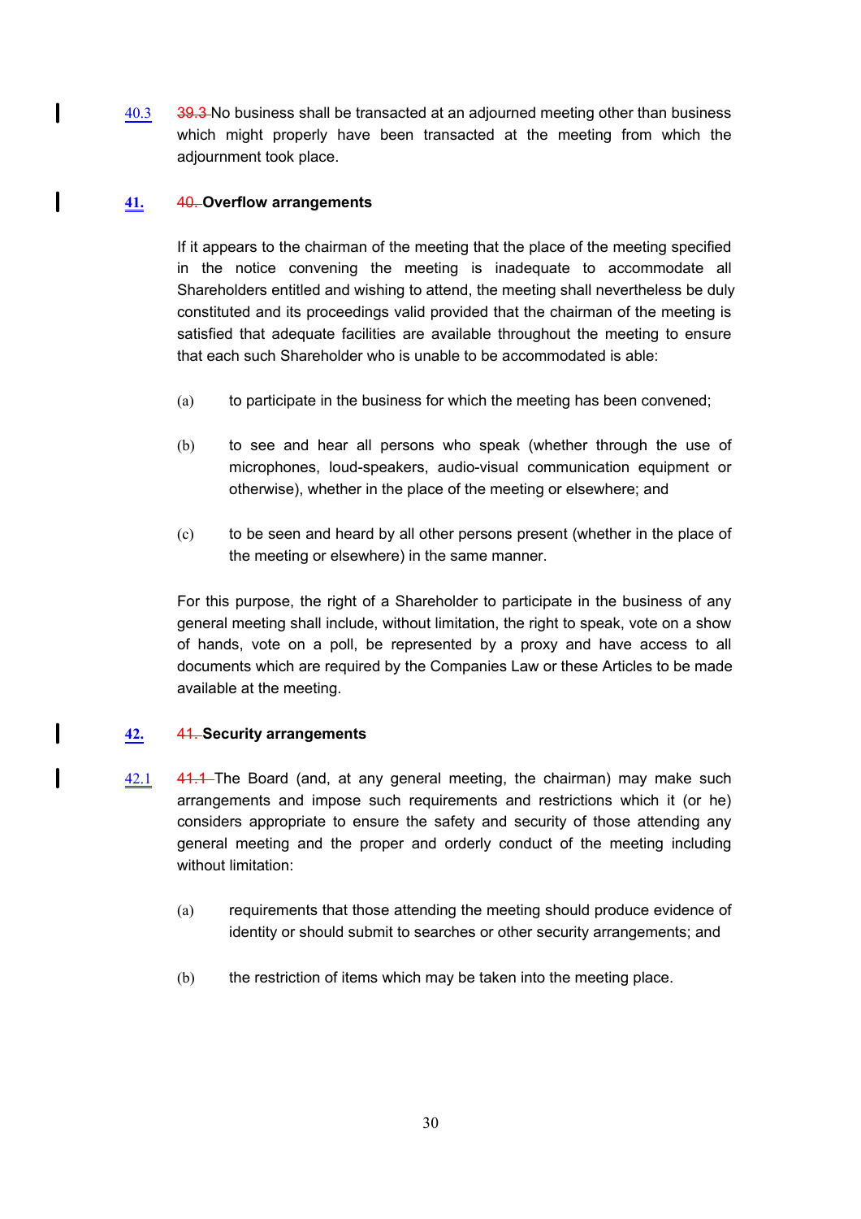40.3 ~~39.3~~ No business shall be transacted at an adjourned meeting other than business which might properly have been transacted at the meeting from which the adjournment took place.

**41.** ~~40.~~ **Overflow arrangements**

If it appears to the chairman of the meeting that the place of the meeting specified in the notice convening the meeting is inadequate to accommodate all Shareholders entitled and wishing to attend, the meeting shall nevertheless be duly constituted and its proceedings valid provided that the chairman of the meeting is satisfied that adequate facilities are available throughout the meeting to ensure that each such Shareholder who is unable to be accommodated is able:

(a) to participate in the business for which the meeting has been convened;

(b) to see and hear all persons who speak (whether through the use of microphones, loud-speakers, audio-visual communication equipment or otherwise), whether in the place of the meeting or elsewhere; and

(c) to be seen and heard by all other persons present (whether in the place of the meeting or elsewhere) in the same manner.

For this purpose, the right of a Shareholder to participate in the business of any general meeting shall include, without limitation, the right to speak, vote on a show of hands, vote on a poll, be represented by a proxy and have access to all documents which are required by the Companies Law or these Articles to be made available at the meeting.

**42.** ~~41.~~ **Security arrangements**

42.1 ~~41.1~~ The Board (and, at any general meeting, the chairman) may make such arrangements and impose such requirements and restrictions which it (or he) considers appropriate to ensure the safety and security of those attending any general meeting and the proper and orderly conduct of the meeting including without limitation:

(a) requirements that those attending the meeting should produce evidence of identity or should submit to searches or other security arrangements; and

(b) the restriction of items which may be taken into the meeting place.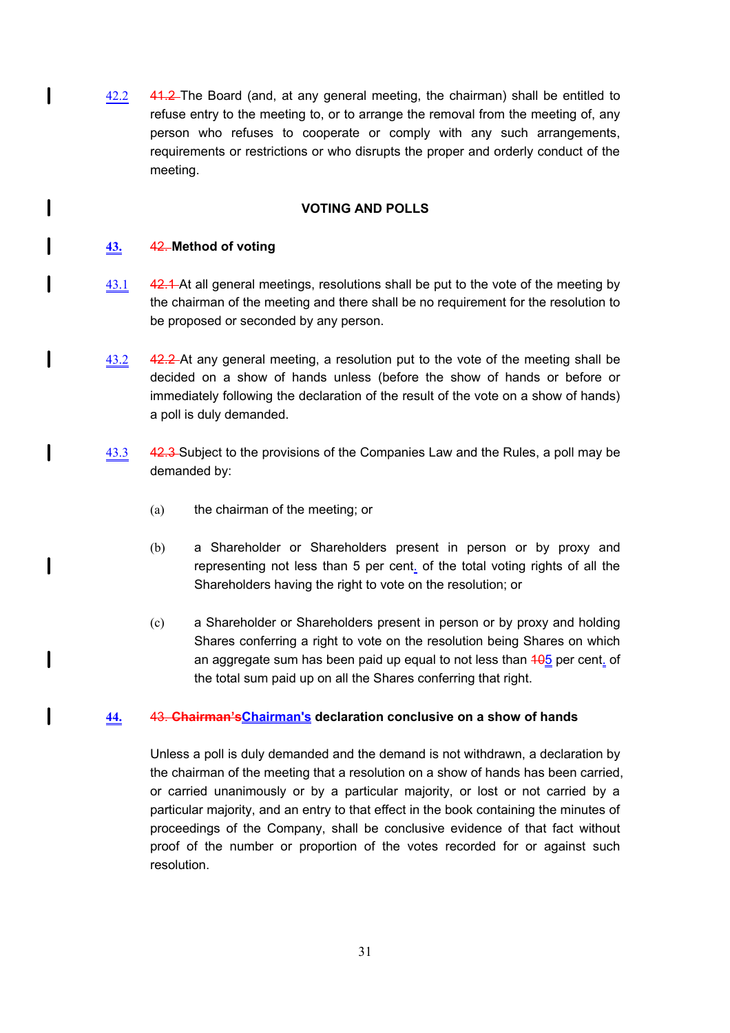42.2 ~~41.2~~ The Board (and, at any general meeting, the chairman) shall be entitled to refuse entry to the meeting to, or to arrange the removal from the meeting of, any person who refuses to cooperate or comply with any such arrangements, requirements or restrictions or who disrupts the proper and orderly conduct of the meeting.

**VOTING AND POLLS**

**43.** ~~42.~~ **Method of voting**

43.1 ~~42.1~~ At all general meetings, resolutions shall be put to the vote of the meeting by the chairman of the meeting and there shall be no requirement for the resolution to be proposed or seconded by any person.

43.2 ~~42.2~~ At any general meeting, a resolution put to the vote of the meeting shall be decided on a show of hands unless (before the show of hands or before or immediately following the declaration of the result of the vote on a show of hands) a poll is duly demanded.

43.3 ~~42.3~~ Subject to the provisions of the Companies Law and the Rules, a poll may be demanded by:

(a) the chairman of the meeting; or

(b) a Shareholder or Shareholders present in person or by proxy and representing not less than 5 per cent. of the total voting rights of all the Shareholders having the right to vote on the resolution; or

(c) a Shareholder or Shareholders present in person or by proxy and holding Shares conferring a right to vote on the resolution being Shares on which an aggregate sum has been paid up equal to not less than ~~10~~5 per cent. of the total sum paid up on all the Shares conferring that right.

**44.** ~~43. Chairman's~~ **Chairman's declaration conclusive on a show of hands**

Unless a poll is duly demanded and the demand is not withdrawn, a declaration by the chairman of the meeting that a resolution on a show of hands has been carried, or carried unanimously or by a particular majority, or lost or not carried by a particular majority, and an entry to that effect in the book containing the minutes of proceedings of the Company, shall be conclusive evidence of that fact without proof of the number or proportion of the votes recorded for or against such resolution.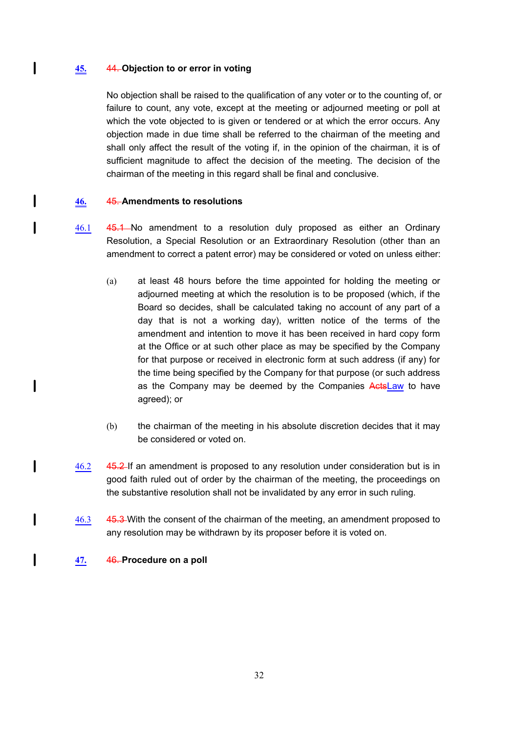## 45. ~~44.~~ Objection to or error in voting

No objection shall be raised to the qualification of any voter or to the counting of, or failure to count, any vote, except at the meeting or adjourned meeting or poll at which the vote objected to is given or tendered or at which the error occurs. Any objection made in due time shall be referred to the chairman of the meeting and shall only affect the result of the voting if, in the opinion of the chairman, it is of sufficient magnitude to affect the decision of the meeting. The decision of the chairman of the meeting in this regard shall be final and conclusive.

## 46. ~~45.~~ Amendments to resolutions

46.1 ~~45.1~~ No amendment to a resolution duly proposed as either an Ordinary Resolution, a Special Resolution or an Extraordinary Resolution (other than an amendment to correct a patent error) may be considered or voted on unless either:

(a) at least 48 hours before the time appointed for holding the meeting or adjourned meeting at which the resolution is to be proposed (which, if the Board so decides, shall be calculated taking no account of any part of a day that is not a working day), written notice of the terms of the amendment and intention to move it has been received in hard copy form at the Office or at such other place as may be specified by the Company for that purpose or received in electronic form at such address (if any) for the time being specified by the Company for that purpose (or such address as the Company may be deemed by the Companies ~~Acts~~Law to have agreed); or

(b) the chairman of the meeting in his absolute discretion decides that it may be considered or voted on.

46.2 ~~45.2~~ If an amendment is proposed to any resolution under consideration but is in good faith ruled out of order by the chairman of the meeting, the proceedings on the substantive resolution shall not be invalidated by any error in such ruling.

46.3 ~~45.3~~ With the consent of the chairman of the meeting, an amendment proposed to any resolution may be withdrawn by its proposer before it is voted on.

## 47. ~~46.~~ Procedure on a poll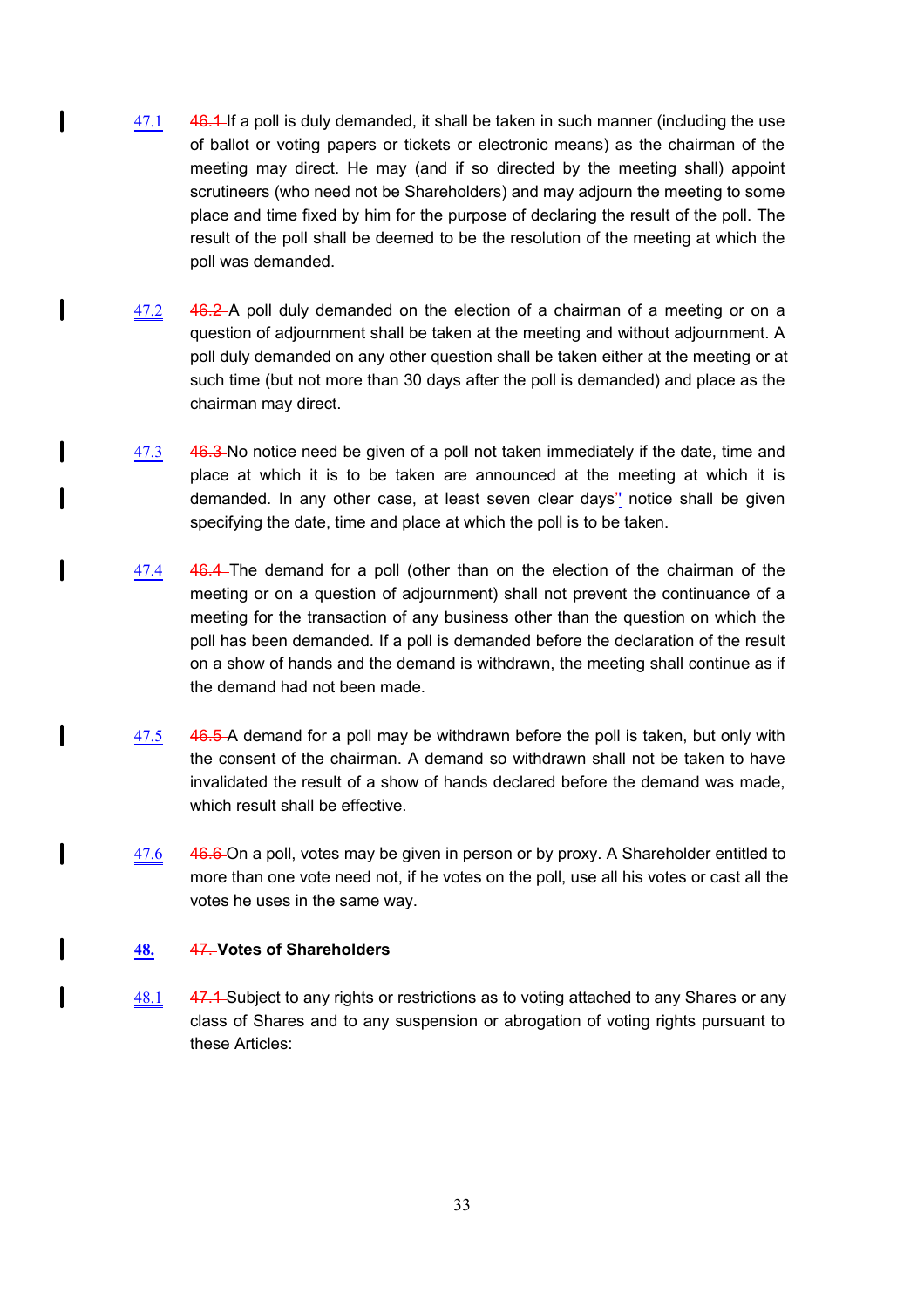47.1 ~~46.1~~ If a poll is duly demanded, it shall be taken in such manner (including the use of ballot or voting papers or tickets or electronic means) as the chairman of the meeting may direct. He may (and if so directed by the meeting shall) appoint scrutineers (who need not be Shareholders) and may adjourn the meeting to some place and time fixed by him for the purpose of declaring the result of the poll. The result of the poll shall be deemed to be the resolution of the meeting at which the poll was demanded.

47.2 ~~46.2~~ A poll duly demanded on the election of a chairman of a meeting or on a question of adjournment shall be taken at the meeting and without adjournment. A poll duly demanded on any other question shall be taken either at the meeting or at such time (but not more than 30 days after the poll is demanded) and place as the chairman may direct.

47.3 ~~46.3~~ No notice need be given of a poll not taken immediately if the date, time and place at which it is to be taken are announced at the meeting at which it is demanded. In any other case, at least seven clear days' notice shall be given specifying the date, time and place at which the poll is to be taken.

47.4 ~~46.4~~ The demand for a poll (other than on the election of the chairman of the meeting or on a question of adjournment) shall not prevent the continuance of a meeting for the transaction of any business other than the question on which the poll has been demanded. If a poll is demanded before the declaration of the result on a show of hands and the demand is withdrawn, the meeting shall continue as if the demand had not been made.

47.5 ~~46.5~~ A demand for a poll may be withdrawn before the poll is taken, but only with the consent of the chairman. A demand so withdrawn shall not be taken to have invalidated the result of a show of hands declared before the demand was made, which result shall be effective.

47.6 ~~46.6~~ On a poll, votes may be given in person or by proxy. A Shareholder entitled to more than one vote need not, if he votes on the poll, use all his votes or cast all the votes he uses in the same way.

## 48. ~~47.~~ Votes of Shareholders

48.1 ~~47.1~~ Subject to any rights or restrictions as to voting attached to any Shares or any class of Shares and to any suspension or abrogation of voting rights pursuant to these Articles: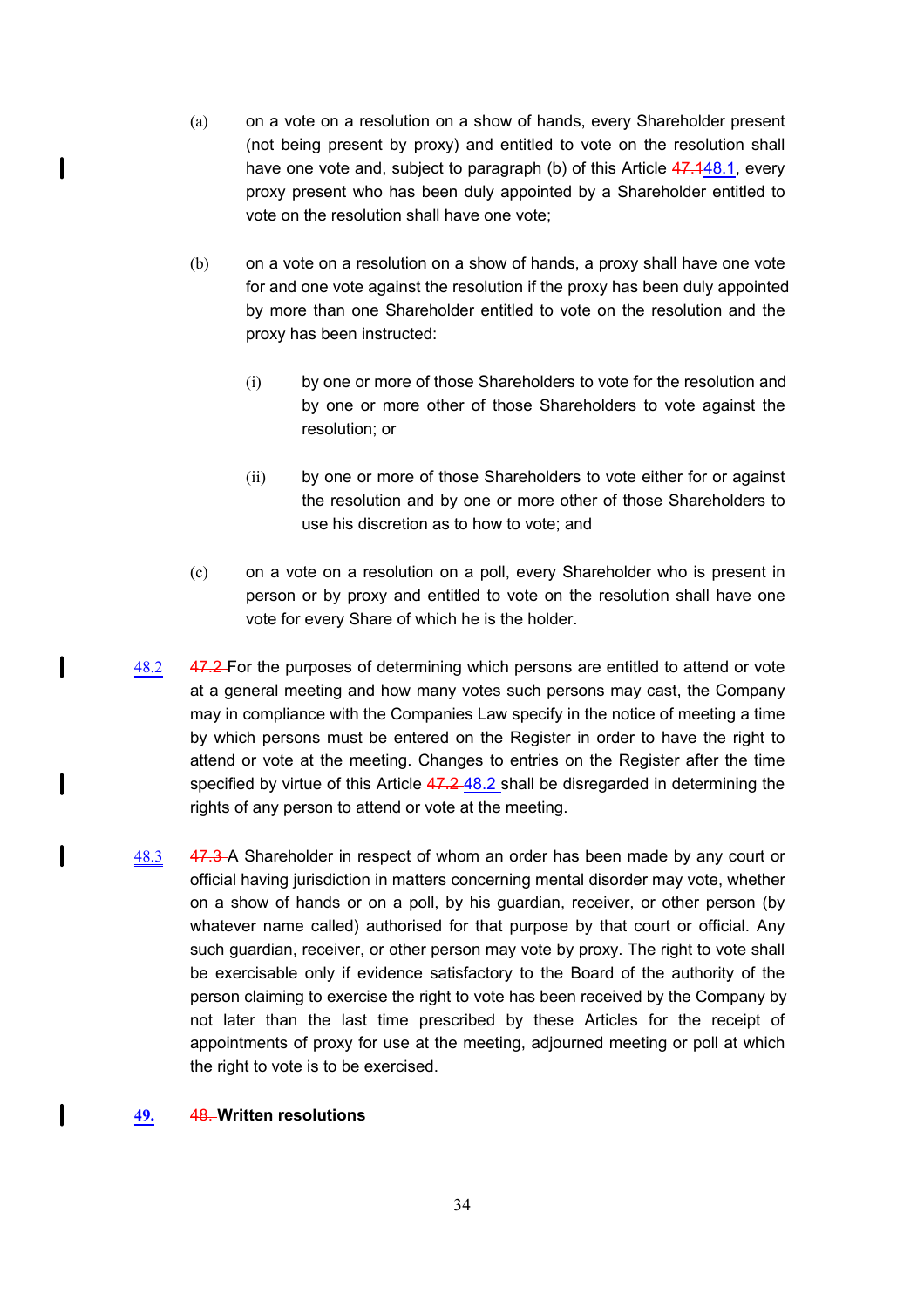(a) on a vote on a resolution on a show of hands, every Shareholder present (not being present by proxy) and entitled to vote on the resolution shall have one vote and, subject to paragraph (b) of this Article ~~47.1~~48.1, every proxy present who has been duly appointed by a Shareholder entitled to vote on the resolution shall have one vote;

(b) on a vote on a resolution on a show of hands, a proxy shall have one vote for and one vote against the resolution if the proxy has been duly appointed by more than one Shareholder entitled to vote on the resolution and the proxy has been instructed:

(i) by one or more of those Shareholders to vote for the resolution and by one or more other of those Shareholders to vote against the resolution; or

(ii) by one or more of those Shareholders to vote either for or against the resolution and by one or more other of those Shareholders to use his discretion as to how to vote; and

(c) on a vote on a resolution on a poll, every Shareholder who is present in person or by proxy and entitled to vote on the resolution shall have one vote for every Share of which he is the holder.

48.2 ~~47.2~~ For the purposes of determining which persons are entitled to attend or vote at a general meeting and how many votes such persons may cast, the Company may in compliance with the Companies Law specify in the notice of meeting a time by which persons must be entered on the Register in order to have the right to attend or vote at the meeting. Changes to entries on the Register after the time specified by virtue of this Article ~~47.2~~ 48.2 shall be disregarded in determining the rights of any person to attend or vote at the meeting.

48.3 ~~47.3~~ A Shareholder in respect of whom an order has been made by any court or official having jurisdiction in matters concerning mental disorder may vote, whether on a show of hands or on a poll, by his guardian, receiver, or other person (by whatever name called) authorised for that purpose by that court or official. Any such guardian, receiver, or other person may vote by proxy. The right to vote shall be exercisable only if evidence satisfactory to the Board of the authority of the person claiming to exercise the right to vote has been received by the Company by not later than the last time prescribed by these Articles for the receipt of appointments of proxy for use at the meeting, adjourned meeting or poll at which the right to vote is to be exercised.

## 49. ~~48.~~ Written resolutions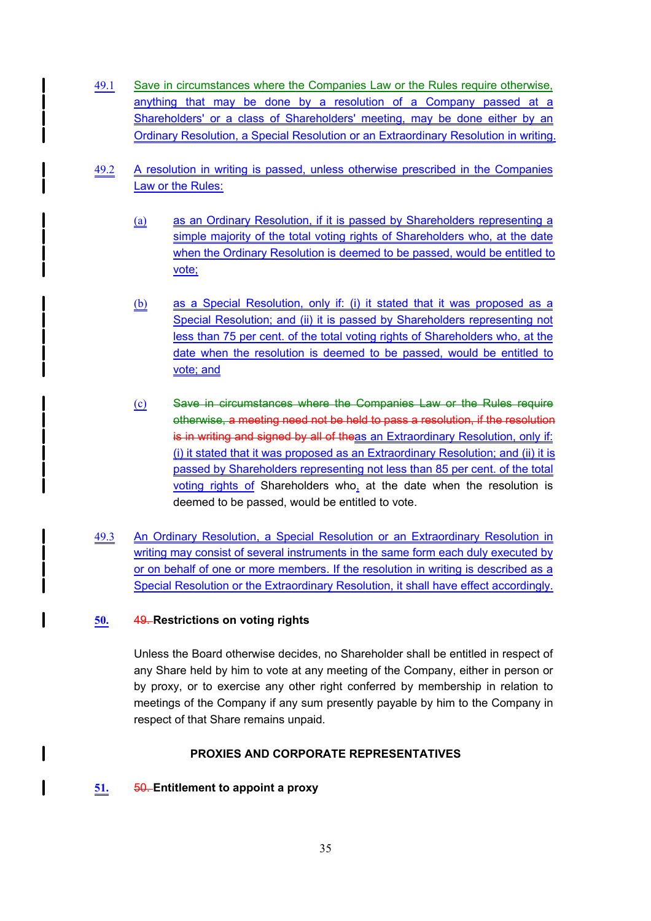49.1 Save in circumstances where the Companies Law or the Rules require otherwise, anything that may be done by a resolution of a Company passed at a Shareholders' or a class of Shareholders' meeting, may be done either by an Ordinary Resolution, a Special Resolution or an Extraordinary Resolution in writing.

49.2 A resolution in writing is passed, unless otherwise prescribed in the Companies Law or the Rules:

(a) as an Ordinary Resolution, if it is passed by Shareholders representing a simple majority of the total voting rights of Shareholders who, at the date when the Ordinary Resolution is deemed to be passed, would be entitled to vote;

(b) as a Special Resolution, only if: (i) it stated that it was proposed as a Special Resolution; and (ii) it is passed by Shareholders representing not less than 75 per cent. of the total voting rights of Shareholders who, at the date when the resolution is deemed to be passed, would be entitled to vote; and

(c) ~~Save in circumstances where the Companies Law or the Rules require otherwise, a meeting need not be held to pass a resolution, if the resolution is in writing and signed by all of the~~as an Extraordinary Resolution, only if: (i) it stated that it was proposed as an Extraordinary Resolution; and (ii) it is passed by Shareholders representing not less than 85 per cent. of the total voting rights of Shareholders who, at the date when the resolution is deemed to be passed, would be entitled to vote.

49.3 An Ordinary Resolution, a Special Resolution or an Extraordinary Resolution in writing may consist of several instruments in the same form each duly executed by or on behalf of one or more members. If the resolution in writing is described as a Special Resolution or the Extraordinary Resolution, it shall have effect accordingly.

## 50. ~~49.~~ Restrictions on voting rights

Unless the Board otherwise decides, no Shareholder shall be entitled in respect of any Share held by him to vote at any meeting of the Company, either in person or by proxy, or to exercise any other right conferred by membership in relation to meetings of the Company if any sum presently payable by him to the Company in respect of that Share remains unpaid.

## PROXIES AND CORPORATE REPRESENTATIVES

## 51. ~~50.~~ Entitlement to appoint a proxy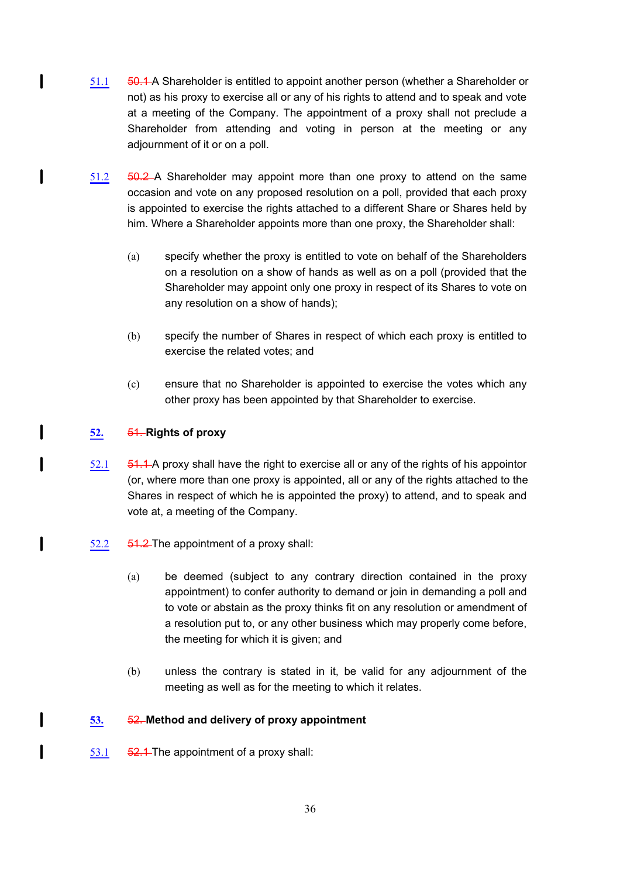51.1 ~~50.1~~ A Shareholder is entitled to appoint another person (whether a Shareholder or not) as his proxy to exercise all or any of his rights to attend and to speak and vote at a meeting of the Company. The appointment of a proxy shall not preclude a Shareholder from attending and voting in person at the meeting or any adjournment of it or on a poll.

51.2 ~~50.2~~ A Shareholder may appoint more than one proxy to attend on the same occasion and vote on any proposed resolution on a poll, provided that each proxy is appointed to exercise the rights attached to a different Share or Shares held by him. Where a Shareholder appoints more than one proxy, the Shareholder shall:

(a) specify whether the proxy is entitled to vote on behalf of the Shareholders on a resolution on a show of hands as well as on a poll (provided that the Shareholder may appoint only one proxy in respect of its Shares to vote on any resolution on a show of hands);

(b) specify the number of Shares in respect of which each proxy is entitled to exercise the related votes; and

(c) ensure that no Shareholder is appointed to exercise the votes which any other proxy has been appointed by that Shareholder to exercise.

## 52. ~~51.~~ Rights of proxy

52.1 ~~51.1~~ A proxy shall have the right to exercise all or any of the rights of his appointor (or, where more than one proxy is appointed, all or any of the rights attached to the Shares in respect of which he is appointed the proxy) to attend, and to speak and vote at, a meeting of the Company.

52.2 ~~51.2~~ The appointment of a proxy shall:

(a) be deemed (subject to any contrary direction contained in the proxy appointment) to confer authority to demand or join in demanding a poll and to vote or abstain as the proxy thinks fit on any resolution or amendment of a resolution put to, or any other business which may properly come before, the meeting for which it is given; and

(b) unless the contrary is stated in it, be valid for any adjournment of the meeting as well as for the meeting to which it relates.

## 53. ~~52.~~ Method and delivery of proxy appointment

53.1 ~~52.1~~ The appointment of a proxy shall: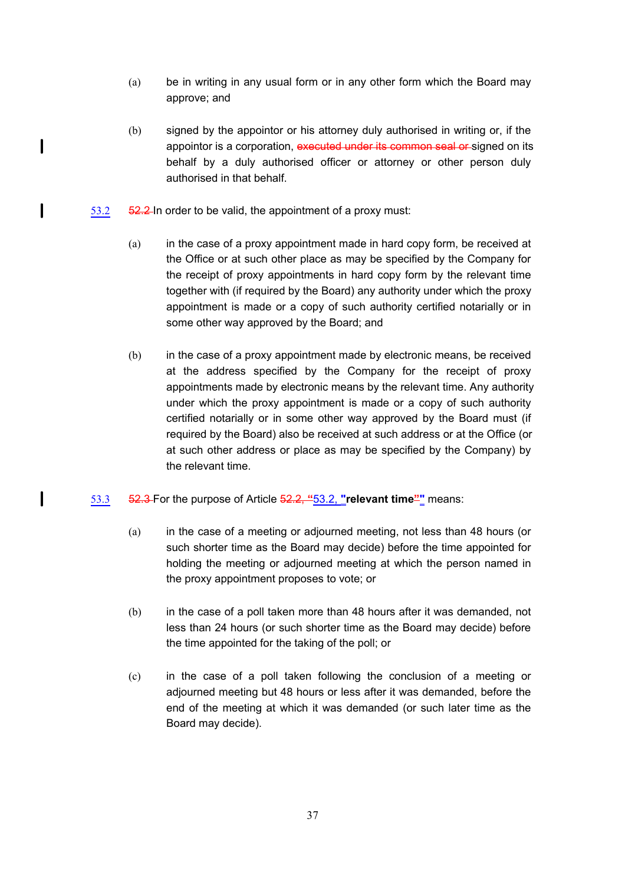(a) be in writing in any usual form or in any other form which the Board may approve; and

(b) signed by the appointor or his attorney duly authorised in writing or, if the appointor is a corporation, ~~executed under its common seal or~~ signed on its behalf by a duly authorised officer or attorney or other person duly authorised in that behalf.

53.2 ~~52.2~~ In order to be valid, the appointment of a proxy must:

(a) in the case of a proxy appointment made in hard copy form, be received at the Office or at such other place as may be specified by the Company for the receipt of proxy appointments in hard copy form by the relevant time together with (if required by the Board) any authority under which the proxy appointment is made or a copy of such authority certified notarially or in some other way approved by the Board; and

(b) in the case of a proxy appointment made by electronic means, be received at the address specified by the Company for the receipt of proxy appointments made by electronic means by the relevant time. Any authority under which the proxy appointment is made or a copy of such authority certified notarially or in some other way approved by the Board must (if required by the Board) also be received at such address or at the Office (or at such other address or place as may be specified by the Company) by the relevant time.

53.3 ~~52.3~~ For the purpose of Article ~~52.2, "~~53.2, **"relevant time"** means:

(a) in the case of a meeting or adjourned meeting, not less than 48 hours (or such shorter time as the Board may decide) before the time appointed for holding the meeting or adjourned meeting at which the person named in the proxy appointment proposes to vote; or

(b) in the case of a poll taken more than 48 hours after it was demanded, not less than 24 hours (or such shorter time as the Board may decide) before the time appointed for the taking of the poll; or

(c) in the case of a poll taken following the conclusion of a meeting or adjourned meeting but 48 hours or less after it was demanded, before the end of the meeting at which it was demanded (or such later time as the Board may decide).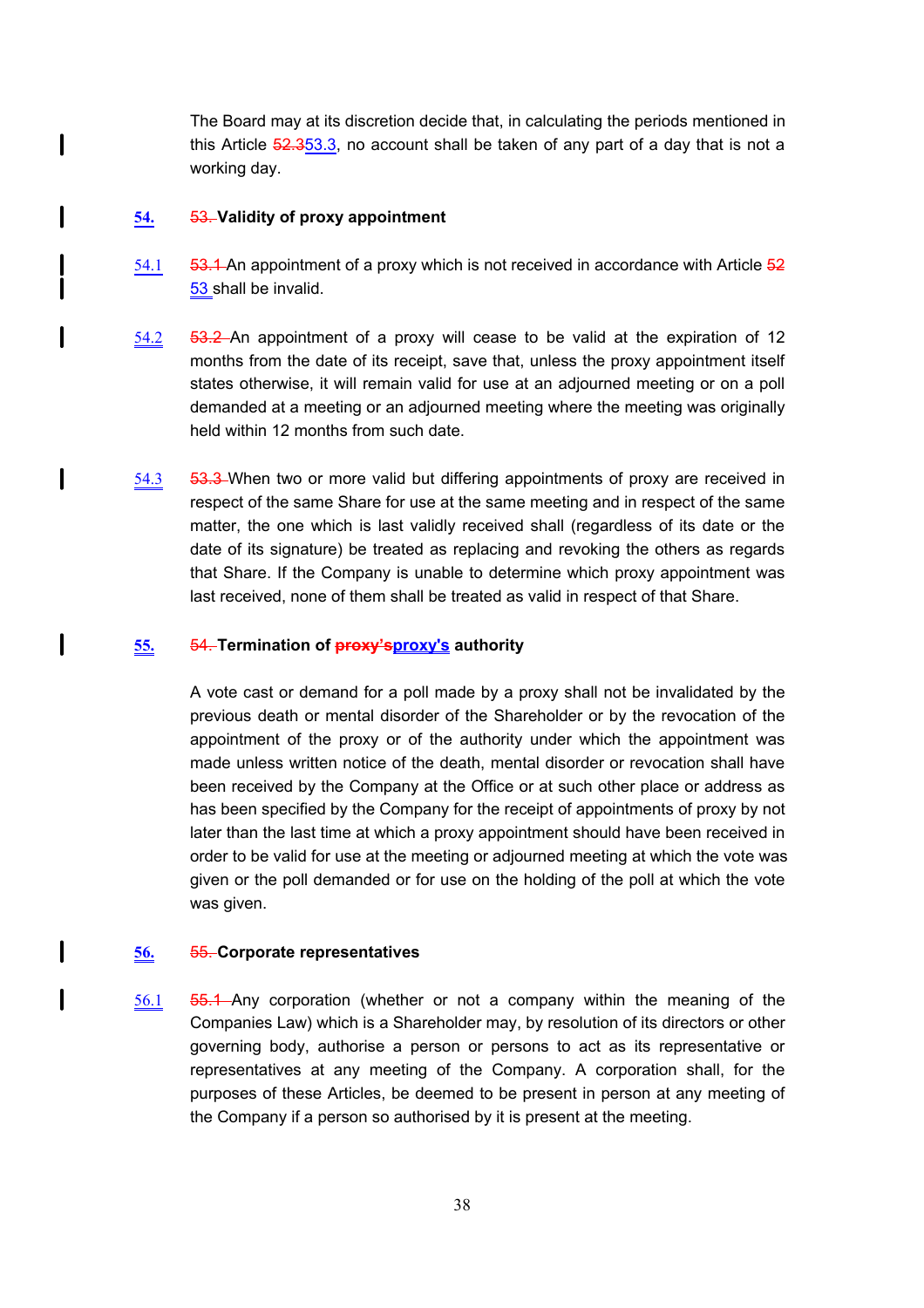The Board may at its discretion decide that, in calculating the periods mentioned in this Article ~~52.3~~53.3, no account shall be taken of any part of a day that is not a working day.

**54. ~~53.~~ Validity of proxy appointment**

54.1 ~~53.1~~ An appointment of a proxy which is not received in accordance with Article ~~52~~ 53 shall be invalid.

54.2 ~~53.2~~ An appointment of a proxy will cease to be valid at the expiration of 12 months from the date of its receipt, save that, unless the proxy appointment itself states otherwise, it will remain valid for use at an adjourned meeting or on a poll demanded at a meeting or an adjourned meeting where the meeting was originally held within 12 months from such date.

54.3 ~~53.3~~ When two or more valid but differing appointments of proxy are received in respect of the same Share for use at the same meeting and in respect of the same matter, the one which is last validly received shall (regardless of its date or the date of its signature) be treated as replacing and revoking the others as regards that Share. If the Company is unable to determine which proxy appointment was last received, none of them shall be treated as valid in respect of that Share.

**55. ~~54.~~ Termination of ~~proxy'sproxy's~~ proxy's authority**

A vote cast or demand for a poll made by a proxy shall not be invalidated by the previous death or mental disorder of the Shareholder or by the revocation of the appointment of the proxy or of the authority under which the appointment was made unless written notice of the death, mental disorder or revocation shall have been received by the Company at the Office or at such other place or address as has been specified by the Company for the receipt of appointments of proxy by not later than the last time at which a proxy appointment should have been received in order to be valid for use at the meeting or adjourned meeting at which the vote was given or the poll demanded or for use on the holding of the poll at which the vote was given.

**56. ~~55.~~ Corporate representatives**

56.1 ~~55.1~~ Any corporation (whether or not a company within the meaning of the Companies Law) which is a Shareholder may, by resolution of its directors or other governing body, authorise a person or persons to act as its representative or representatives at any meeting of the Company. A corporation shall, for the purposes of these Articles, be deemed to be present in person at any meeting of the Company if a person so authorised by it is present at the meeting.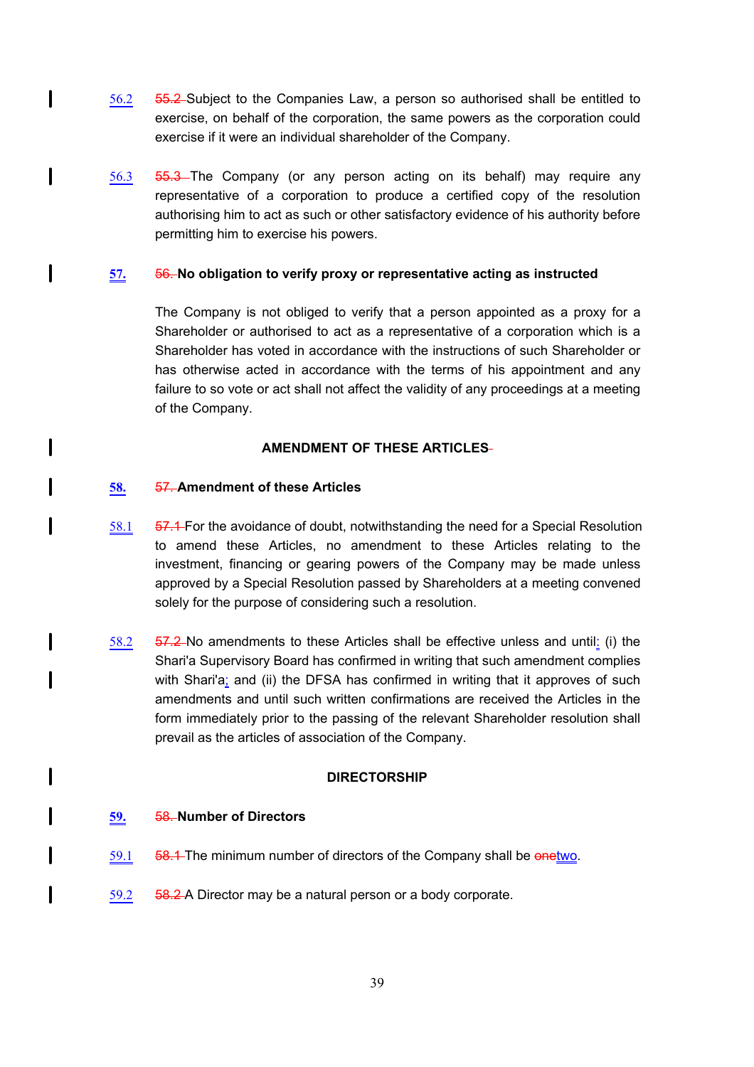56.2 ~~55.2~~ Subject to the Companies Law, a person so authorised shall be entitled to exercise, on behalf of the corporation, the same powers as the corporation could exercise if it were an individual shareholder of the Company.

56.3 ~~55.3~~ The Company (or any person acting on its behalf) may require any representative of a corporation to produce a certified copy of the resolution authorising him to act as such or other satisfactory evidence of his authority before permitting him to exercise his powers.

**57.** ~~56.~~ **No obligation to verify proxy or representative acting as instructed**

The Company is not obliged to verify that a person appointed as a proxy for a Shareholder or authorised to act as a representative of a corporation which is a Shareholder has voted in accordance with the instructions of such Shareholder or has otherwise acted in accordance with the terms of his appointment and any failure to so vote or act shall not affect the validity of any proceedings at a meeting of the Company.

**AMENDMENT OF THESE ARTICLES**

**58.** ~~57.~~ **Amendment of these Articles**

58.1 ~~57.1~~ For the avoidance of doubt, notwithstanding the need for a Special Resolution to amend these Articles, no amendment to these Articles relating to the investment, financing or gearing powers of the Company may be made unless approved by a Special Resolution passed by Shareholders at a meeting convened solely for the purpose of considering such a resolution.

58.2 ~~57.2~~ No amendments to these Articles shall be effective unless and until: (i) the Shari'a Supervisory Board has confirmed in writing that such amendment complies with Shari'a; and (ii) the DFSA has confirmed in writing that it approves of such amendments and until such written confirmations are received the Articles in the form immediately prior to the passing of the relevant Shareholder resolution shall prevail as the articles of association of the Company.

**DIRECTORSHIP**

**59.** ~~58.~~ **Number of Directors**

59.1 ~~58.1~~ The minimum number of directors of the Company shall be ~~one~~two.

59.2 ~~58.2~~ A Director may be a natural person or a body corporate.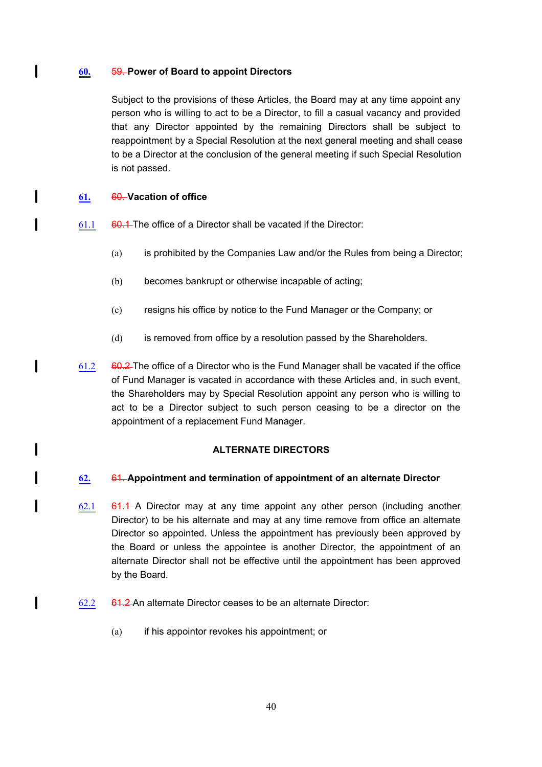**60.** ~~59.~~ **Power of Board to appoint Directors**

Subject to the provisions of these Articles, the Board may at any time appoint any person who is willing to act to be a Director, to fill a casual vacancy and provided that any Director appointed by the remaining Directors shall be subject to reappointment by a Special Resolution at the next general meeting and shall cease to be a Director at the conclusion of the general meeting if such Special Resolution is not passed.

**61.** ~~60.~~ **Vacation of office**

61.1 ~~60.1~~ The office of a Director shall be vacated if the Director:

(a) is prohibited by the Companies Law and/or the Rules from being a Director;

(b) becomes bankrupt or otherwise incapable of acting;

(c) resigns his office by notice to the Fund Manager or the Company; or

(d) is removed from office by a resolution passed by the Shareholders.

61.2 ~~60.2~~ The office of a Director who is the Fund Manager shall be vacated if the office of Fund Manager is vacated in accordance with these Articles and, in such event, the Shareholders may by Special Resolution appoint any person who is willing to act to be a Director subject to such person ceasing to be a director on the appointment of a replacement Fund Manager.

## ALTERNATE DIRECTORS

**62.** ~~61.~~ **Appointment and termination of appointment of an alternate Director**

62.1 ~~61.1~~ A Director may at any time appoint any other person (including another Director) to be his alternate and may at any time remove from office an alternate Director so appointed. Unless the appointment has previously been approved by the Board or unless the appointee is another Director, the appointment of an alternate Director shall not be effective until the appointment has been approved by the Board.

62.2 ~~61.2~~ An alternate Director ceases to be an alternate Director:

(a) if his appointor revokes his appointment; or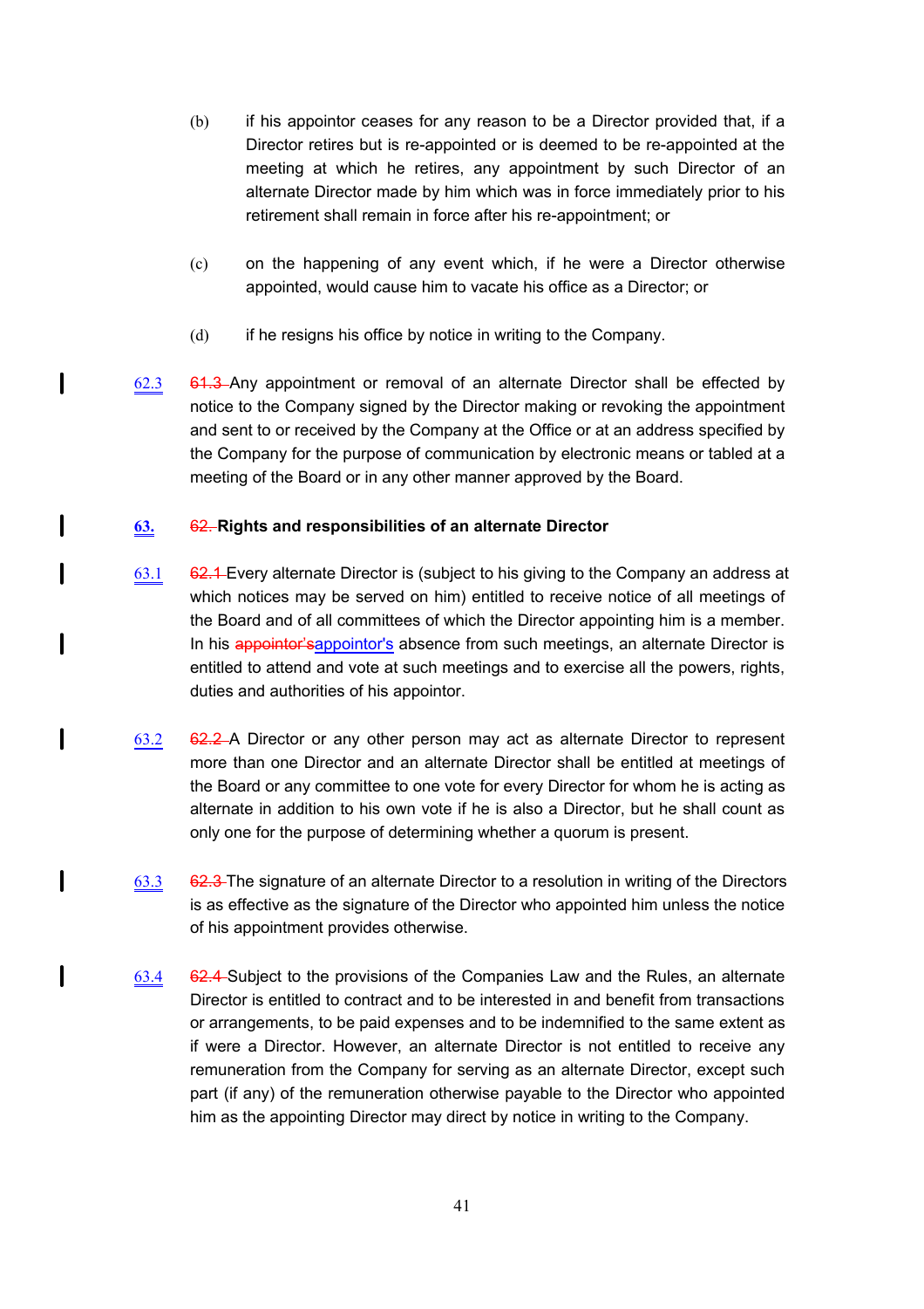(b) if his appointor ceases for any reason to be a Director provided that, if a Director retires but is re-appointed or is deemed to be re-appointed at the meeting at which he retires, any appointment by such Director of an alternate Director made by him which was in force immediately prior to his retirement shall remain in force after his re-appointment; or

(c) on the happening of any event which, if he were a Director otherwise appointed, would cause him to vacate his office as a Director; or

(d) if he resigns his office by notice in writing to the Company.

62.3 ~~61.3~~ Any appointment or removal of an alternate Director shall be effected by notice to the Company signed by the Director making or revoking the appointment and sent to or received by the Company at the Office or at an address specified by the Company for the purpose of communication by electronic means or tabled at a meeting of the Board or in any other manner approved by the Board.

**63. ~~62.~~ Rights and responsibilities of an alternate Director**

63.1 ~~62.1~~ Every alternate Director is (subject to his giving to the Company an address at which notices may be served on him) entitled to receive notice of all meetings of the Board and of all committees of which the Director appointing him is a member. In his ~~appointor's~~appointor's absence from such meetings, an alternate Director is entitled to attend and vote at such meetings and to exercise all the powers, rights, duties and authorities of his appointor.

63.2 ~~62.2~~ A Director or any other person may act as alternate Director to represent more than one Director and an alternate Director shall be entitled at meetings of the Board or any committee to one vote for every Director for whom he is acting as alternate in addition to his own vote if he is also a Director, but he shall count as only one for the purpose of determining whether a quorum is present.

63.3 ~~62.3~~ The signature of an alternate Director to a resolution in writing of the Directors is as effective as the signature of the Director who appointed him unless the notice of his appointment provides otherwise.

63.4 ~~62.4~~ Subject to the provisions of the Companies Law and the Rules, an alternate Director is entitled to contract and to be interested in and benefit from transactions or arrangements, to be paid expenses and to be indemnified to the same extent as if were a Director. However, an alternate Director is not entitled to receive any remuneration from the Company for serving as an alternate Director, except such part (if any) of the remuneration otherwise payable to the Director who appointed him as the appointing Director may direct by notice in writing to the Company.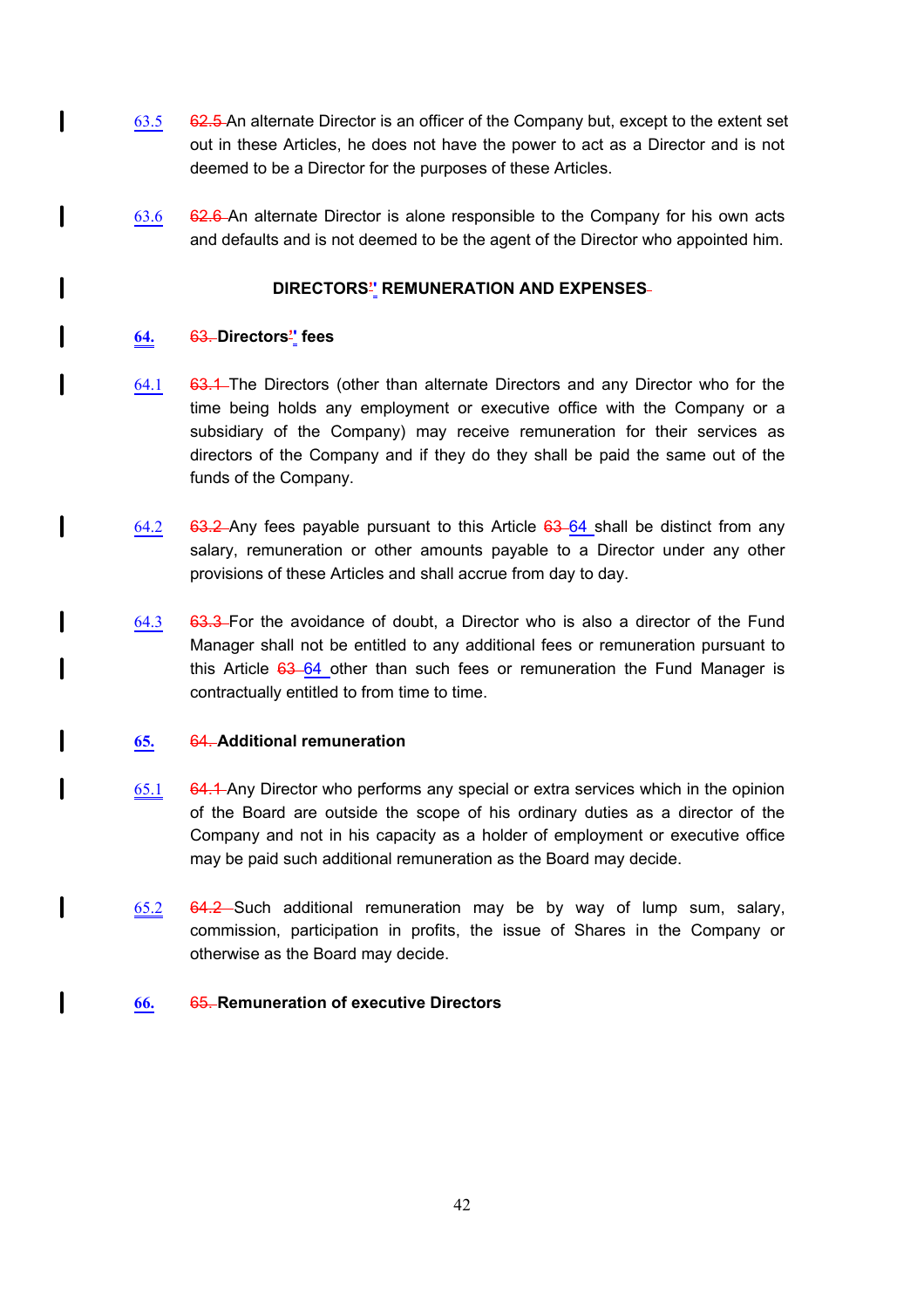63.5 62.5 An alternate Director is an officer of the Company but, except to the extent set out in these Articles, he does not have the power to act as a Director and is not deemed to be a Director for the purposes of these Articles.

63.6 62.6 An alternate Director is alone responsible to the Company for his own acts and defaults and is not deemed to be the agent of the Director who appointed him.

**DIRECTORS'' REMUNERATION AND EXPENSES**

**64. 63. Directors'' fees**

64.1 63.1 The Directors (other than alternate Directors and any Director who for the time being holds any employment or executive office with the Company or a subsidiary of the Company) may receive remuneration for their services as directors of the Company and if they do they shall be paid the same out of the funds of the Company.

64.2 63.2 Any fees payable pursuant to this Article 63 64 shall be distinct from any salary, remuneration or other amounts payable to a Director under any other provisions of these Articles and shall accrue from day to day.

64.3 63.3 For the avoidance of doubt, a Director who is also a director of the Fund Manager shall not be entitled to any additional fees or remuneration pursuant to this Article 63 64 other than such fees or remuneration the Fund Manager is contractually entitled to from time to time.

**65. 64. Additional remuneration**

65.1 64.1 Any Director who performs any special or extra services which in the opinion of the Board are outside the scope of his ordinary duties as a director of the Company and not in his capacity as a holder of employment or executive office may be paid such additional remuneration as the Board may decide.

65.2 64.2 Such additional remuneration may be by way of lump sum, salary, commission, participation in profits, the issue of Shares in the Company or otherwise as the Board may decide.

**66. 65. Remuneration of executive Directors**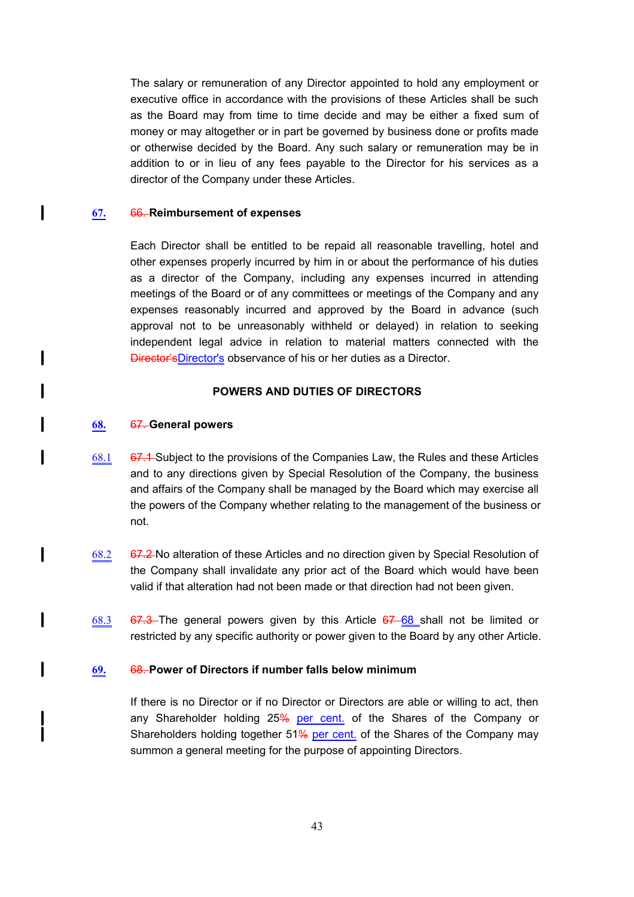The salary or remuneration of any Director appointed to hold any employment or executive office in accordance with the provisions of these Articles shall be such as the Board may from time to time decide and may be either a fixed sum of money or may altogether or in part be governed by business done or profits made or otherwise decided by the Board. Any such salary or remuneration may be in addition to or in lieu of any fees payable to the Director for his services as a director of the Company under these Articles.

**67.** ~~66.~~ **Reimbursement of expenses**

Each Director shall be entitled to be repaid all reasonable travelling, hotel and other expenses properly incurred by him in or about the performance of his duties as a director of the Company, including any expenses incurred in attending meetings of the Board or of any committees or meetings of the Company and any expenses reasonably incurred and approved by the Board in advance (such approval not to be unreasonably withheld or delayed) in relation to seeking independent legal advice in relation to material matters connected with the ~~Director's~~Director's observance of his or her duties as a Director.

**POWERS AND DUTIES OF DIRECTORS**

**68.** ~~67.~~ **General powers**

68.1 ~~67.1~~ Subject to the provisions of the Companies Law, the Rules and these Articles and to any directions given by Special Resolution of the Company, the business and affairs of the Company shall be managed by the Board which may exercise all the powers of the Company whether relating to the management of the business or not.

68.2 ~~67.2~~ No alteration of these Articles and no direction given by Special Resolution of the Company shall invalidate any prior act of the Board which would have been valid if that alteration had not been made or that direction had not been given.

68.3 ~~67.3~~ The general powers given by this Article ~~67~~ 68 shall not be limited or restricted by any specific authority or power given to the Board by any other Article.

**69.** ~~68.~~ **Power of Directors if number falls below minimum**

If there is no Director or if no Directors or Directors are able or willing to act, then any Shareholder holding 25~~%~~ per cent. of the Shares of the Company or Shareholders holding together 51~~%~~ per cent. of the Shares of the Company may summon a general meeting for the purpose of appointing Directors.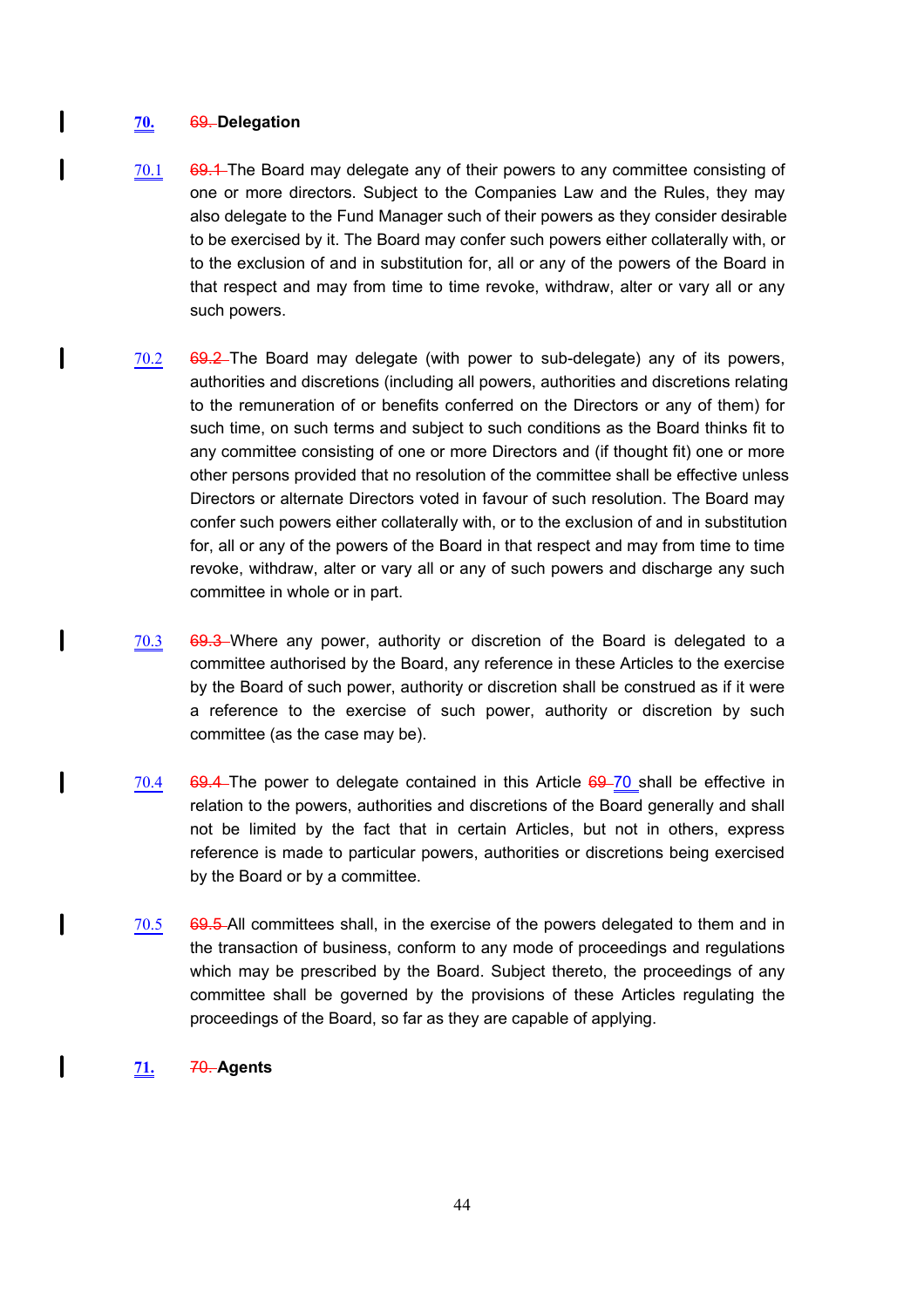## 70. ~~69.~~ Delegation

70.1 ~~69.1~~ The Board may delegate any of their powers to any committee consisting of one or more directors. Subject to the Companies Law and the Rules, they may also delegate to the Fund Manager such of their powers as they consider desirable to be exercised by it. The Board may confer such powers either collaterally with, or to the exclusion of and in substitution for, all or any of the powers of the Board in that respect and may from time to time revoke, withdraw, alter or vary all or any such powers.

70.2 ~~69.2~~ The Board may delegate (with power to sub-delegate) any of its powers, authorities and discretions (including all powers, authorities and discretions relating to the remuneration of or benefits conferred on the Directors or any of them) for such time, on such terms and subject to such conditions as the Board thinks fit to any committee consisting of one or more Directors and (if thought fit) one or more other persons provided that no resolution of the committee shall be effective unless Directors or alternate Directors voted in favour of such resolution. The Board may confer such powers either collaterally with, or to the exclusion of and in substitution for, all or any of the powers of the Board in that respect and may from time to time revoke, withdraw, alter or vary all or any of such powers and discharge any such committee in whole or in part.

70.3 ~~69.3~~ Where any power, authority or discretion of the Board is delegated to a committee authorised by the Board, any reference in these Articles to the exercise by the Board of such power, authority or discretion shall be construed as if it were a reference to the exercise of such power, authority or discretion by such committee (as the case may be).

70.4 ~~69.4~~ The power to delegate contained in this Article ~~69~~ 70 shall be effective in relation to the powers, authorities and discretions of the Board generally and shall not be limited by the fact that in certain Articles, but not in others, express reference is made to particular powers, authorities or discretions being exercised by the Board or by a committee.

70.5 ~~69.5~~ All committees shall, in the exercise of the powers delegated to them and in the transaction of business, conform to any mode of proceedings and regulations which may be prescribed by the Board. Subject thereto, the proceedings of any committee shall be governed by the provisions of these Articles regulating the proceedings of the Board, so far as they are capable of applying.

## 71. ~~70.~~ Agents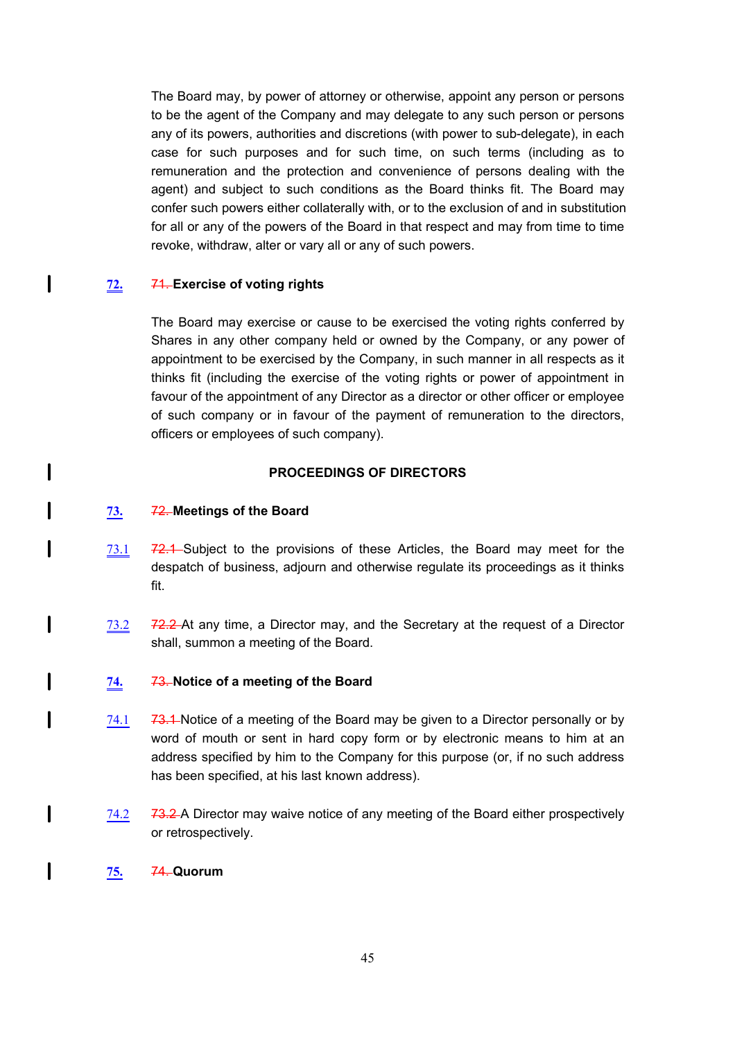The Board may, by power of attorney or otherwise, appoint any person or persons to be the agent of the Company and may delegate to any such person or persons any of its powers, authorities and discretions (with power to sub-delegate), in each case for such purposes and for such time, on such terms (including as to remuneration and the protection and convenience of persons dealing with the agent) and subject to such conditions as the Board thinks fit. The Board may confer such powers either collaterally with, or to the exclusion of and in substitution for all or any of the powers of the Board in that respect and may from time to time revoke, withdraw, alter or vary all or any of such powers.

## 72. ~~71.~~ Exercise of voting rights

The Board may exercise or cause to be exercised the voting rights conferred by Shares in any other company held or owned by the Company, or any power of appointment to be exercised by the Company, in such manner in all respects as it thinks fit (including the exercise of the voting rights or power of appointment in favour of the appointment of any Director as a director or other officer or employee of such company or in favour of the payment of remuneration to the directors, officers or employees of such company).

## PROCEEDINGS OF DIRECTORS

## 73. ~~72.~~ Meetings of the Board

73.1 ~~72.1~~ Subject to the provisions of these Articles, the Board may meet for the despatch of business, adjourn and otherwise regulate its proceedings as it thinks fit.

73.2 ~~72.2~~ At any time, a Director may, and the Secretary at the request of a Director shall, summon a meeting of the Board.

## 74. ~~73.~~ Notice of a meeting of the Board

74.1 ~~73.1~~ Notice of a meeting of the Board may be given to a Director personally or by word of mouth or sent in hard copy form or by electronic means to him at an address specified by him to the Company for this purpose (or, if no such address has been specified, at his last known address).

74.2 ~~73.2~~ A Director may waive notice of any meeting of the Board either prospectively or retrospectively.

## 75. ~~74.~~ Quorum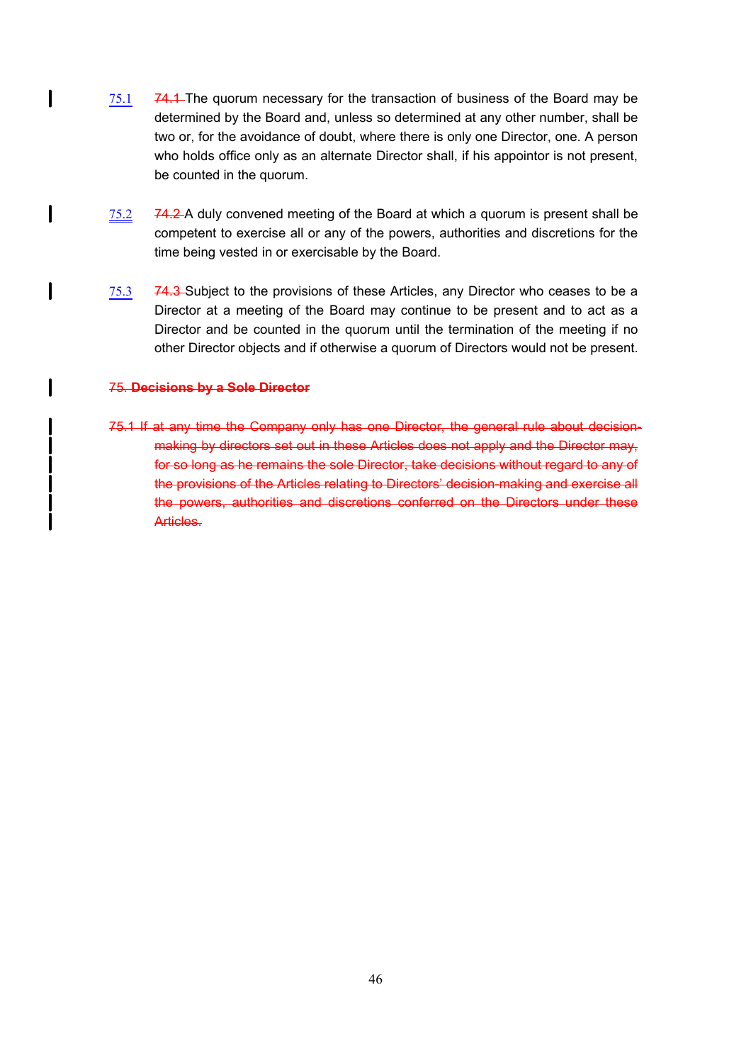75.1 ~~74.1~~ The quorum necessary for the transaction of business of the Board may be determined by the Board and, unless so determined at any other number, shall be two or, for the avoidance of doubt, where there is only one Director, one. A person who holds office only as an alternate Director shall, if his appointor is not present, be counted in the quorum.

75.2 ~~74.2~~ A duly convened meeting of the Board at which a quorum is present shall be competent to exercise all or any of the powers, authorities and discretions for the time being vested in or exercisable by the Board.

75.3 ~~74.3~~ Subject to the provisions of these Articles, any Director who ceases to be a Director at a meeting of the Board may continue to be present and to act as a Director and be counted in the quorum until the termination of the meeting if no other Director objects and if otherwise a quorum of Directors would not be present.

~~75. **Decisions by a Sole Director**~~

~~75.1 If at any time the Company only has one Director, the general rule about decision-making by directors set out in these Articles does not apply and the Director may, for so long as he remains the sole Director, take decisions without regard to any of the provisions of the Articles relating to Directors' decision-making and exercise all the powers, authorities and discretions conferred on the Directors under these Articles.~~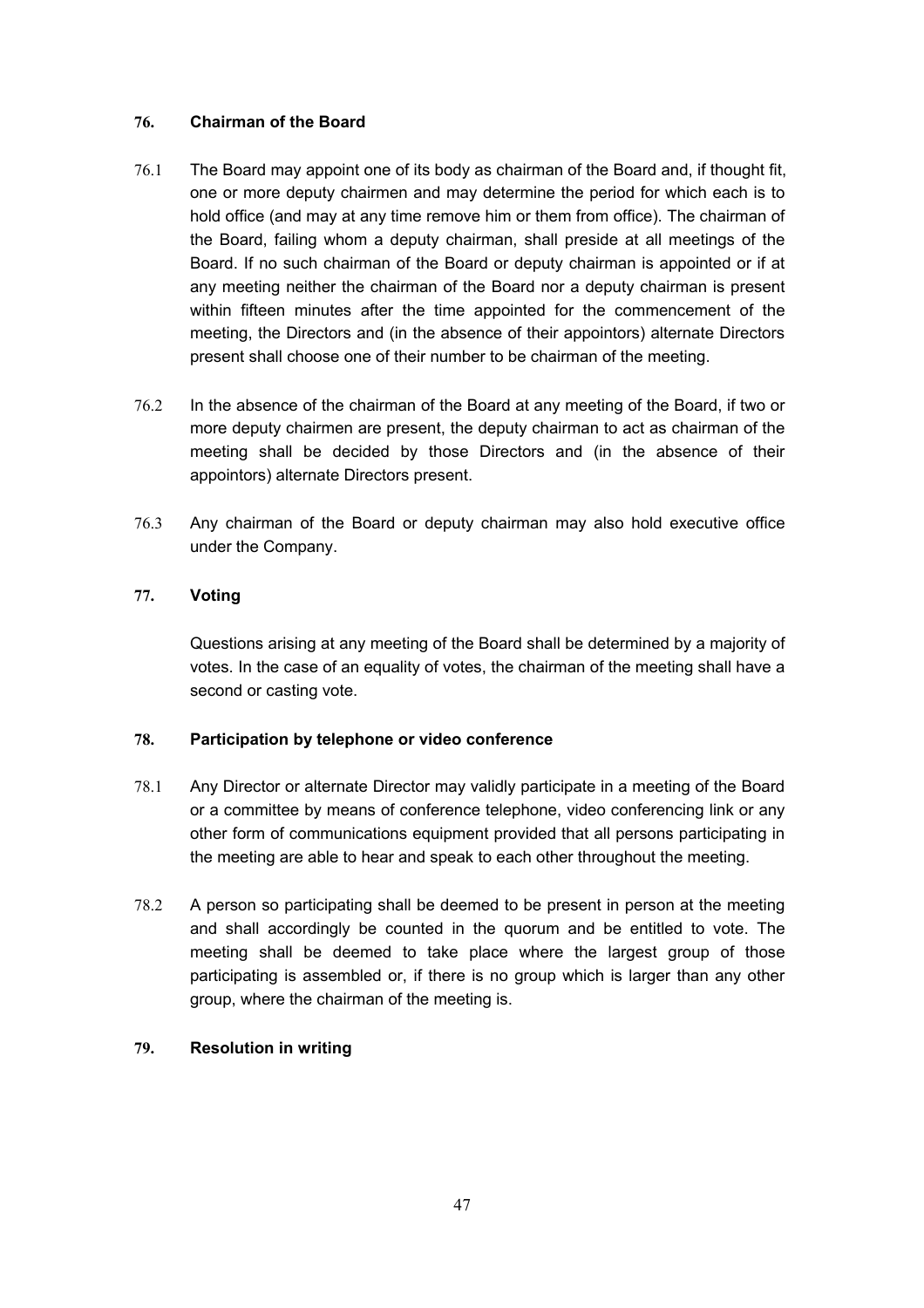## 76. Chairman of the Board

76.1 The Board may appoint one of its body as chairman of the Board and, if thought fit, one or more deputy chairmen and may determine the period for which each is to hold office (and may at any time remove him or them from office). The chairman of the Board, failing whom a deputy chairman, shall preside at all meetings of the Board. If no such chairman of the Board or deputy chairman is appointed or if at any meeting neither the chairman of the Board nor a deputy chairman is present within fifteen minutes after the time appointed for the commencement of the meeting, the Directors and (in the absence of their appointors) alternate Directors present shall choose one of their number to be chairman of the meeting.

76.2 In the absence of the chairman of the Board at any meeting of the Board, if two or more deputy chairmen are present, the deputy chairman to act as chairman of the meeting shall be decided by those Directors and (in the absence of their appointors) alternate Directors present.

76.3 Any chairman of the Board or deputy chairman may also hold executive office under the Company.

## 77. Voting

Questions arising at any meeting of the Board shall be determined by a majority of votes. In the case of an equality of votes, the chairman of the meeting shall have a second or casting vote.

## 78. Participation by telephone or video conference

78.1 Any Director or alternate Director may validly participate in a meeting of the Board or a committee by means of conference telephone, video conferencing link or any other form of communications equipment provided that all persons participating in the meeting are able to hear and speak to each other throughout the meeting.

78.2 A person so participating shall be deemed to be present in person at the meeting and shall accordingly be counted in the quorum and be entitled to vote. The meeting shall be deemed to take place where the largest group of those participating is assembled or, if there is no group which is larger than any other group, where the chairman of the meeting is.

## 79. Resolution in writing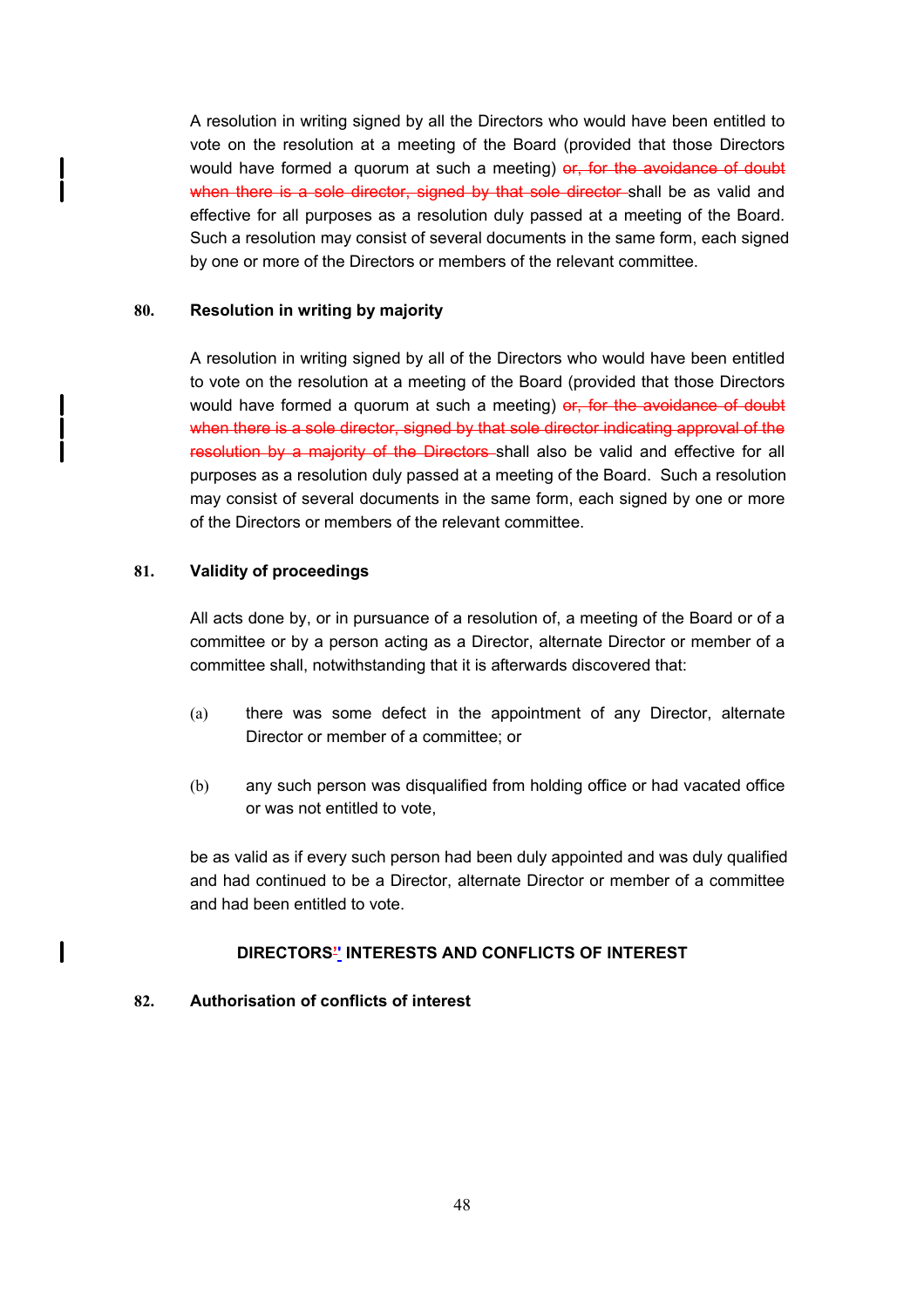A resolution in writing signed by all the Directors who would have been entitled to vote on the resolution at a meeting of the Board (provided that those Directors would have formed a quorum at such a meeting) ~~or, for the avoidance of doubt when there is a sole director, signed by that sole director~~ shall be as valid and effective for all purposes as a resolution duly passed at a meeting of the Board. Such a resolution may consist of several documents in the same form, each signed by one or more of the Directors or members of the relevant committee.

**80. Resolution in writing by majority**

A resolution in writing signed by all of the Directors who would have been entitled to vote on the resolution at a meeting of the Board (provided that those Directors would have formed a quorum at such a meeting) ~~or, for the avoidance of doubt when there is a sole director, signed by that sole director indicating approval of the resolution by a majority of the Directors~~ shall also be valid and effective for all purposes as a resolution duly passed at a meeting of the Board. Such a resolution may consist of several documents in the same form, each signed by one or more of the Directors or members of the relevant committee.

**81. Validity of proceedings**

All acts done by, or in pursuance of a resolution of, a meeting of the Board or of a committee or by a person acting as a Director, alternate Director or member of a committee shall, notwithstanding that it is afterwards discovered that:

(a) there was some defect in the appointment of any Director, alternate Director or member of a committee; or

(b) any such person was disqualified from holding office or had vacated office or was not entitled to vote,

be as valid as if every such person had been duly appointed and was duly qualified and had continued to be a Director, alternate Director or member of a committee and had been entitled to vote.

## DIRECTORS' INTERESTS AND CONFLICTS OF INTEREST

**82. Authorisation of conflicts of interest**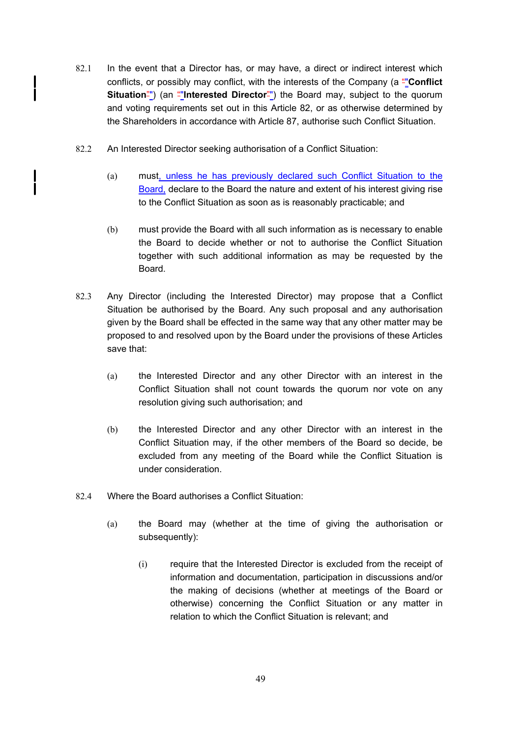82.1 In the event that a Director has, or may have, a direct or indirect interest which conflicts, or possibly may conflict, with the interests of the Company (a "**Conflict Situation**") (an "**Interested Director**") the Board may, subject to the quorum and voting requirements set out in this Article 82, or as otherwise determined by the Shareholders in accordance with Article 87, authorise such Conflict Situation.

82.2 An Interested Director seeking authorisation of a Conflict Situation:

(a) must, unless he has previously declared such Conflict Situation to the Board, declare to the Board the nature and extent of his interest giving rise to the Conflict Situation as soon as is reasonably practicable; and

(b) must provide the Board with all such information as is necessary to enable the Board to decide whether or not to authorise the Conflict Situation together with such additional information as may be requested by the Board.

82.3 Any Director (including the Interested Director) may propose that a Conflict Situation be authorised by the Board. Any such proposal and any authorisation given by the Board shall be effected in the same way that any other matter may be proposed to and resolved upon by the Board under the provisions of these Articles save that:

(a) the Interested Director and any other Director with an interest in the Conflict Situation shall not count towards the quorum nor vote on any resolution giving such authorisation; and

(b) the Interested Director and any other Director with an interest in the Conflict Situation may, if the other members of the Board so decide, be excluded from any meeting of the Board while the Conflict Situation is under consideration.

82.4 Where the Board authorises a Conflict Situation:

(a) the Board may (whether at the time of giving the authorisation or subsequently):

(i) require that the Interested Director is excluded from the receipt of information and documentation, participation in discussions and/or the making of decisions (whether at meetings of the Board or otherwise) concerning the Conflict Situation or any matter in relation to which the Conflict Situation is relevant; and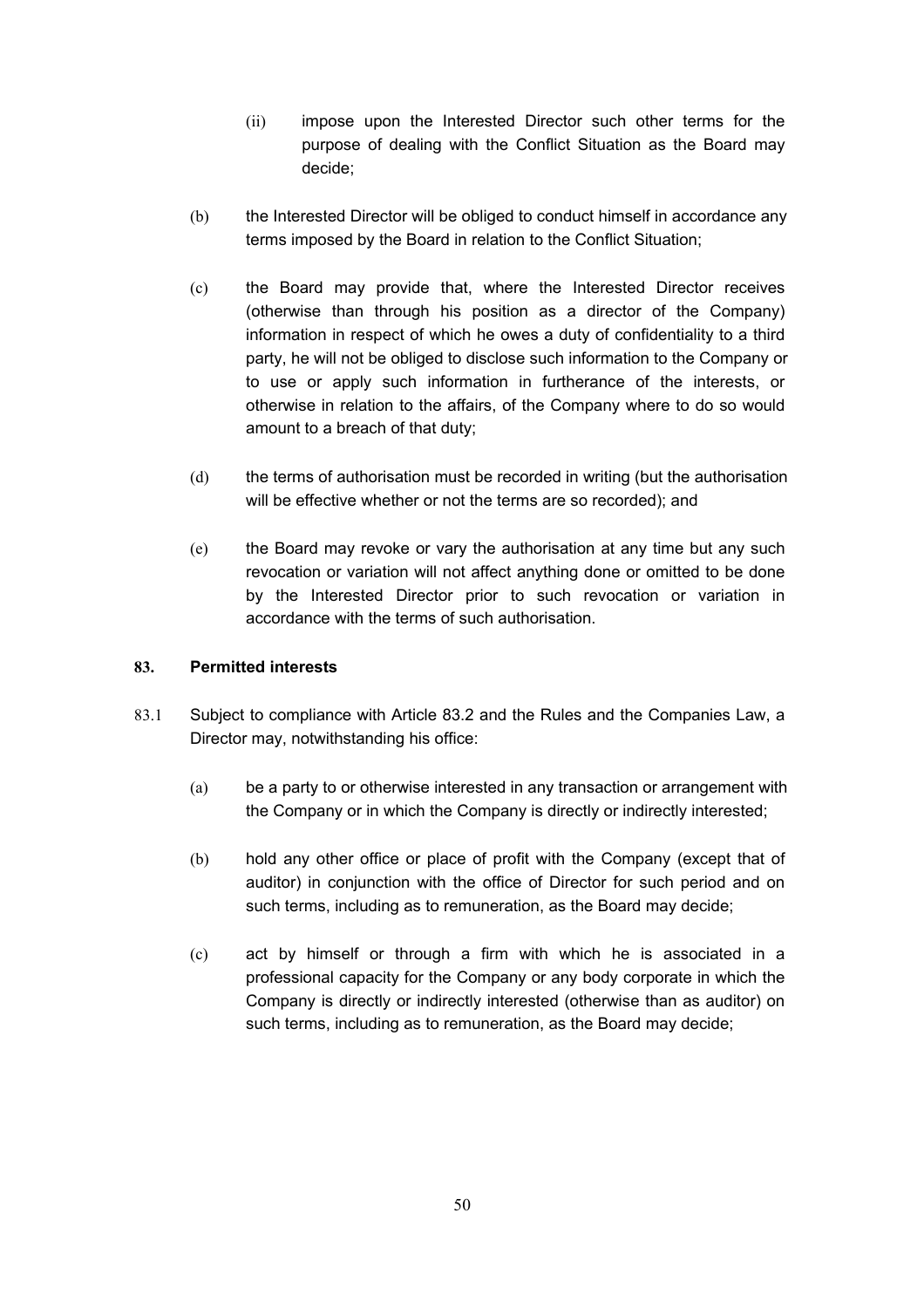(ii) impose upon the Interested Director such other terms for the purpose of dealing with the Conflict Situation as the Board may decide;

(b) the Interested Director will be obliged to conduct himself in accordance any terms imposed by the Board in relation to the Conflict Situation;

(c) the Board may provide that, where the Interested Director receives (otherwise than through his position as a director of the Company) information in respect of which he owes a duty of confidentiality to a third party, he will not be obliged to disclose such information to the Company or to use or apply such information in furtherance of the interests, or otherwise in relation to the affairs, of the Company where to do so would amount to a breach of that duty;

(d) the terms of authorisation must be recorded in writing (but the authorisation will be effective whether or not the terms are so recorded); and

(e) the Board may revoke or vary the authorisation at any time but any such revocation or variation will not affect anything done or omitted to be done by the Interested Director prior to such revocation or variation in accordance with the terms of such authorisation.

## 83. Permitted interests

83.1 Subject to compliance with Article 83.2 and the Rules and the Companies Law, a Director may, notwithstanding his office:

(a) be a party to or otherwise interested in any transaction or arrangement with the Company or in which the Company is directly or indirectly interested;

(b) hold any other office or place of profit with the Company (except that of auditor) in conjunction with the office of Director for such period and on such terms, including as to remuneration, as the Board may decide;

(c) act by himself or through a firm with which he is associated in a professional capacity for the Company or any body corporate in which the Company is directly or indirectly interested (otherwise than as auditor) on such terms, including as to remuneration, as the Board may decide;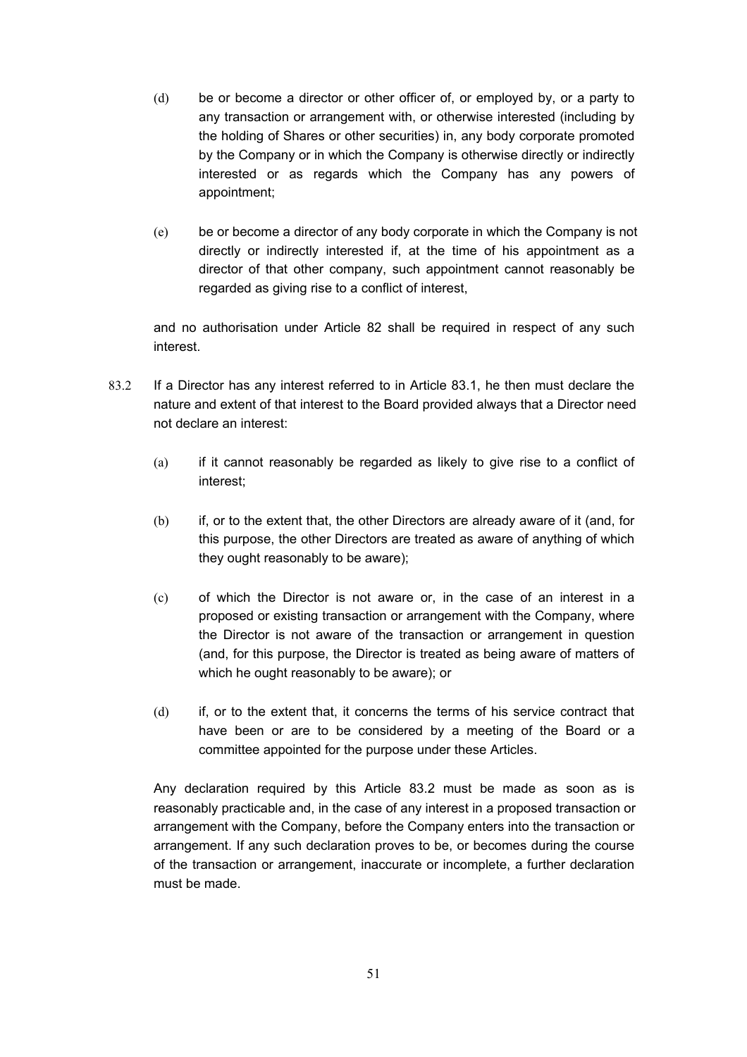(d) be or become a director or other officer of, or employed by, or a party to any transaction or arrangement with, or otherwise interested (including by the holding of Shares or other securities) in, any body corporate promoted by the Company or in which the Company is otherwise directly or indirectly interested or as regards which the Company has any powers of appointment;

(e) be or become a director of any body corporate in which the Company is not directly or indirectly interested if, at the time of his appointment as a director of that other company, such appointment cannot reasonably be regarded as giving rise to a conflict of interest,

and no authorisation under Article 82 shall be required in respect of any such interest.

83.2 If a Director has any interest referred to in Article 83.1, he then must declare the nature and extent of that interest to the Board provided always that a Director need not declare an interest:

(a) if it cannot reasonably be regarded as likely to give rise to a conflict of interest;

(b) if, or to the extent that, the other Directors are already aware of it (and, for this purpose, the other Directors are treated as aware of anything of which they ought reasonably to be aware);

(c) of which the Director is not aware or, in the case of an interest in a proposed or existing transaction or arrangement with the Company, where the Director is not aware of the transaction or arrangement in question (and, for this purpose, the Director is treated as being aware of matters of which he ought reasonably to be aware); or

(d) if, or to the extent that, it concerns the terms of his service contract that have been or are to be considered by a meeting of the Board or a committee appointed for the purpose under these Articles.

Any declaration required by this Article 83.2 must be made as soon as is reasonably practicable and, in the case of any interest in a proposed transaction or arrangement with the Company, before the Company enters into the transaction or arrangement. If any such declaration proves to be, or becomes during the course of the transaction or arrangement, inaccurate or incomplete, a further declaration must be made.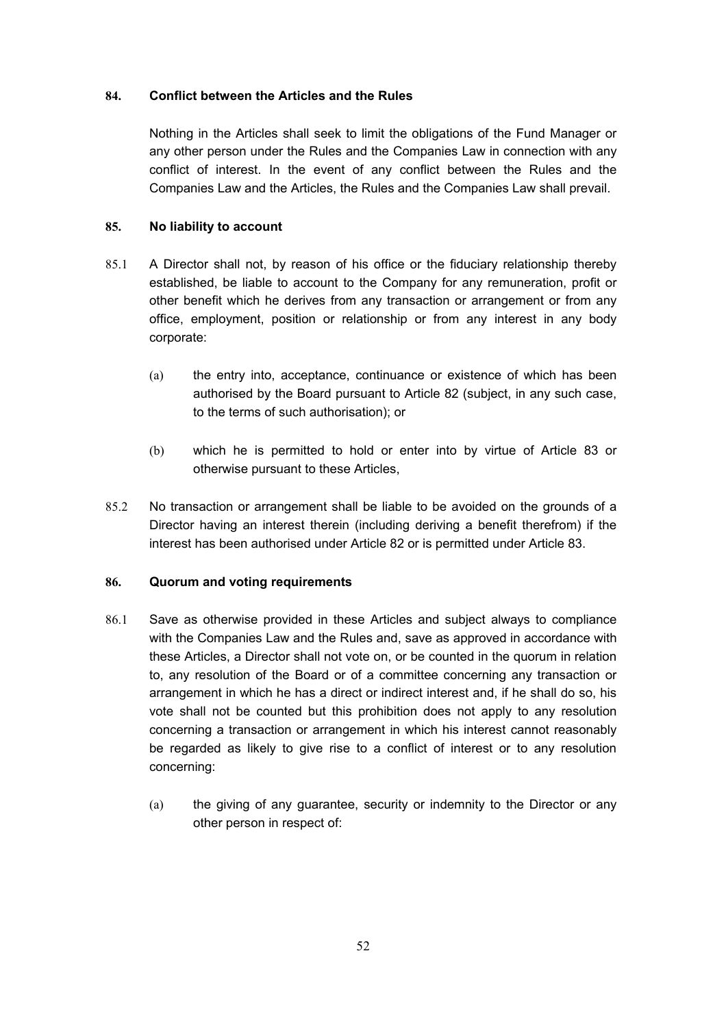## 84. Conflict between the Articles and the Rules

Nothing in the Articles shall seek to limit the obligations of the Fund Manager or any other person under the Rules and the Companies Law in connection with any conflict of interest. In the event of any conflict between the Rules and the Companies Law and the Articles, the Rules and the Companies Law shall prevail.

## 85. No liability to account

85.1 A Director shall not, by reason of his office or the fiduciary relationship thereby established, be liable to account to the Company for any remuneration, profit or other benefit which he derives from any transaction or arrangement or from any office, employment, position or relationship or from any interest in any body corporate:

(a) the entry into, acceptance, continuance or existence of which has been authorised by the Board pursuant to Article 82 (subject, in any such case, to the terms of such authorisation); or

(b) which he is permitted to hold or enter into by virtue of Article 83 or otherwise pursuant to these Articles,

85.2 No transaction or arrangement shall be liable to be avoided on the grounds of a Director having an interest therein (including deriving a benefit therefrom) if the interest has been authorised under Article 82 or is permitted under Article 83.

## 86. Quorum and voting requirements

86.1 Save as otherwise provided in these Articles and subject always to compliance with the Companies Law and the Rules and, save as approved in accordance with these Articles, a Director shall not vote on, or be counted in the quorum in relation to, any resolution of the Board or of a committee concerning any transaction or arrangement in which he has a direct or indirect interest and, if he shall do so, his vote shall not be counted but this prohibition does not apply to any resolution concerning a transaction or arrangement in which his interest cannot reasonably be regarded as likely to give rise to a conflict of interest or to any resolution concerning:

(a) the giving of any guarantee, security or indemnity to the Director or any other person in respect of: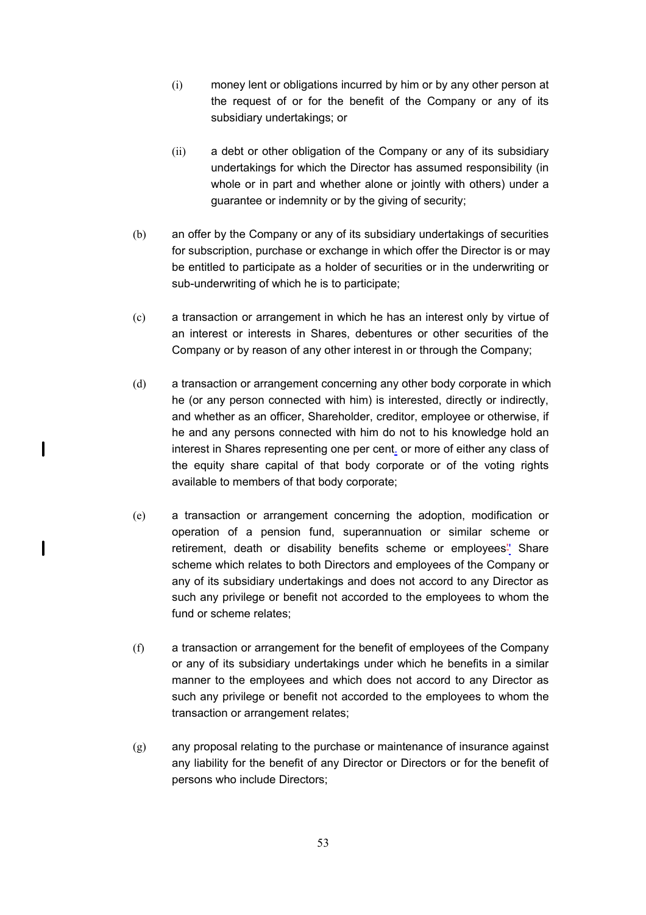(i) money lent or obligations incurred by him or by any other person at the request of or for the benefit of the Company or any of its subsidiary undertakings; or

(ii) a debt or other obligation of the Company or any of its subsidiary undertakings for which the Director has assumed responsibility (in whole or in part and whether alone or jointly with others) under a guarantee or indemnity or by the giving of security;

(b) an offer by the Company or any of its subsidiary undertakings of securities for subscription, purchase or exchange in which offer the Director is or may be entitled to participate as a holder of securities or in the underwriting or sub-underwriting of which he is to participate;

(c) a transaction or arrangement in which he has an interest only by virtue of an interest or interests in Shares, debentures or other securities of the Company or by reason of any other interest in or through the Company;

(d) a transaction or arrangement concerning any other body corporate in which he (or any person connected with him) is interested, directly or indirectly, and whether as an officer, Shareholder, creditor, employee or otherwise, if he and any persons connected with him do not to his knowledge hold an interest in Shares representing one per cent. or more of either any class of the equity share capital of that body corporate or of the voting rights available to members of that body corporate;

(e) a transaction or arrangement concerning the adoption, modification or operation of a pension fund, superannuation or similar scheme or retirement, death or disability benefits scheme or employees' Share scheme which relates to both Directors and employees of the Company or any of its subsidiary undertakings and does not accord to any Director as such any privilege or benefit not accorded to the employees to whom the fund or scheme relates;

(f) a transaction or arrangement for the benefit of employees of the Company or any of its subsidiary undertakings under which he benefits in a similar manner to the employees and which does not accord to any Director as such any privilege or benefit not accorded to the employees to whom the transaction or arrangement relates;

(g) any proposal relating to the purchase or maintenance of insurance against any liability for the benefit of any Director or Directors or for the benefit of persons who include Directors;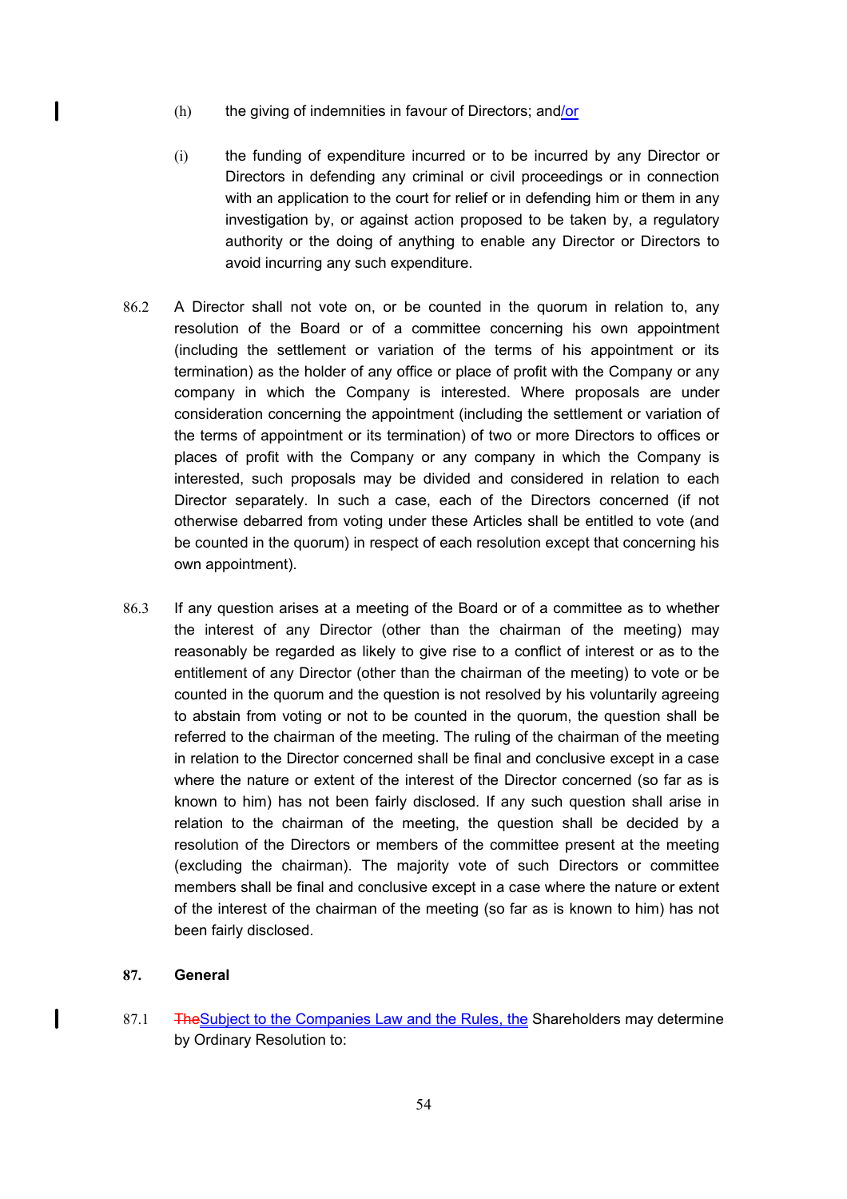(h) the giving of indemnities in favour of Directors; and/or

(i) the funding of expenditure incurred or to be incurred by any Director or Directors in defending any criminal or civil proceedings or in connection with an application to the court for relief or in defending him or them in any investigation by, or against action proposed to be taken by, a regulatory authority or the doing of anything to enable any Director or Directors to avoid incurring any such expenditure.

86.2 A Director shall not vote on, or be counted in the quorum in relation to, any resolution of the Board or of a committee concerning his own appointment (including the settlement or variation of the terms of his appointment or its termination) as the holder of any office or place of profit with the Company or any company in which the Company is interested. Where proposals are under consideration concerning the appointment (including the settlement or variation of the terms of appointment or its termination) of two or more Directors to offices or places of profit with the Company or any company in which the Company is interested, such proposals may be divided and considered in relation to each Director separately. In such a case, each of the Directors concerned (if not otherwise debarred from voting under these Articles shall be entitled to vote (and be counted in the quorum) in respect of each resolution except that concerning his own appointment).

86.3 If any question arises at a meeting of the Board or of a committee as to whether the interest of any Director (other than the chairman of the meeting) may reasonably be regarded as likely to give rise to a conflict of interest or as to the entitlement of any Director (other than the chairman of the meeting) to vote or be counted in the quorum and the question is not resolved by his voluntarily agreeing to abstain from voting or not to be counted in the quorum, the question shall be referred to the chairman of the meeting. The ruling of the chairman of the meeting in relation to the Director concerned shall be final and conclusive except in a case where the nature or extent of the interest of the Director concerned (so far as is known to him) has not been fairly disclosed. If any such question shall arise in relation to the chairman of the meeting, the question shall be decided by a resolution of the Directors or members of the committee present at the meeting (excluding the chairman). The majority vote of such Directors or committee members shall be final and conclusive except in a case where the nature or extent of the interest of the chairman of the meeting (so far as is known to him) has not been fairly disclosed.

**87. General**

87.1 ~~The~~Subject to the Companies Law and the Rules, the Shareholders may determine by Ordinary Resolution to: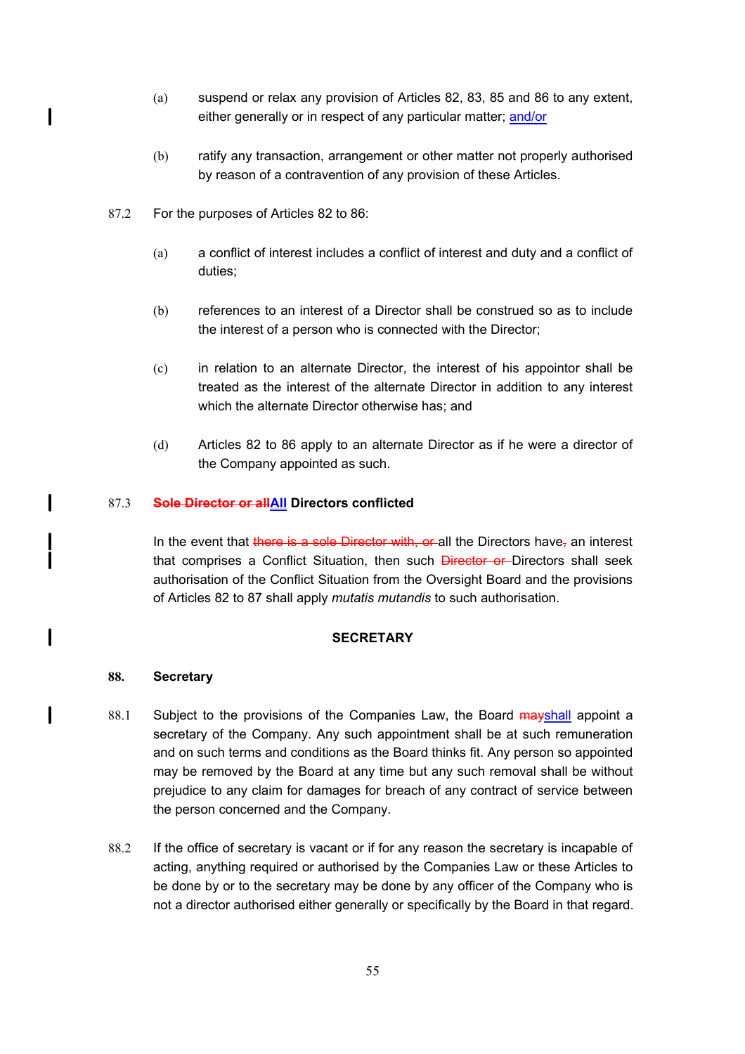(a) suspend or relax any provision of Articles 82, 83, 85 and 86 to any extent, either generally or in respect of any particular matter; and/or

(b) ratify any transaction, arrangement or other matter not properly authorised by reason of a contravention of any provision of these Articles.

87.2 For the purposes of Articles 82 to 86:

(a) a conflict of interest includes a conflict of interest and duty and a conflict of duties;

(b) references to an interest of a Director shall be construed so as to include the interest of a person who is connected with the Director;

(c) in relation to an alternate Director, the interest of his appointor shall be treated as the interest of the alternate Director in addition to any interest which the alternate Director otherwise has; and

(d) Articles 82 to 86 apply to an alternate Director as if he were a director of the Company appointed as such.

87.3 ~~**Sole Director or all**~~**All Directors conflicted**

In the event that ~~there is a sole Director with, or~~ all the Directors have~~,~~ an interest that comprises a Conflict Situation, then such ~~Director or~~ Directors shall seek authorisation of the Conflict Situation from the Oversight Board and the provisions of Articles 82 to 87 shall apply *mutatis mutandis* to such authorisation.

## SECRETARY

### 88. Secretary

88.1 Subject to the provisions of the Companies Law, the Board ~~may~~shall appoint a secretary of the Company. Any such appointment shall be at such remuneration and on such terms and conditions as the Board thinks fit. Any person so appointed may be removed by the Board at any time but any such removal shall be without prejudice to any claim for damages for breach of any contract of service between the person concerned and the Company.

88.2 If the office of secretary is vacant or if for any reason the secretary is incapable of acting, anything required or authorised by the Companies Law or these Articles to be done by or to the secretary may be done by any officer of the Company who is not a director authorised either generally or specifically by the Board in that regard.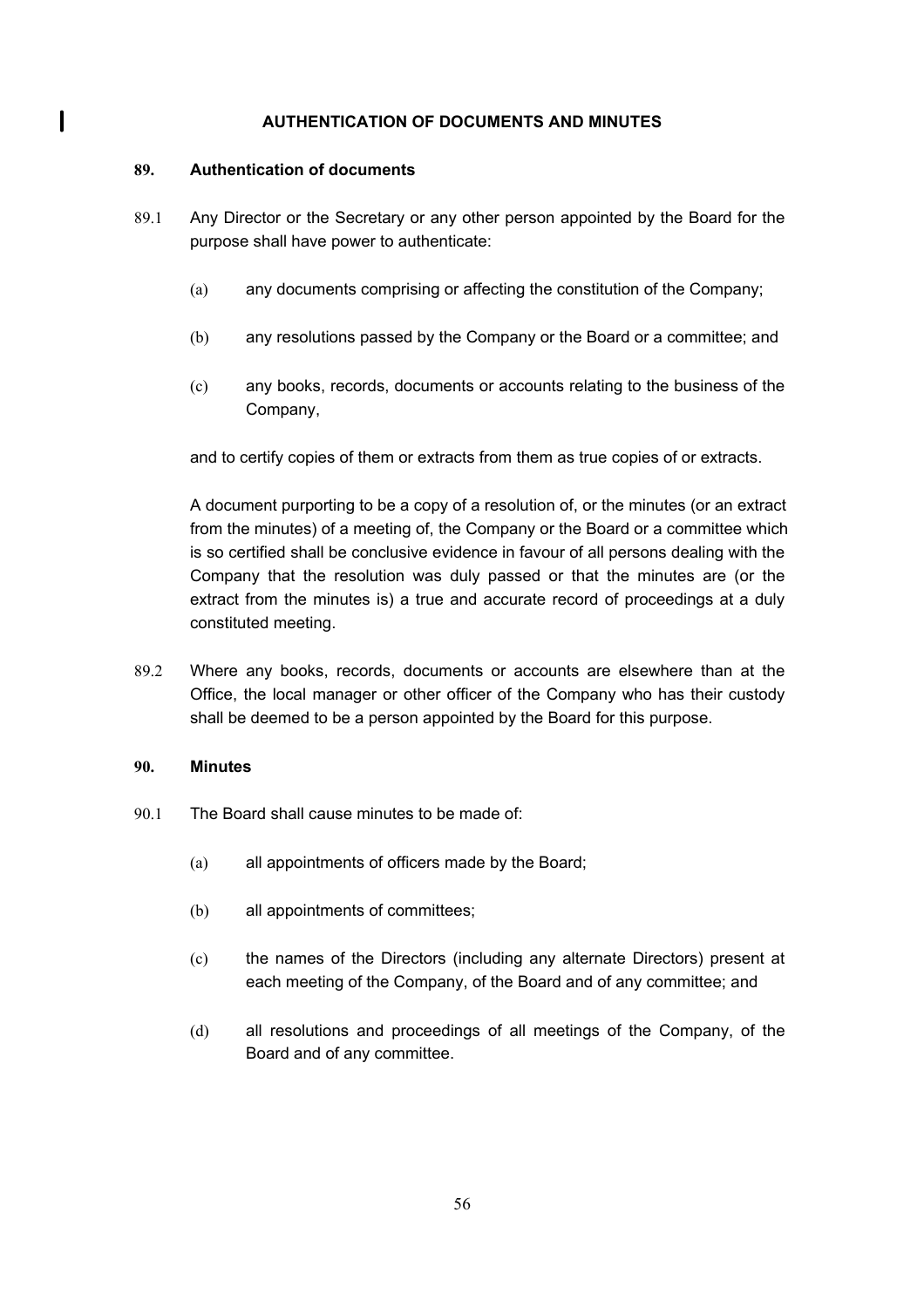## AUTHENTICATION OF DOCUMENTS AND MINUTES

### 89. Authentication of documents

89.1 Any Director or the Secretary or any other person appointed by the Board for the purpose shall have power to authenticate:

(a) any documents comprising or affecting the constitution of the Company;

(b) any resolutions passed by the Company or the Board or a committee; and

(c) any books, records, documents or accounts relating to the business of the Company,

and to certify copies of them or extracts from them as true copies of or extracts.

A document purporting to be a copy of a resolution of, or the minutes (or an extract from the minutes) of a meeting of, the Company or the Board or a committee which is so certified shall be conclusive evidence in favour of all persons dealing with the Company that the resolution was duly passed or that the minutes are (or the extract from the minutes is) a true and accurate record of proceedings at a duly constituted meeting.

89.2 Where any books, records, documents or accounts are elsewhere than at the Office, the local manager or other officer of the Company who has their custody shall be deemed to be a person appointed by the Board for this purpose.

### 90. Minutes

90.1 The Board shall cause minutes to be made of:

(a) all appointments of officers made by the Board;

(b) all appointments of committees;

(c) the names of the Directors (including any alternate Directors) present at each meeting of the Company, of the Board and of any committee; and

(d) all resolutions and proceedings of all meetings of the Company, of the Board and of any committee.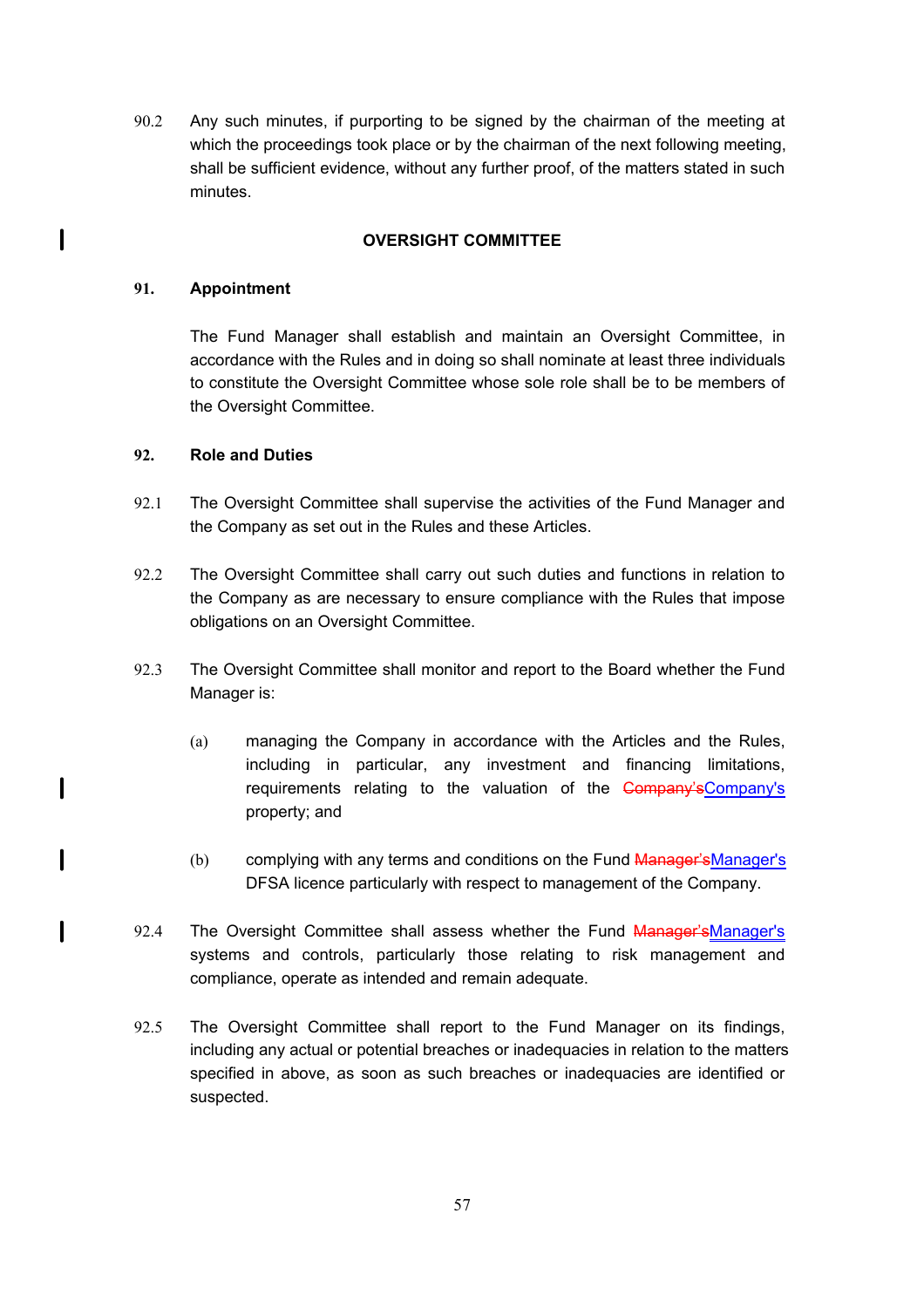90.2 Any such minutes, if purporting to be signed by the chairman of the meeting at which the proceedings took place or by the chairman of the next following meeting, shall be sufficient evidence, without any further proof, of the matters stated in such minutes.

## OVERSIGHT COMMITTEE

### 91. Appointment

The Fund Manager shall establish and maintain an Oversight Committee, in accordance with the Rules and in doing so shall nominate at least three individuals to constitute the Oversight Committee whose sole role shall be to be members of the Oversight Committee.

### 92. Role and Duties

92.1 The Oversight Committee shall supervise the activities of the Fund Manager and the Company as set out in the Rules and these Articles.

92.2 The Oversight Committee shall carry out such duties and functions in relation to the Company as are necessary to ensure compliance with the Rules that impose obligations on an Oversight Committee.

92.3 The Oversight Committee shall monitor and report to the Board whether the Fund Manager is:

(a) managing the Company in accordance with the Articles and the Rules, including in particular, any investment and financing limitations, requirements relating to the valuation of the ~~Company's~~Company's property; and

(b) complying with any terms and conditions on the Fund ~~Manager's~~Manager's DFSA licence particularly with respect to management of the Company.

92.4 The Oversight Committee shall assess whether the Fund ~~Manager's~~Manager's systems and controls, particularly those relating to risk management and compliance, operate as intended and remain adequate.

92.5 The Oversight Committee shall report to the Fund Manager on its findings, including any actual or potential breaches or inadequacies in relation to the matters specified in above, as soon as such breaches or inadequacies are identified or suspected.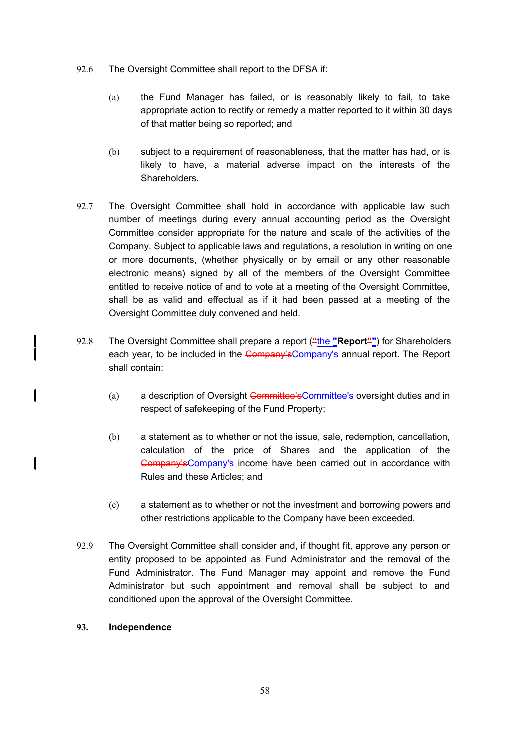92.6 The Oversight Committee shall report to the DFSA if:

(a) the Fund Manager has failed, or is reasonably likely to fail, to take appropriate action to rectify or remedy a matter reported to it within 30 days of that matter being so reported; and

(b) subject to a requirement of reasonableness, that the matter has had, or is likely to have, a material adverse impact on the interests of the Shareholders.

92.7 The Oversight Committee shall hold in accordance with applicable law such number of meetings during every annual accounting period as the Oversight Committee consider appropriate for the nature and scale of the activities of the Company. Subject to applicable laws and regulations, a resolution in writing on one or more documents, (whether physically or by email or any other reasonable electronic means) signed by all of the members of the Oversight Committee entitled to receive notice of and to vote at a meeting of the Oversight Committee, shall be as valid and effectual as if it had been passed at a meeting of the Oversight Committee duly convened and held.

92.8 The Oversight Committee shall prepare a report (the **"Report"**) for Shareholders each year, to be included in the Company's annual report. The Report shall contain:

(a) a description of Oversight Committee's oversight duties and in respect of safekeeping of the Fund Property;

(b) a statement as to whether or not the issue, sale, redemption, cancellation, calculation of the price of Shares and the application of the Company's income have been carried out in accordance with Rules and these Articles; and

(c) a statement as to whether or not the investment and borrowing powers and other restrictions applicable to the Company have been exceeded.

92.9 The Oversight Committee shall consider and, if thought fit, approve any person or entity proposed to be appointed as Fund Administrator and the removal of the Fund Administrator. The Fund Manager may appoint and remove the Fund Administrator but such appointment and removal shall be subject to and conditioned upon the approval of the Oversight Committee.

## 93. Independence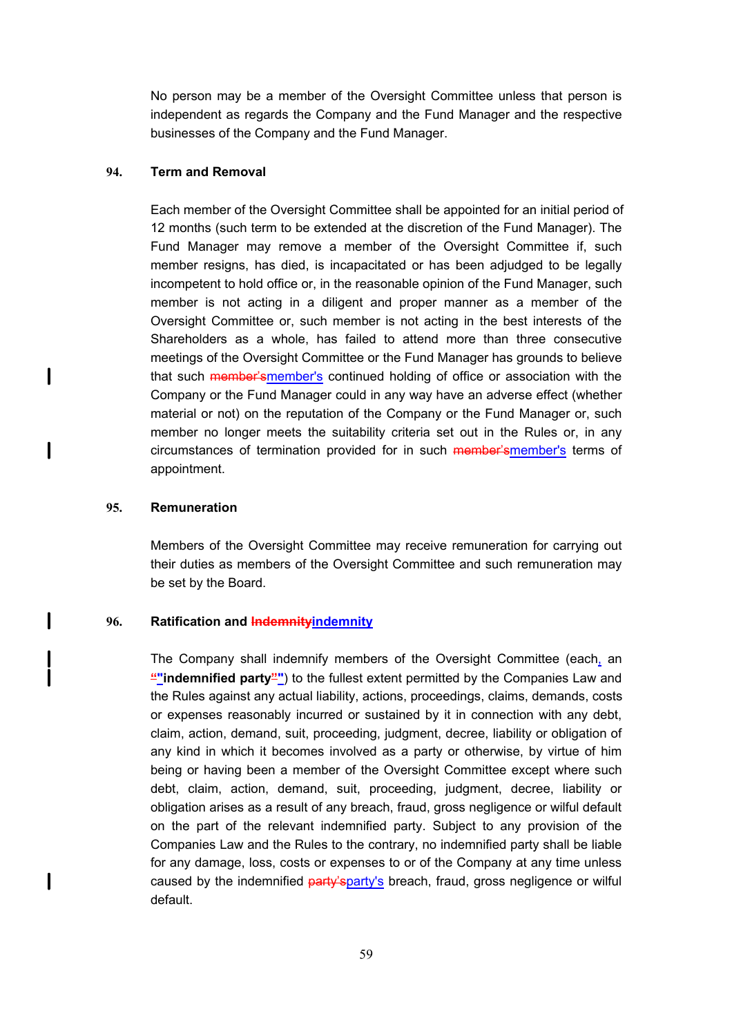No person may be a member of the Oversight Committee unless that person is independent as regards the Company and the Fund Manager and the respective businesses of the Company and the Fund Manager.

**94. Term and Removal**

Each member of the Oversight Committee shall be appointed for an initial period of 12 months (such term to be extended at the discretion of the Fund Manager). The Fund Manager may remove a member of the Oversight Committee if, such member resigns, has died, is incapacitated or has been adjudged to be legally incompetent to hold office or, in the reasonable opinion of the Fund Manager, such member is not acting in a diligent and proper manner as a member of the Oversight Committee or, such member is not acting in the best interests of the Shareholders as a whole, has failed to attend more than three consecutive meetings of the Oversight Committee or the Fund Manager has grounds to believe that such ~~member's~~member's continued holding of office or association with the Company or the Fund Manager could in any way have an adverse effect (whether material or not) on the reputation of the Company or the Fund Manager or, such member no longer meets the suitability criteria set out in the Rules or, in any circumstances of termination provided for in such ~~member's~~member's terms of appointment.

**95. Remuneration**

Members of the Oversight Committee may receive remuneration for carrying out their duties as members of the Oversight Committee and such remuneration may be set by the Board.

**96. Ratification and ~~Indemnity~~indemnity**

The Company shall indemnify members of the Oversight Committee (each, an ~~"~~"**indemnified party**~~"~~") to the fullest extent permitted by the Companies Law and the Rules against any actual liability, actions, proceedings, claims, demands, costs or expenses reasonably incurred or sustained by it in connection with any debt, claim, action, demand, suit, proceeding, judgment, decree, liability or obligation of any kind in which it becomes involved as a party or otherwise, by virtue of him being or having been a member of the Oversight Committee except where such debt, claim, action, demand, suit, proceeding, judgment, decree, liability or obligation arises as a result of any breach, fraud, gross negligence or wilful default on the part of the relevant indemnified party. Subject to any provision of the Companies Law and the Rules to the contrary, no indemnified party shall be liable for any damage, loss, costs or expenses to or of the Company at any time unless caused by the indemnified ~~party's~~party's breach, fraud, gross negligence or wilful default.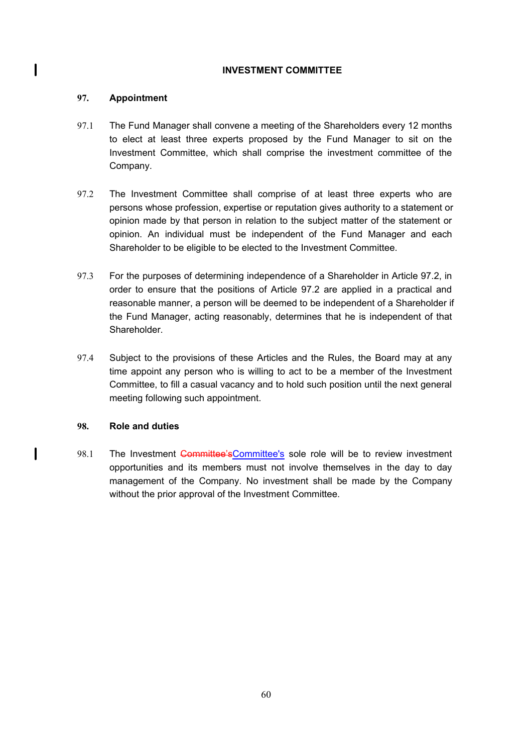## INVESTMENT COMMITTEE

### 97. Appointment

97.1 The Fund Manager shall convene a meeting of the Shareholders every 12 months to elect at least three experts proposed by the Fund Manager to sit on the Investment Committee, which shall comprise the investment committee of the Company.

97.2 The Investment Committee shall comprise of at least three experts who are persons whose profession, expertise or reputation gives authority to a statement or opinion made by that person in relation to the subject matter of the statement or opinion. An individual must be independent of the Fund Manager and each Shareholder to be eligible to be elected to the Investment Committee.

97.3 For the purposes of determining independence of a Shareholder in Article 97.2, in order to ensure that the positions of Article 97.2 are applied in a practical and reasonable manner, a person will be deemed to be independent of a Shareholder if the Fund Manager, acting reasonably, determines that he is independent of that Shareholder.

97.4 Subject to the provisions of these Articles and the Rules, the Board may at any time appoint any person who is willing to act to be a member of the Investment Committee, to fill a casual vacancy and to hold such position until the next general meeting following such appointment.

### 98. Role and duties

98.1 The Investment ~~Committee's~~Committee's sole role will be to review investment opportunities and its members must not involve themselves in the day to day management of the Company. No investment shall be made by the Company without the prior approval of the Investment Committee.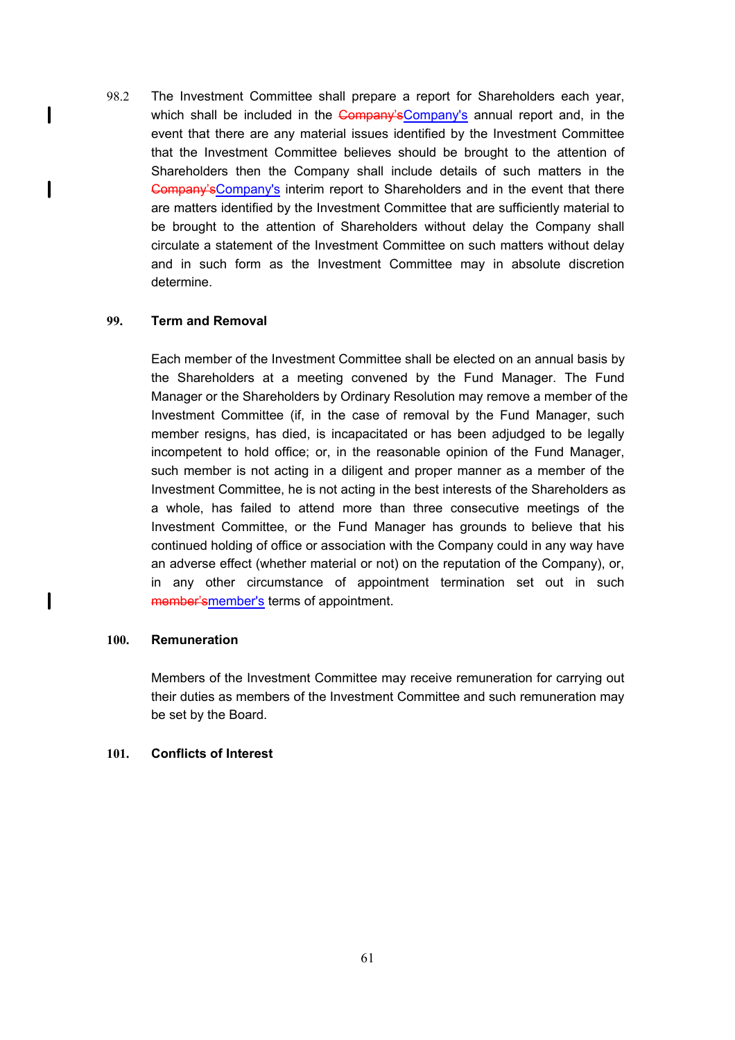98.2 The Investment Committee shall prepare a report for Shareholders each year, which shall be included in the ~~Company’s~~Company's annual report and, in the event that there are any material issues identified by the Investment Committee that the Investment Committee believes should be brought to the attention of Shareholders then the Company shall include details of such matters in the ~~Company’s~~Company's interim report to Shareholders and in the event that there are matters identified by the Investment Committee that are sufficiently material to be brought to the attention of Shareholders without delay the Company shall circulate a statement of the Investment Committee on such matters without delay and in such form as the Investment Committee may in absolute discretion determine.

## 99. Term and Removal

Each member of the Investment Committee shall be elected on an annual basis by the Shareholders at a meeting convened by the Fund Manager. The Fund Manager or the Shareholders by Ordinary Resolution may remove a member of the Investment Committee (if, in the case of removal by the Fund Manager, such member resigns, has died, is incapacitated or has been adjudged to be legally incompetent to hold office; or, in the reasonable opinion of the Fund Manager, such member is not acting in a diligent and proper manner as a member of the Investment Committee, he is not acting in the best interests of the Shareholders as a whole, has failed to attend more than three consecutive meetings of the Investment Committee, or the Fund Manager has grounds to believe that his continued holding of office or association with the Company could in any way have an adverse effect (whether material or not) on the reputation of the Company), or, in any other circumstance of appointment termination set out in such ~~member’s~~member's terms of appointment.

## 100. Remuneration

Members of the Investment Committee may receive remuneration for carrying out their duties as members of the Investment Committee and such remuneration may be set by the Board.

## 101. Conflicts of Interest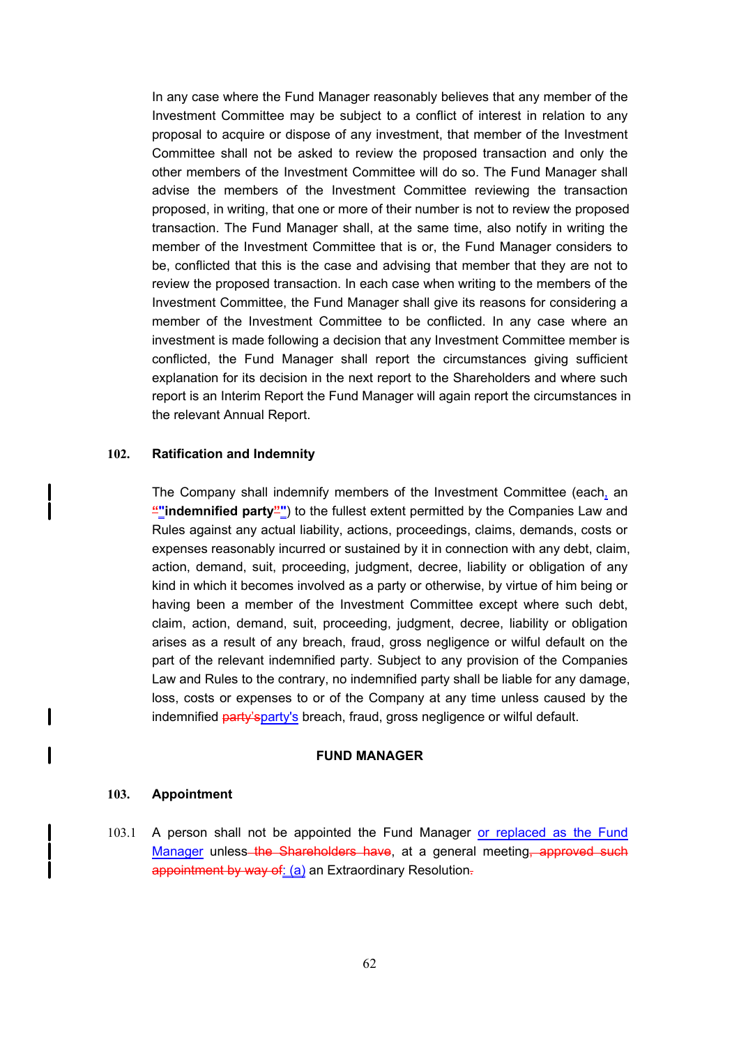In any case where the Fund Manager reasonably believes that any member of the Investment Committee may be subject to a conflict of interest in relation to any proposal to acquire or dispose of any investment, that member of the Investment Committee shall not be asked to review the proposed transaction and only the other members of the Investment Committee will do so. The Fund Manager shall advise the members of the Investment Committee reviewing the transaction proposed, in writing, that one or more of their number is not to review the proposed transaction. The Fund Manager shall, at the same time, also notify in writing the member of the Investment Committee that is or, the Fund Manager considers to be, conflicted that this is the case and advising that member that they are not to review the proposed transaction. In each case when writing to the members of the Investment Committee, the Fund Manager shall give its reasons for considering a member of the Investment Committee to be conflicted. In any case where an investment is made following a decision that any Investment Committee member is conflicted, the Fund Manager shall report the circumstances giving sufficient explanation for its decision in the next report to the Shareholders and where such report is an Interim Report the Fund Manager will again report the circumstances in the relevant Annual Report.

**102. Ratification and Indemnity**

The Company shall indemnify members of the Investment Committee (each, an "**indemnified party**") to the fullest extent permitted by the Companies Law and Rules against any actual liability, actions, proceedings, claims, demands, costs or expenses reasonably incurred or sustained by it in connection with any debt, claim, action, demand, suit, proceeding, judgment, decree, liability or obligation of any kind in which it becomes involved as a party or otherwise, by virtue of him being or having been a member of the Investment Committee except where such debt, claim, action, demand, suit, proceeding, judgment, decree, liability or obligation arises as a result of any breach, fraud, gross negligence or wilful default on the part of the relevant indemnified party. Subject to any provision of the Companies Law and Rules to the contrary, no indemnified party shall be liable for any damage, loss, costs or expenses to or of the Company at any time unless caused by the indemnified ~~party's~~party's breach, fraud, gross negligence or wilful default.

**FUND MANAGER**

**103. Appointment**

103.1 A person shall not be appointed the Fund Manager or replaced as the Fund Manager unless ~~the Shareholders have~~, at a general meeting~~, approved such appointment by way of~~: (a) an Extraordinary Resolution~~.~~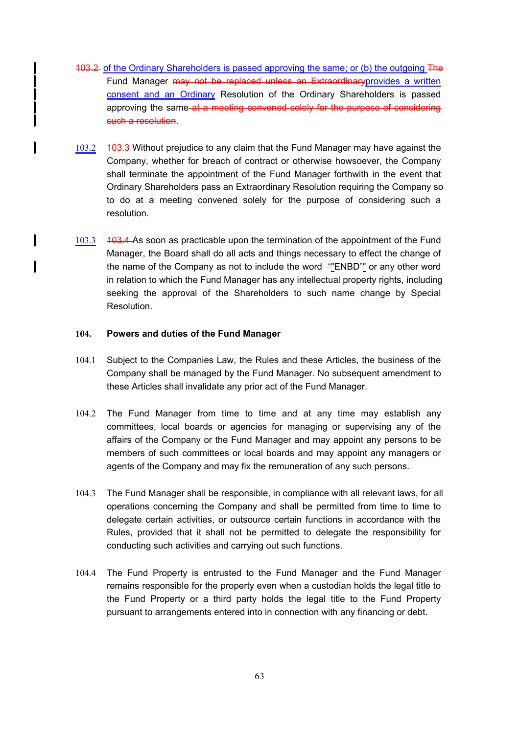103.2 of the Ordinary Shareholders is passed approving the same; or (b) the outgoing The Fund Manager may not be replaced unless an Extraordinaryprovides a written consent and an Ordinary Resolution of the Ordinary Shareholders is passed approving the same at a meeting convened solely for the purpose of considering such a resolution.

103.2 103.3 Without prejudice to any claim that the Fund Manager may have against the Company, whether for breach of contract or otherwise howsoever, the Company shall terminate the appointment of the Fund Manager forthwith in the event that Ordinary Shareholders pass an Extraordinary Resolution requiring the Company so to do at a meeting convened solely for the purpose of considering such a resolution.

103.3 103.4 As soon as practicable upon the termination of the appointment of the Fund Manager, the Board shall do all acts and things necessary to effect the change of the name of the Company as not to include the word "ENBD" or any other word in relation to which the Fund Manager has any intellectual property rights, including seeking the approval of the Shareholders to such name change by Special Resolution.

**104. Powers and duties of the Fund Manager**

104.1 Subject to the Companies Law, the Rules and these Articles, the business of the Company shall be managed by the Fund Manager. No subsequent amendment to these Articles shall invalidate any prior act of the Fund Manager.

104.2 The Fund Manager from time to time and at any time may establish any committees, local boards or agencies for managing or supervising any of the affairs of the Company or the Fund Manager and may appoint any persons to be members of such committees or local boards and may appoint any managers or agents of the Company and may fix the remuneration of any such persons.

104.3 The Fund Manager shall be responsible, in compliance with all relevant laws, for all operations concerning the Company and shall be permitted from time to time to delegate certain activities, or outsource certain functions in accordance with the Rules, provided that it shall not be permitted to delegate the responsibility for conducting such activities and carrying out such functions.

104.4 The Fund Property is entrusted to the Fund Manager and the Fund Manager remains responsible for the property even when a custodian holds the legal title to the Fund Property or a third party holds the legal title to the Fund Property pursuant to arrangements entered into in connection with any financing or debt.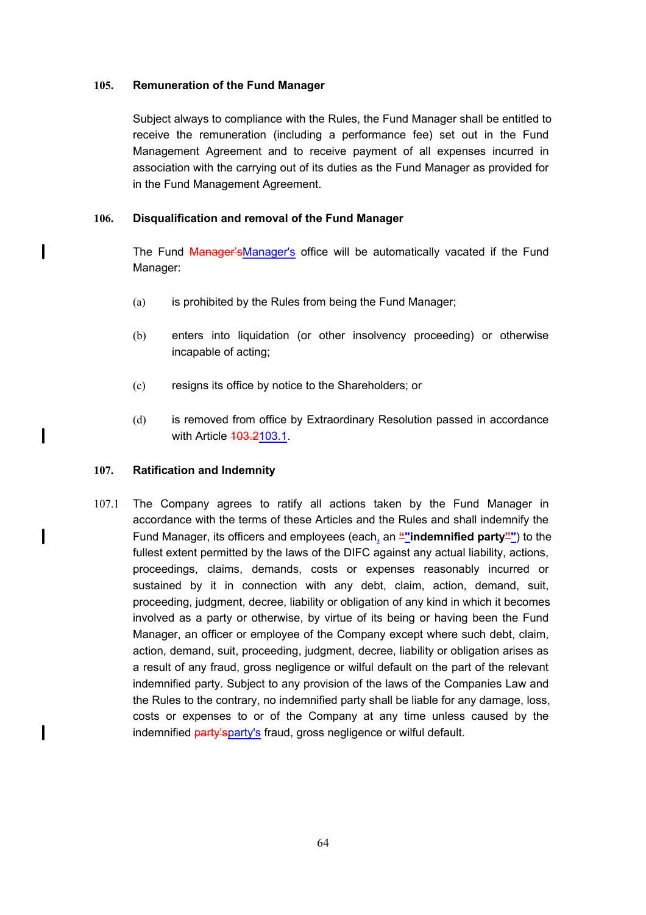### 105. Remuneration of the Fund Manager

Subject always to compliance with the Rules, the Fund Manager shall be entitled to receive the remuneration (including a performance fee) set out in the Fund Management Agreement and to receive payment of all expenses incurred in association with the carrying out of its duties as the Fund Manager as provided for in the Fund Management Agreement.

### 106. Disqualification and removal of the Fund Manager

The Fund ~~Manager's~~Manager's office will be automatically vacated if the Fund Manager:

(a) is prohibited by the Rules from being the Fund Manager;

(b) enters into liquidation (or other insolvency proceeding) or otherwise incapable of acting;

(c) resigns its office by notice to the Shareholders; or

(d) is removed from office by Extraordinary Resolution passed in accordance with Article ~~103.2~~103.1.

### 107. Ratification and Indemnity

107.1 The Company agrees to ratify all actions taken by the Fund Manager in accordance with the terms of these Articles and the Rules and shall indemnify the Fund Manager, its officers and employees (each, an ~~"~~**"indemnified party**~~"~~**"**) to the fullest extent permitted by the laws of the DIFC against any actual liability, actions, proceedings, claims, demands, costs or expenses reasonably incurred or sustained by it in connection with any debt, claim, action, demand, suit, proceeding, judgment, decree, liability or obligation of any kind in which it becomes involved as a party or otherwise, by virtue of its being or having been the Fund Manager, an officer or employee of the Company except where such debt, claim, action, demand, suit, proceeding, judgment, decree, liability or obligation arises as a result of any fraud, gross negligence or wilful default on the part of the relevant indemnified party. Subject to any provision of the laws of the Companies Law and the Rules to the contrary, no indemnified party shall be liable for any damage, loss, costs or expenses to or of the Company at any time unless caused by the indemnified ~~party's~~party's fraud, gross negligence or wilful default.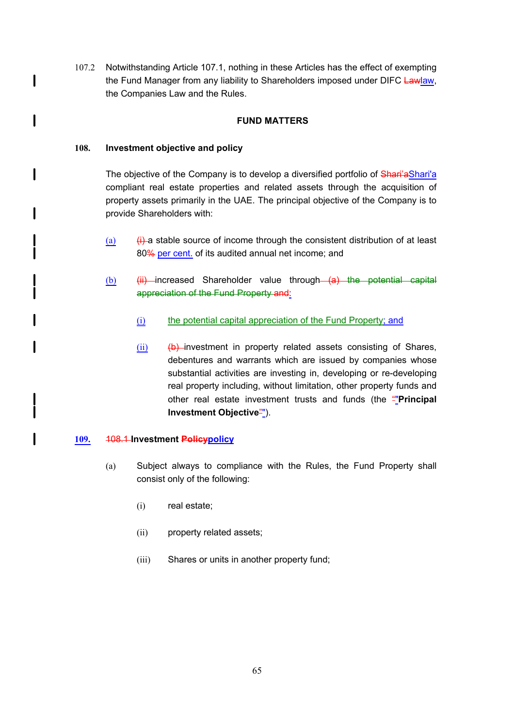107.2 Notwithstanding Article 107.1, nothing in these Articles has the effect of exempting the Fund Manager from any liability to Shareholders imposed under DIFC ~~Law~~law, the Companies Law and the Rules.

## FUND MATTERS

### 108. Investment objective and policy

The objective of the Company is to develop a diversified portfolio of ~~Shari'a~~Shari'a compliant real estate properties and related assets through the acquisition of property assets primarily in the UAE. The principal objective of the Company is to provide Shareholders with:

(a) ~~(i)~~ a stable source of income through the consistent distribution of at least 80~~%~~ per cent. of its audited annual net income; and

(b) ~~(ii)~~ increased Shareholder value through~~ (a) the potential capital appreciation of the Fund Property and~~:

(i) the potential capital appreciation of the Fund Property; and

(ii) ~~(b)~~ investment in property related assets consisting of Shares, debentures and warrants which are issued by companies whose substantial activities are investing in, developing or re-developing real property including, without limitation, other property funds and other real estate investment trusts and funds (the ~~"~~"**Principal Investment Objective**~~"~~").

### 109. ~~108.1~~ Investment ~~Policy~~policy

(a) Subject always to compliance with the Rules, the Fund Property shall consist only of the following:

(i) real estate;

(ii) property related assets;

(iii) Shares or units in another property fund;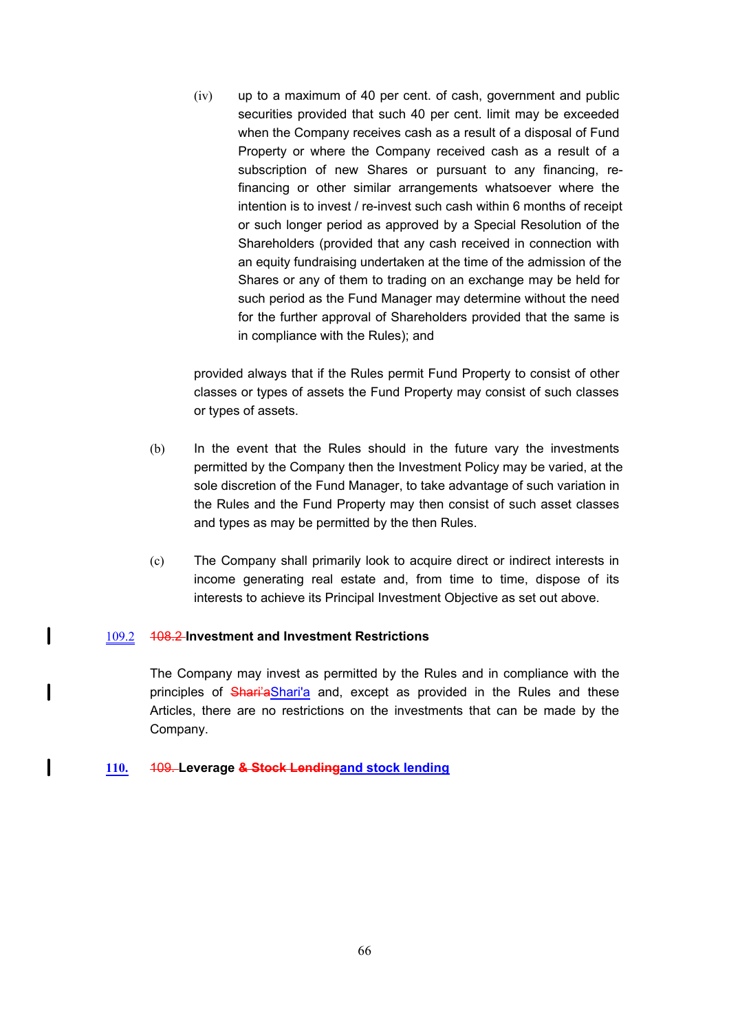(iv) up to a maximum of 40 per cent. of cash, government and public securities provided that such 40 per cent. limit may be exceeded when the Company receives cash as a result of a disposal of Fund Property or where the Company received cash as a result of a subscription of new Shares or pursuant to any financing, re-financing or other similar arrangements whatsoever where the intention is to invest / re-invest such cash within 6 months of receipt or such longer period as approved by a Special Resolution of the Shareholders (provided that any cash received in connection with an equity fundraising undertaken at the time of the admission of the Shares or any of them to trading on an exchange may be held for such period as the Fund Manager may determine without the need for the further approval of Shareholders provided that the same is in compliance with the Rules); and

provided always that if the Rules permit Fund Property to consist of other classes or types of assets the Fund Property may consist of such classes or types of assets.

(b) In the event that the Rules should in the future vary the investments permitted by the Company then the Investment Policy may be varied, at the sole discretion of the Fund Manager, to take advantage of such variation in the Rules and the Fund Property may then consist of such asset classes and types as may be permitted by the then Rules.

(c) The Company shall primarily look to acquire direct or indirect interests in income generating real estate and, from time to time, dispose of its interests to achieve its Principal Investment Objective as set out above.

109.2 ~~108.2~~ **Investment and Investment Restrictions**

The Company may invest as permitted by the Rules and in compliance with the principles of ~~Shari'a~~Shari'a and, except as provided in the Rules and these Articles, there are no restrictions on the investments that can be made by the Company.

**110.** ~~109.~~ **Leverage ~~& Stock Lending~~and stock lending**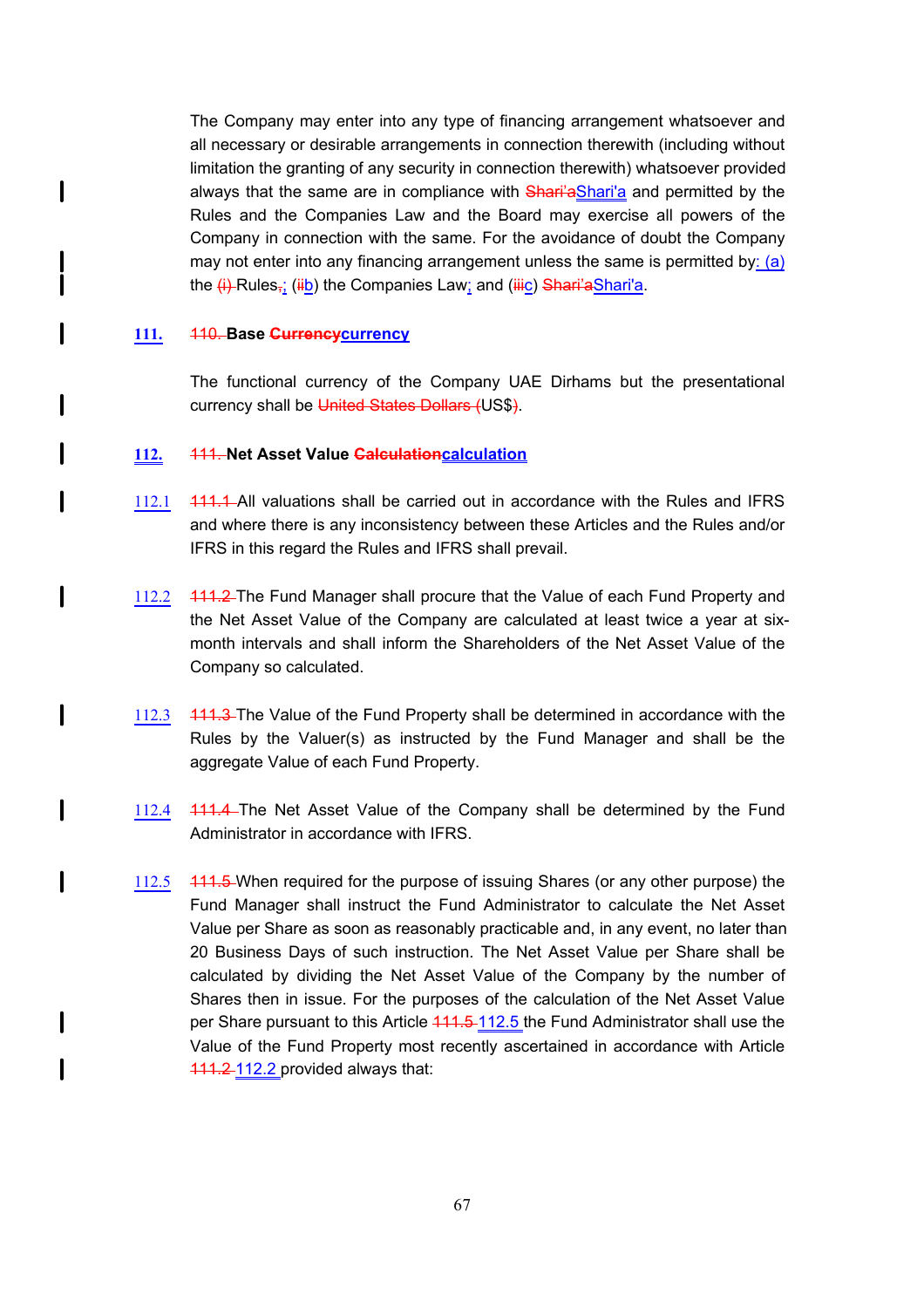The Company may enter into any type of financing arrangement whatsoever and all necessary or desirable arrangements in connection therewith (including without limitation the granting of any security in connection therewith) whatsoever provided always that the same are in compliance with Shari'aShari'a and permitted by the Rules and the Companies Law and the Board may exercise all powers of the Company in connection with the same. For the avoidance of doubt the Company may not enter into any financing arrangement unless the same is permitted by: (a) the (i) Rules,; (iib) the Companies Law; and (iiic) Shari'aShari'a.

**111.** 110. **Base Currencycurrency**

The functional currency of the Company UAE Dirhams but the presentational currency shall be United States Dollars (US$).

**112.** 111. **Net Asset Value Calculationcalculation**

112.1 111.1 All valuations shall be carried out in accordance with the Rules and IFRS and where there is any inconsistency between these Articles and the Rules and/or IFRS in this regard the Rules and IFRS shall prevail.

112.2 111.2 The Fund Manager shall procure that the Value of each Fund Property and the Net Asset Value of the Company are calculated at least twice a year at six-month intervals and shall inform the Shareholders of the Net Asset Value of the Company so calculated.

112.3 111.3 The Value of the Fund Property shall be determined in accordance with the Rules by the Valuer(s) as instructed by the Fund Manager and shall be the aggregate Value of each Fund Property.

112.4 111.4 The Net Asset Value of the Company shall be determined by the Fund Administrator in accordance with IFRS.

112.5 111.5 When required for the purpose of issuing Shares (or any other purpose) the Fund Manager shall instruct the Fund Administrator to calculate the Net Asset Value per Share as soon as reasonably practicable and, in any event, no later than 20 Business Days of such instruction. The Net Asset Value per Share shall be calculated by dividing the Net Asset Value of the Company by the number of Shares then in issue. For the purposes of the calculation of the Net Asset Value per Share pursuant to this Article 111.5 112.5 the Fund Administrator shall use the Value of the Fund Property most recently ascertained in accordance with Article 111.2 112.2 provided always that: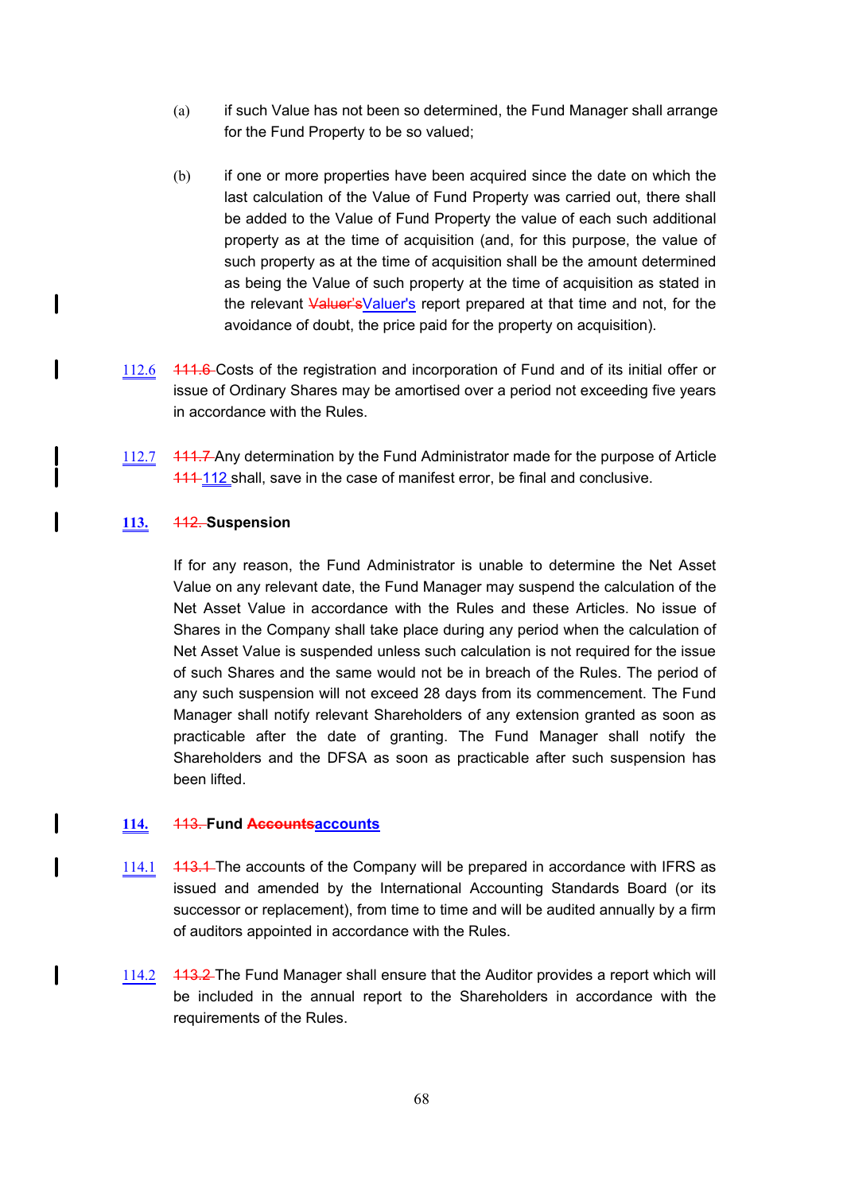(a) if such Value has not been so determined, the Fund Manager shall arrange for the Fund Property to be so valued;

(b) if one or more properties have been acquired since the date on which the last calculation of the Value of Fund Property was carried out, there shall be added to the Value of Fund Property the value of each such additional property as at the time of acquisition (and, for this purpose, the value of such property as at the time of acquisition shall be the amount determined as being the Value of such property at the time of acquisition as stated in the relevant ~~Valuer'sValuer's~~Valuer's report prepared at that time and not, for the avoidance of doubt, the price paid for the property on acquisition).

112.6 ~~111.6~~ Costs of the registration and incorporation of Fund and of its initial offer or issue of Ordinary Shares may be amortised over a period not exceeding five years in accordance with the Rules.

112.7 ~~111.7~~ Any determination by the Fund Administrator made for the purpose of Article ~~111~~ 112 shall, save in the case of manifest error, be final and conclusive.

## 113. ~~112.~~ Suspension

If for any reason, the Fund Administrator is unable to determine the Net Asset Value on any relevant date, the Fund Manager may suspend the calculation of the Net Asset Value in accordance with the Rules and these Articles. No issue of Shares in the Company shall take place during any period when the calculation of Net Asset Value is suspended unless such calculation is not required for the issue of such Shares and the same would not be in breach of the Rules. The period of any such suspension will not exceed 28 days from its commencement. The Fund Manager shall notify relevant Shareholders of any extension granted as soon as practicable after the date of granting. The Fund Manager shall notify the Shareholders and the DFSA as soon as practicable after such suspension has been lifted.

## 114. ~~113.~~ Fund ~~Accounts~~accounts

114.1 ~~113.1~~ The accounts of the Company will be prepared in accordance with IFRS as issued and amended by the International Accounting Standards Board (or its successor or replacement), from time to time and will be audited annually by a firm of auditors appointed in accordance with the Rules.

114.2 ~~113.2~~ The Fund Manager shall ensure that the Auditor provides a report which will be included in the annual report to the Shareholders in accordance with the requirements of the Rules.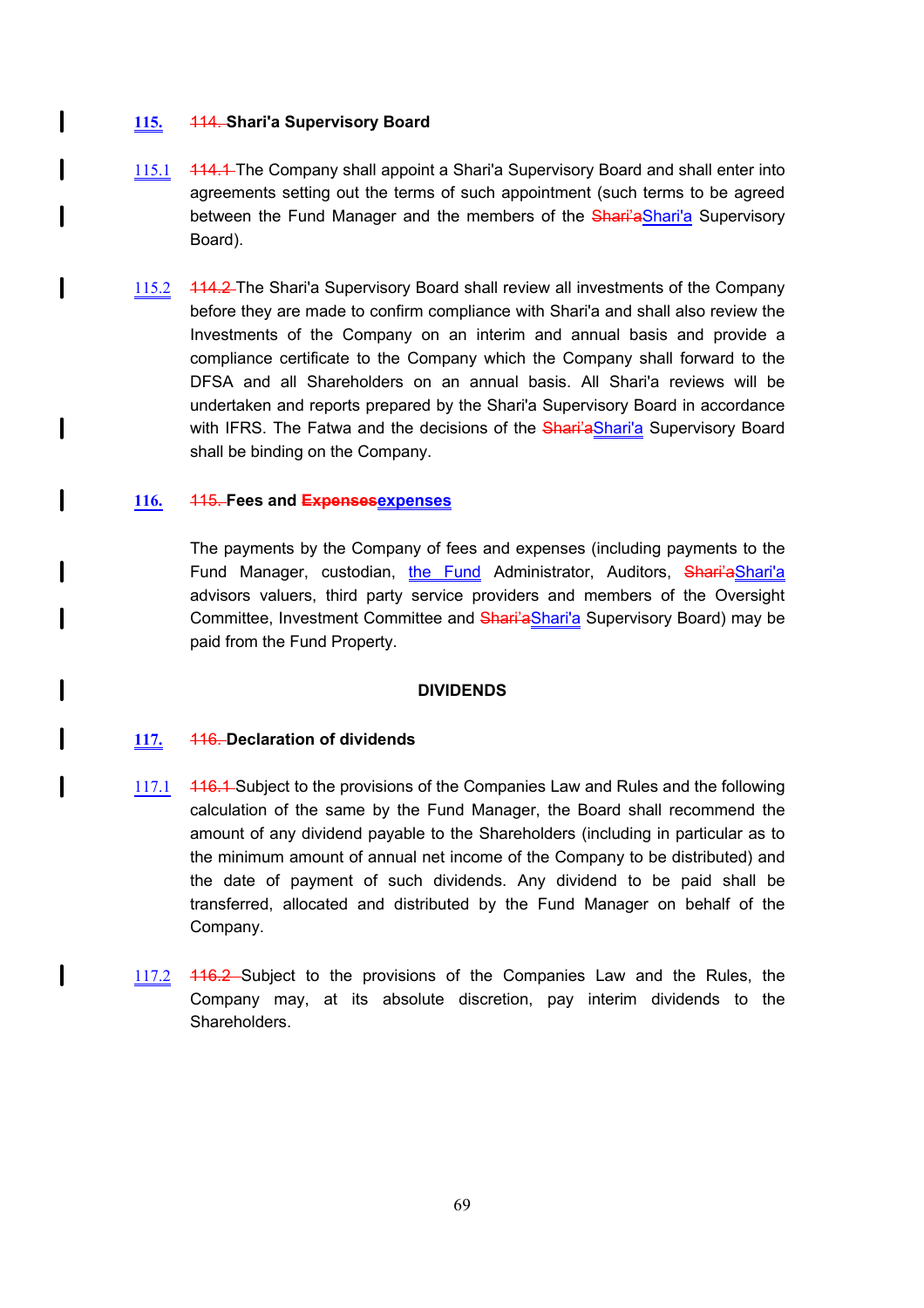**115.** ~~114.~~ **Shari'a Supervisory Board**

115.1 ~~114.1~~ The Company shall appoint a Shari'a Supervisory Board and shall enter into agreements setting out the terms of such appointment (such terms to be agreed between the Fund Manager and the members of the ~~Shari'a~~Shari'a Supervisory Board).

115.2 ~~114.2~~ The Shari'a Supervisory Board shall review all investments of the Company before they are made to confirm compliance with Shari'a and shall also review the Investments of the Company on an interim and annual basis and provide a compliance certificate to the Company which the Company shall forward to the DFSA and all Shareholders on an annual basis. All Shari'a reviews will be undertaken and reports prepared by the Shari'a Supervisory Board in accordance with IFRS. The Fatwa and the decisions of the ~~Shari'a~~Shari'a Supervisory Board shall be binding on the Company.

**116.** ~~115.~~ **Fees and ~~Expenses~~expenses**

The payments by the Company of fees and expenses (including payments to the Fund Manager, custodian, the Fund Administrator, Auditors, ~~Shari'a~~Shari'a advisors valuers, third party service providers and members of the Oversight Committee, Investment Committee and ~~Shari'a~~Shari'a Supervisory Board) may be paid from the Fund Property.

## DIVIDENDS

**117.** ~~116.~~ **Declaration of dividends**

117.1 ~~116.1~~ Subject to the provisions of the Companies Law and Rules and the following calculation of the same by the Fund Manager, the Board shall recommend the amount of any dividend payable to the Shareholders (including in particular as to the minimum amount of annual net income of the Company to be distributed) and the date of payment of such dividends. Any dividend to be paid shall be transferred, allocated and distributed by the Fund Manager on behalf of the Company.

117.2 ~~116.2~~ Subject to the provisions of the Companies Law and the Rules, the Company may, at its absolute discretion, pay interim dividends to the Shareholders.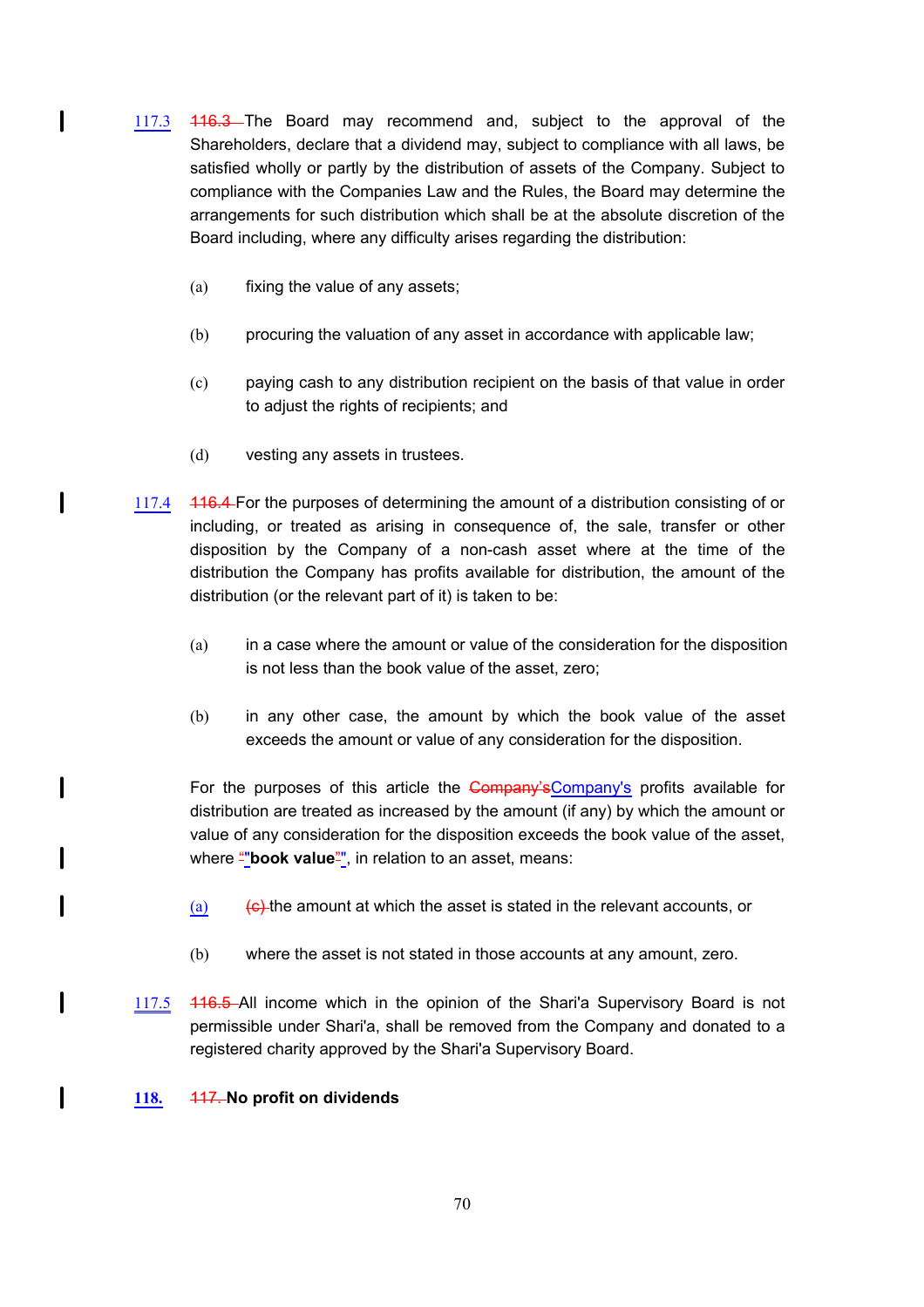117.3 ~~116.3~~ The Board may recommend and, subject to the approval of the Shareholders, declare that a dividend may, subject to compliance with all laws, be satisfied wholly or partly by the distribution of assets of the Company. Subject to compliance with the Companies Law and the Rules, the Board may determine the arrangements for such distribution which shall be at the absolute discretion of the Board including, where any difficulty arises regarding the distribution:

(a) fixing the value of any assets;

(b) procuring the valuation of any asset in accordance with applicable law;

(c) paying cash to any distribution recipient on the basis of that value in order to adjust the rights of recipients; and

(d) vesting any assets in trustees.

117.4 ~~116.4~~ For the purposes of determining the amount of a distribution consisting of or including, or treated as arising in consequence of, the sale, transfer or other disposition by the Company of a non-cash asset where at the time of the distribution the Company has profits available for distribution, the amount of the distribution (or the relevant part of it) is taken to be:

(a) in a case where the amount or value of the consideration for the disposition is not less than the book value of the asset, zero;

(b) in any other case, the amount by which the book value of the asset exceeds the amount or value of any consideration for the disposition.

For the purposes of this article the ~~Company's~~Company's profits available for distribution are treated as increased by the amount (if any) by which the amount or value of any consideration for the disposition exceeds the book value of the asset, where ~~"~~"**book value**~~"~~", in relation to an asset, means:

(a) ~~(c)~~ the amount at which the asset is stated in the relevant accounts, or

(b) where the asset is not stated in those accounts at any amount, zero.

117.5 ~~116.5~~ All income which in the opinion of the Shari'a Supervisory Board is not permissible under Shari'a, shall be removed from the Company and donated to a registered charity approved by the Shari'a Supervisory Board.

**118. ~~117.~~ No profit on dividends**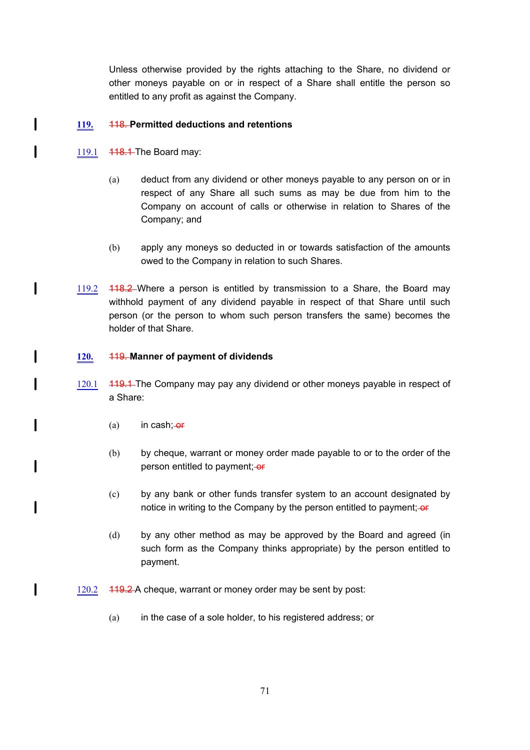Unless otherwise provided by the rights attaching to the Share, no dividend or other moneys payable on or in respect of a Share shall entitle the person so entitled to any profit as against the Company.

**119.** ~~118.~~ **Permitted deductions and retentions**

119.1 ~~118.1~~ The Board may:

(a) deduct from any dividend or other moneys payable to any person on or in respect of any Share all such sums as may be due from him to the Company on account of calls or otherwise in relation to Shares of the Company; and

(b) apply any moneys so deducted in or towards satisfaction of the amounts owed to the Company in relation to such Shares.

119.2 ~~118.2~~ Where a person is entitled by transmission to a Share, the Board may withhold payment of any dividend payable in respect of that Share until such person (or the person to whom such person transfers the same) becomes the holder of that Share.

**120.** ~~119.~~ **Manner of payment of dividends**

120.1 ~~119.1~~ The Company may pay any dividend or other moneys payable in respect of a Share:

(a) in cash; ~~or~~

(b) by cheque, warrant or money order made payable to or to the order of the person entitled to payment; ~~or~~

(c) by any bank or other funds transfer system to an account designated by notice in writing to the Company by the person entitled to payment; ~~or~~

(d) by any other method as may be approved by the Board and agreed (in such form as the Company thinks appropriate) by the person entitled to payment.

120.2 ~~119.2~~ A cheque, warrant or money order may be sent by post:

(a) in the case of a sole holder, to his registered address; or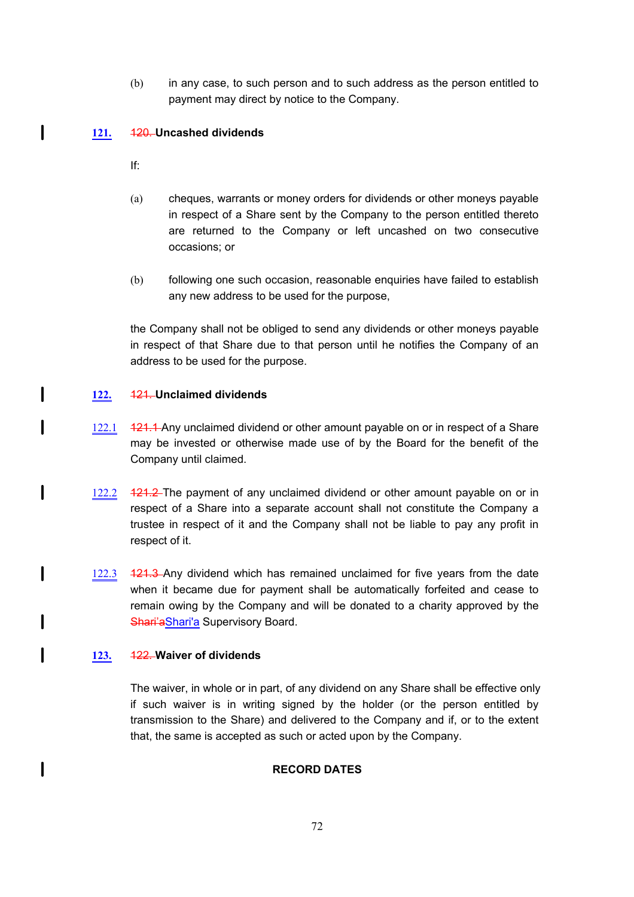(b) in any case, to such person and to such address as the person entitled to payment may direct by notice to the Company.

**121. ~~120.~~ Uncashed dividends**

If:

(a) cheques, warrants or money orders for dividends or other moneys payable in respect of a Share sent by the Company to the person entitled thereto are returned to the Company or left uncashed on two consecutive occasions; or

(b) following one such occasion, reasonable enquiries have failed to establish any new address to be used for the purpose,

the Company shall not be obliged to send any dividends or other moneys payable in respect of that Share due to that person until he notifies the Company of an address to be used for the purpose.

**122. ~~121.~~ Unclaimed dividends**

122.1 ~~121.1~~ Any unclaimed dividend or other amount payable on or in respect of a Share may be invested or otherwise made use of by the Board for the benefit of the Company until claimed.

122.2 ~~121.2~~ The payment of any unclaimed dividend or other amount payable on or in respect of a Share into a separate account shall not constitute the Company a trustee in respect of it and the Company shall not be liable to pay any profit in respect of it.

122.3 ~~121.3~~ Any dividend which has remained unclaimed for five years from the date when it became due for payment shall be automatically forfeited and cease to remain owing by the Company and will be donated to a charity approved by the ~~Shari'a~~Shari'a Supervisory Board.

**123. ~~122.~~ Waiver of dividends**

The waiver, in whole or in part, of any dividend on any Share shall be effective only if such waiver is in writing signed by the holder (or the person entitled by transmission to the Share) and delivered to the Company and if, or to the extent that, the same is accepted as such or acted upon by the Company.

**RECORD DATES**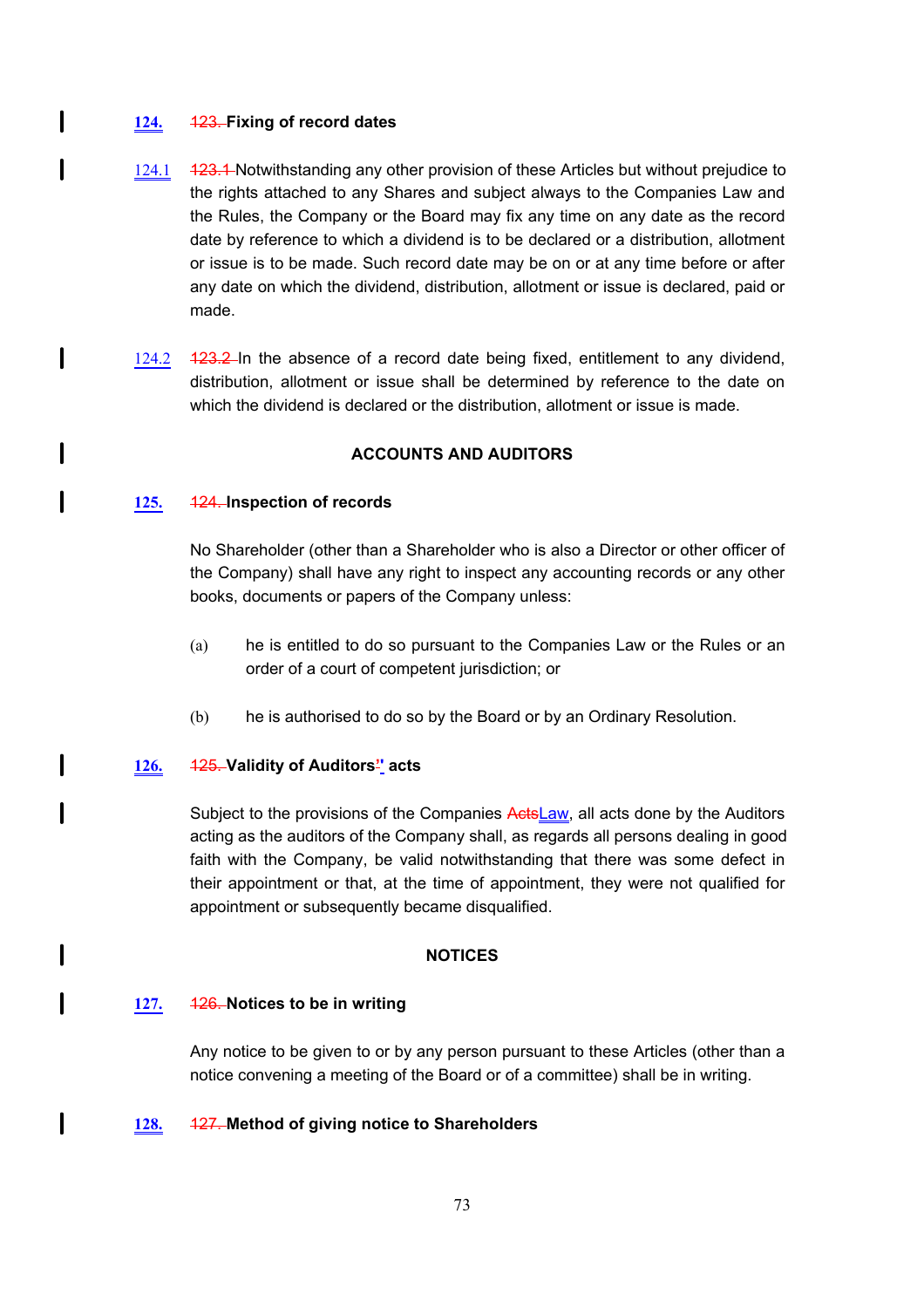**124.** ~~123.~~ **Fixing of record dates**

124.1 ~~123.1~~ Notwithstanding any other provision of these Articles but without prejudice to the rights attached to any Shares and subject always to the Companies Law and the Rules, the Company or the Board may fix any time on any date as the record date by reference to which a dividend is to be declared or a distribution, allotment or issue is to be made. Such record date may be on or at any time before or after any date on which the dividend, distribution, allotment or issue is declared, paid or made.

124.2 ~~123.2~~ In the absence of a record date being fixed, entitlement to any dividend, distribution, allotment or issue shall be determined by reference to the date on which the dividend is declared or the distribution, allotment or issue is made.

## ACCOUNTS AND AUDITORS

**125.** ~~124.~~ **Inspection of records**

No Shareholder (other than a Shareholder who is also a Director or other officer of the Company) shall have any right to inspect any accounting records or any other books, documents or papers of the Company unless:

(a) he is entitled to do so pursuant to the Companies Law or the Rules or an order of a court of competent jurisdiction; or

(b) he is authorised to do so by the Board or by an Ordinary Resolution.

**126.** ~~125.~~ **Validity of Auditors' acts**

Subject to the provisions of the Companies ~~Acts~~Law, all acts done by the Auditors acting as the auditors of the Company shall, as regards all persons dealing in good faith with the Company, be valid notwithstanding that there was some defect in their appointment or that, at the time of appointment, they were not qualified for appointment or subsequently became disqualified.

## NOTICES

**127.** ~~126.~~ **Notices to be in writing**

Any notice to be given to or by any person pursuant to these Articles (other than a notice convening a meeting of the Board or of a committee) shall be in writing.

**128.** ~~127.~~ **Method of giving notice to Shareholders**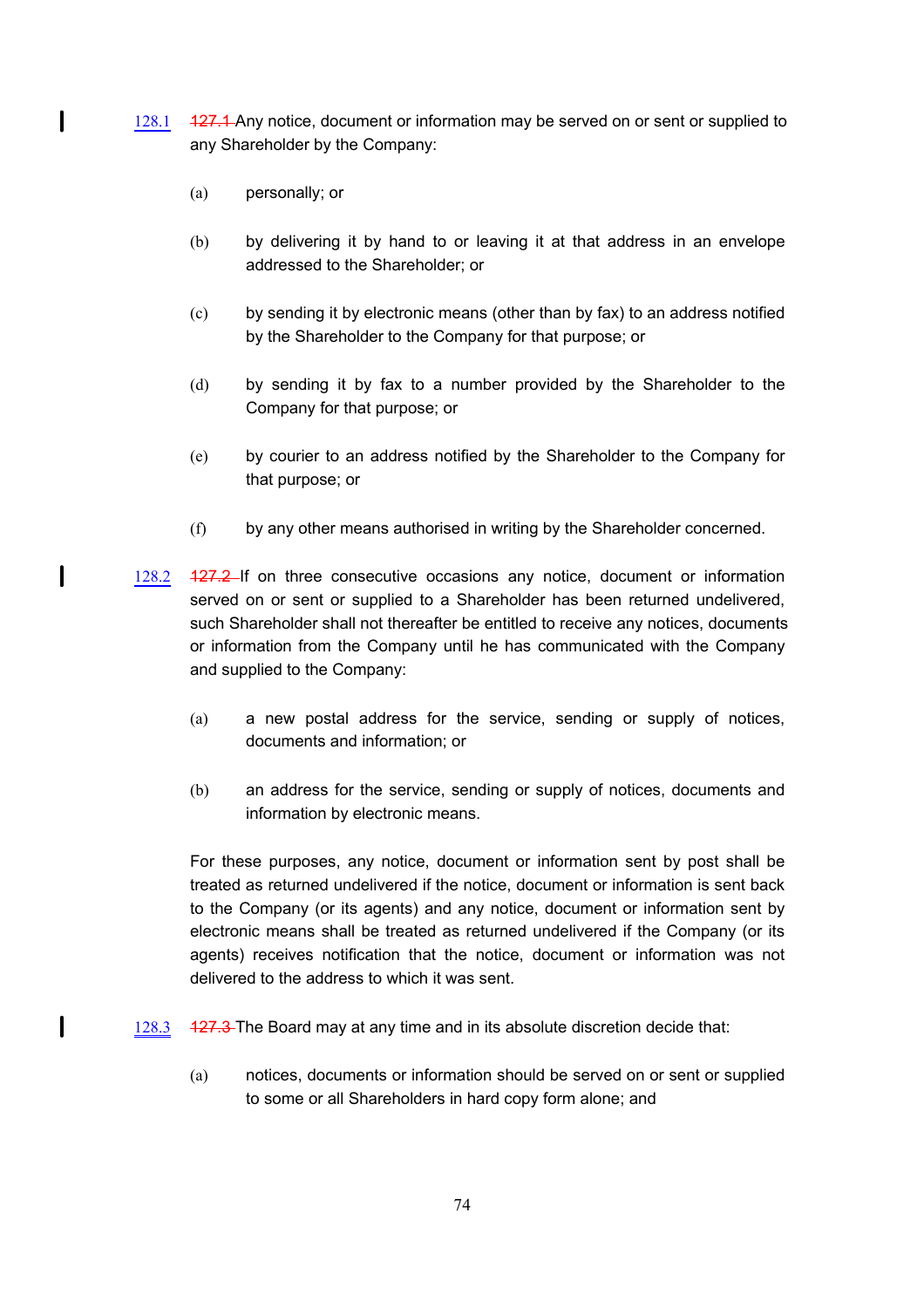128.1 ~~127.1~~ Any notice, document or information may be served on or sent or supplied to any Shareholder by the Company:

(a) personally; or

(b) by delivering it by hand to or leaving it at that address in an envelope addressed to the Shareholder; or

(c) by sending it by electronic means (other than by fax) to an address notified by the Shareholder to the Company for that purpose; or

(d) by sending it by fax to a number provided by the Shareholder to the Company for that purpose; or

(e) by courier to an address notified by the Shareholder to the Company for that purpose; or

(f) by any other means authorised in writing by the Shareholder concerned.

128.2 ~~127.2~~ If on three consecutive occasions any notice, document or information served on or sent or supplied to a Shareholder has been returned undelivered, such Shareholder shall not thereafter be entitled to receive any notices, documents or information from the Company until he has communicated with the Company and supplied to the Company:

(a) a new postal address for the service, sending or supply of notices, documents and information; or

(b) an address for the service, sending or supply of notices, documents and information by electronic means.

For these purposes, any notice, document or information sent by post shall be treated as returned undelivered if the notice, document or information is sent back to the Company (or its agents) and any notice, document or information sent by electronic means shall be treated as returned undelivered if the Company (or its agents) receives notification that the notice, document or information was not delivered to the address to which it was sent.

128.3 ~~127.3~~ The Board may at any time and in its absolute discretion decide that:

(a) notices, documents or information should be served on or sent or supplied to some or all Shareholders in hard copy form alone; and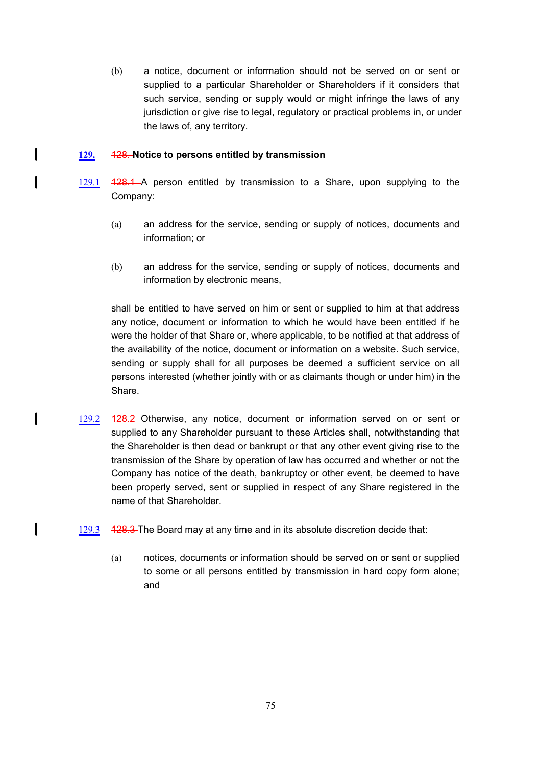(b) a notice, document or information should not be served on or sent or supplied to a particular Shareholder or Shareholders if it considers that such service, sending or supply would or might infringe the laws of any jurisdiction or give rise to legal, regulatory or practical problems in, or under the laws of, any territory.

**129. ~~128.~~ Notice to persons entitled by transmission**

129.1 ~~128.1~~ A person entitled by transmission to a Share, upon supplying to the Company:

(a) an address for the service, sending or supply of notices, documents and information; or

(b) an address for the service, sending or supply of notices, documents and information by electronic means,

shall be entitled to have served on him or sent or supplied to him at that address any notice, document or information to which he would have been entitled if he were the holder of that Share or, where applicable, to be notified at that address of the availability of the notice, document or information on a website. Such service, sending or supply shall for all purposes be deemed a sufficient service on all persons interested (whether jointly with or as claimants though or under him) in the Share.

129.2 ~~128.2~~ Otherwise, any notice, document or information served on or sent or supplied to any Shareholder pursuant to these Articles shall, notwithstanding that the Shareholder is then dead or bankrupt or that any other event giving rise to the transmission of the Share by operation of law has occurred and whether or not the Company has notice of the death, bankruptcy or other event, be deemed to have been properly served, sent or supplied in respect of any Share registered in the name of that Shareholder.

129.3 ~~128.3~~ The Board may at any time and in its absolute discretion decide that:

(a) notices, documents or information should be served on or sent or supplied to some or all persons entitled by transmission in hard copy form alone; and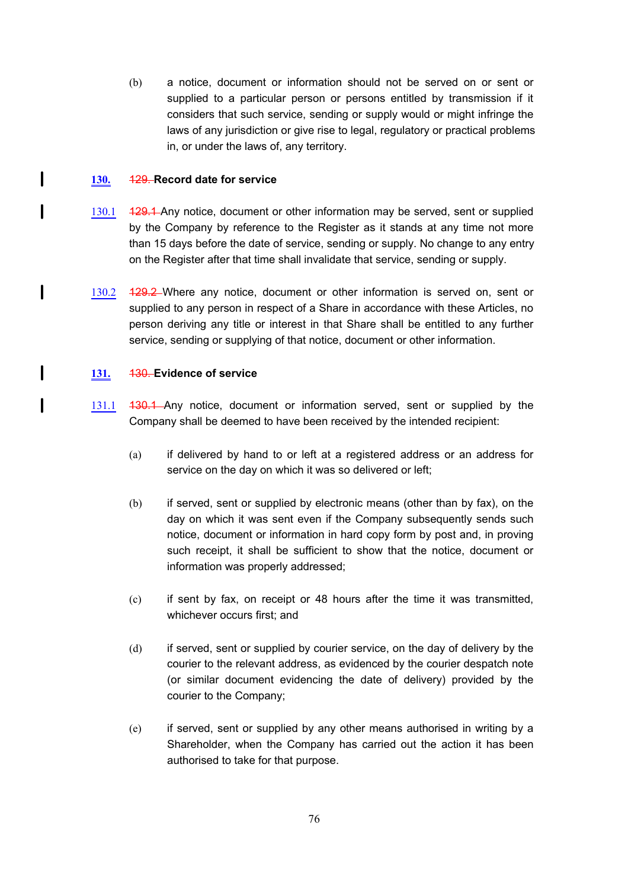(b) a notice, document or information should not be served on or sent or supplied to a particular person or persons entitled by transmission if it considers that such service, sending or supply would or might infringe the laws of any jurisdiction or give rise to legal, regulatory or practical problems in, or under the laws of, any territory.

**130.** ~~129.~~ **Record date for service**

130.1 ~~129.1~~ Any notice, document or other information may be served, sent or supplied by the Company by reference to the Register as it stands at any time not more than 15 days before the date of service, sending or supply. No change to any entry on the Register after that time shall invalidate that service, sending or supply.

130.2 ~~129.2~~ Where any notice, document or other information is served on, sent or supplied to any person in respect of a Share in accordance with these Articles, no person deriving any title or interest in that Share shall be entitled to any further service, sending or supplying of that notice, document or other information.

**131.** ~~130.~~ **Evidence of service**

131.1 ~~130.1~~ Any notice, document or information served, sent or supplied by the Company shall be deemed to have been received by the intended recipient:

(a) if delivered by hand to or left at a registered address or an address for service on the day on which it was so delivered or left;

(b) if served, sent or supplied by electronic means (other than by fax), on the day on which it was sent even if the Company subsequently sends such notice, document or information in hard copy form by post and, in proving such receipt, it shall be sufficient to show that the notice, document or information was properly addressed;

(c) if sent by fax, on receipt or 48 hours after the time it was transmitted, whichever occurs first; and

(d) if served, sent or supplied by courier service, on the day of delivery by the courier to the relevant address, as evidenced by the courier despatch note (or similar document evidencing the date of delivery) provided by the courier to the Company;

(e) if served, sent or supplied by any other means authorised in writing by a Shareholder, when the Company has carried out the action it has been authorised to take for that purpose.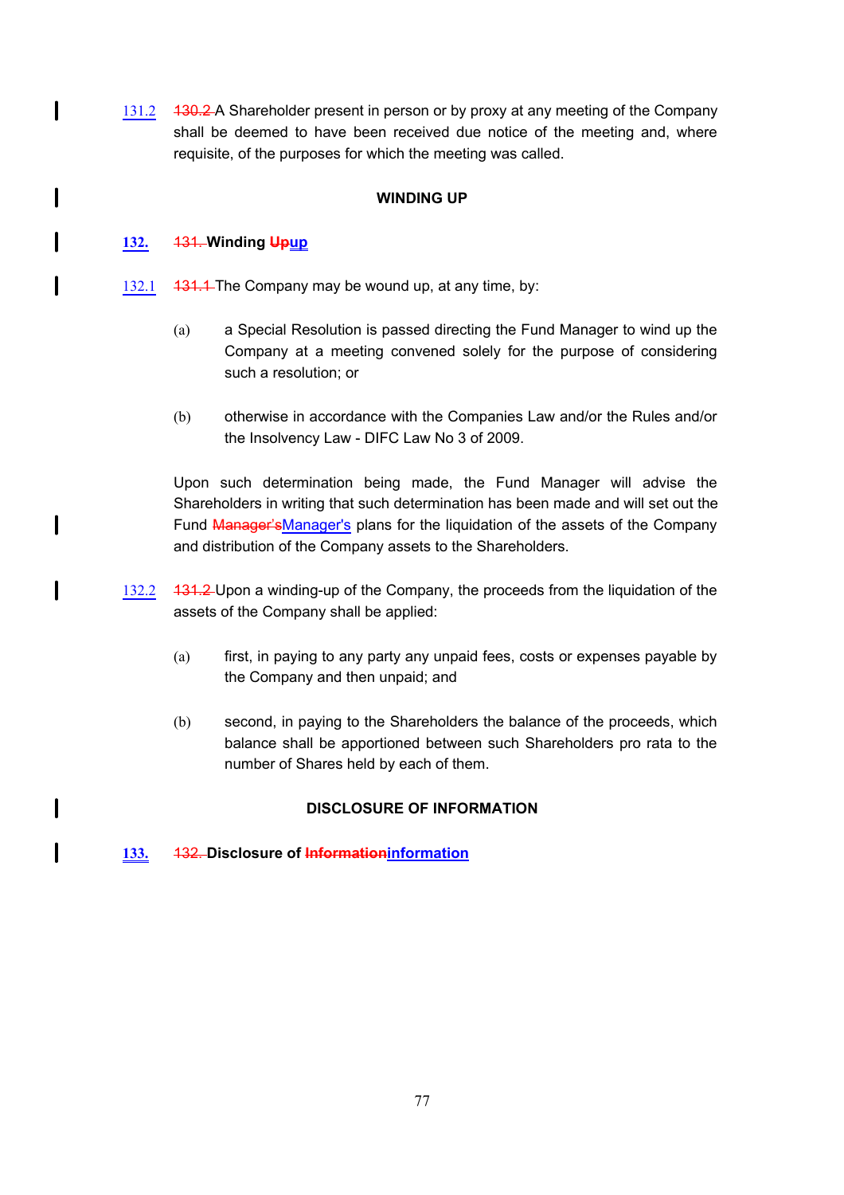131.2 ~~130.2~~ A Shareholder present in person or by proxy at any meeting of the Company shall be deemed to have been received due notice of the meeting and, where requisite, of the purposes for which the meeting was called.

## WINDING UP

**132.** ~~131.~~ **Winding ~~Up~~up**

132.1 ~~131.1~~ The Company may be wound up, at any time, by:

(a) a Special Resolution is passed directing the Fund Manager to wind up the Company at a meeting convened solely for the purpose of considering such a resolution; or

(b) otherwise in accordance with the Companies Law and/or the Rules and/or the Insolvency Law - DIFC Law No 3 of 2009.

Upon such determination being made, the Fund Manager will advise the Shareholders in writing that such determination has been made and will set out the Fund ~~Manager's~~Manager's plans for the liquidation of the assets of the Company and distribution of the Company assets to the Shareholders.

132.2 ~~131.2~~ Upon a winding-up of the Company, the proceeds from the liquidation of the assets of the Company shall be applied:

(a) first, in paying to any party any unpaid fees, costs or expenses payable by the Company and then unpaid; and

(b) second, in paying to the Shareholders the balance of the proceeds, which balance shall be apportioned between such Shareholders pro rata to the number of Shares held by each of them.

## DISCLOSURE OF INFORMATION

**133.** ~~132.~~ **Disclosure of ~~Information~~information**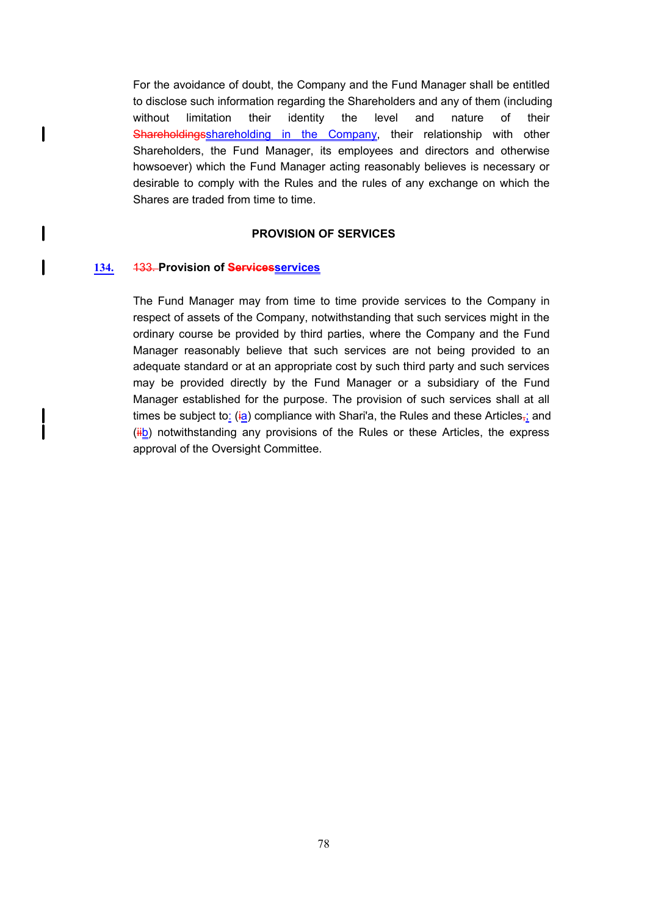For the avoidance of doubt, the Company and the Fund Manager shall be entitled to disclose such information regarding the Shareholders and any of them (including without limitation their identity the level and nature of their ~~Shareholdings~~shareholding in the Company, their relationship with other Shareholders, the Fund Manager, its employees and directors and otherwise howsoever) which the Fund Manager acting reasonably believes is necessary or desirable to comply with the Rules and the rules of any exchange on which the Shares are traded from time to time.

**PROVISION OF SERVICES**

**134.** ~~133.~~ **Provision of ~~Services~~services**

The Fund Manager may from time to time provide services to the Company in respect of assets of the Company, notwithstanding that such services might in the ordinary course be provided by third parties, where the Company and the Fund Manager reasonably believe that such services are not being provided to an adequate standard or at an appropriate cost by such third party and such services may be provided directly by the Fund Manager or a subsidiary of the Fund Manager established for the purpose. The provision of such services shall at all times be subject to: (~~i~~a) compliance with Shari'a, the Rules and these Articles~~,~~; and (~~ii~~b) notwithstanding any provisions of the Rules or these Articles, the express approval of the Oversight Committee.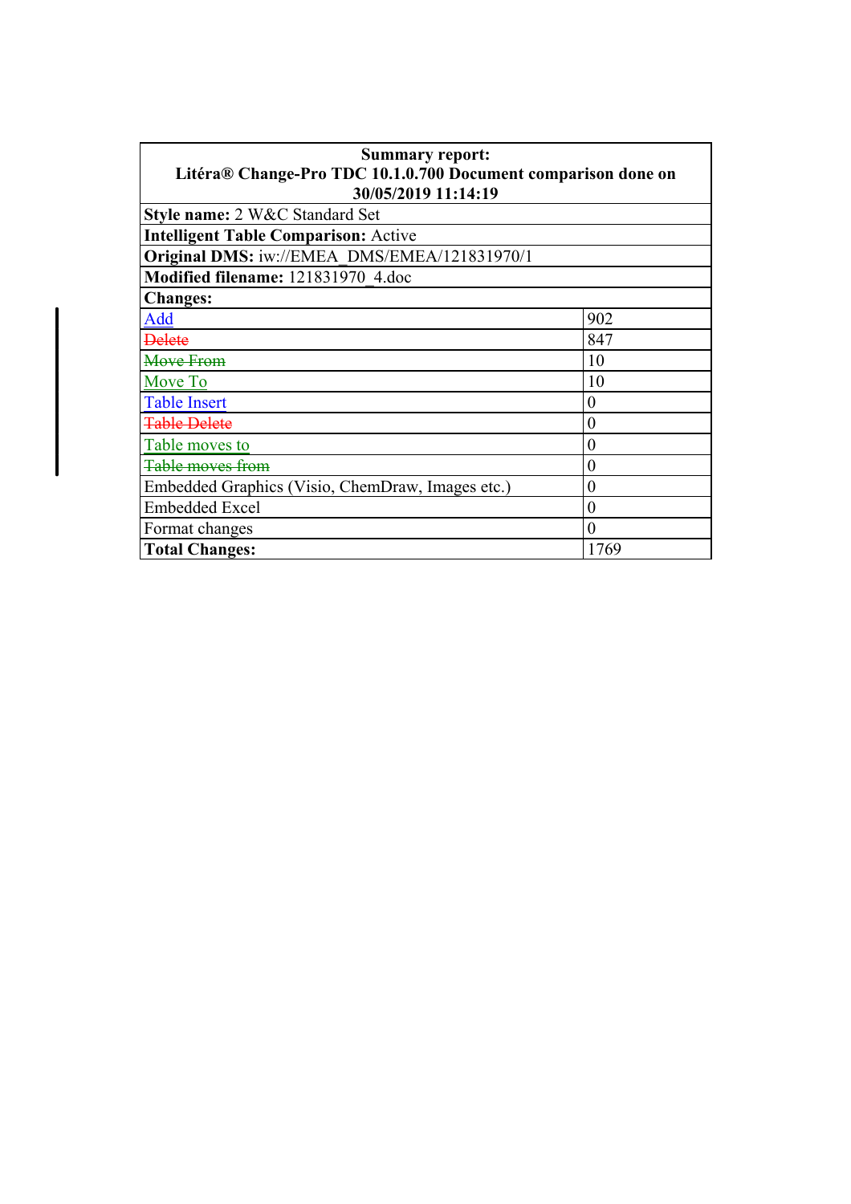| **Summary report:** **Litéra® Change-Pro TDC 10.1.0.700 Document comparison done on 30/05/2019 11:14:19** | |
|---|---|
| **Style name:** 2 W&C Standard Set | |
| **Intelligent Table Comparison:** Active | |
| **Original DMS:** iw://EMEA_DMS/EMEA/121831970/1 | |
| **Modified filename:** 121831970_4.doc | |
| **Changes:** | |
| Add | 902 |
| Delete | 847 |
| Move From | 10 |
| Move To | 10 |
| Table Insert | 0 |
| Table Delete | 0 |
| Table moves to | 0 |
| Table moves from | 0 |
| Embedded Graphics (Visio, ChemDraw, Images etc.) | 0 |
| Embedded Excel | 0 |
| Format changes | 0 |
| **Total Changes:** | 1769 |